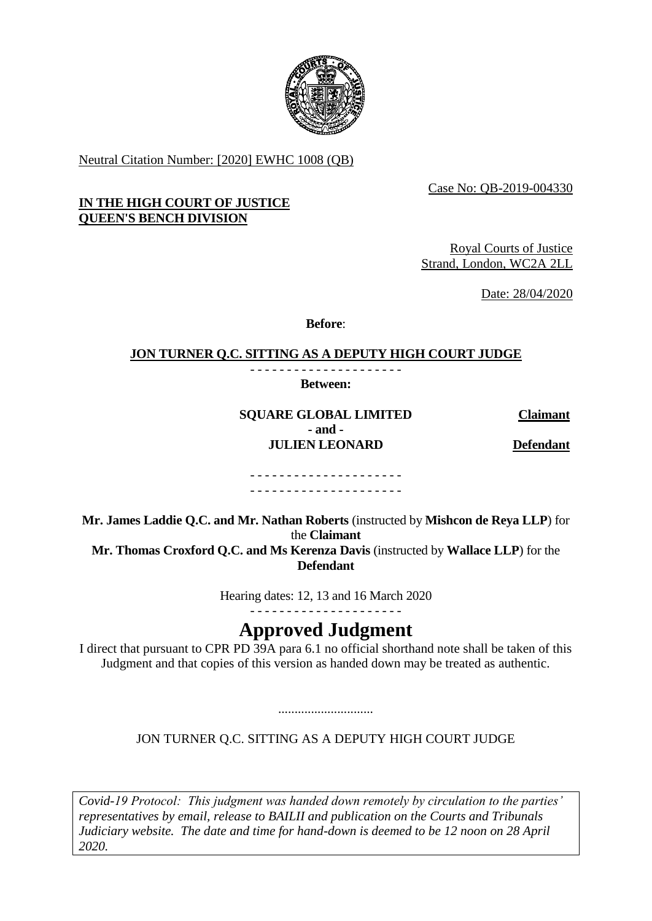Neutral Citation Number: [2020] EWHC 1008 (QB)

Case No: QB-2019-004330

**IN THE HIGH COURT OF JUSTICE**
**QUEEN'S BENCH DIVISION**

Royal Courts of Justice
Strand, London, WC2A 2LL

Date: 28/04/2020

**Before**:

**JON TURNER Q.C. SITTING AS A DEPUTY HIGH COURT JUDGE**

- - - - - - - - - - - - - - - - - - - - -

**Between:**

| | |
|---|---|
| **SQUARE GLOBAL LIMITED** | **Claimant** |
| **- and -** | |
| **JULIEN LEONARD** | **Defendant** |

- - - - - - - - - - - - - - - - - - - - -
- - - - - - - - - - - - - - - - - - - - -

**Mr. James Laddie Q.C. and Mr. Nathan Roberts** (instructed by **Mishcon de Reya LLP**) for the **Claimant**
**Mr. Thomas Croxford Q.C. and Ms Kerenza Davis** (instructed by **Wallace LLP**) for the **Defendant**

Hearing dates: 12, 13 and 16 March 2020

- - - - - - - - - - - - - - - - - - - - -

# Approved Judgment

I direct that pursuant to CPR PD 39A para 6.1 no official shorthand note shall be taken of this Judgment and that copies of this version as handed down may be treated as authentic.

.............................

JON TURNER Q.C. SITTING AS A DEPUTY HIGH COURT JUDGE

*Covid-19 Protocol: This judgment was handed down remotely by circulation to the parties' representatives by email, release to BAILII and publication on the Courts and Tribunals Judiciary website. The date and time for hand-down is deemed to be 12 noon on 28 April 2020.*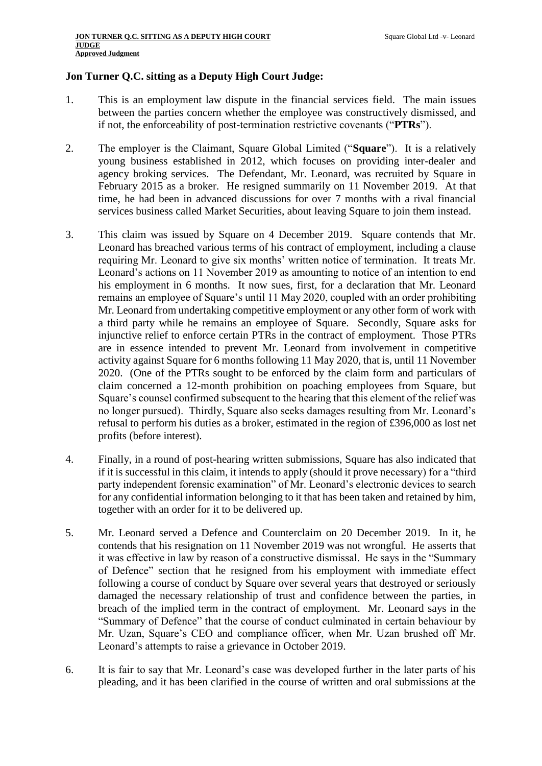**Jon Turner Q.C. sitting as a Deputy High Court Judge:**

1. This is an employment law dispute in the financial services field. The main issues between the parties concern whether the employee was constructively dismissed, and if not, the enforceability of post-termination restrictive covenants ("**PTRs**").

2. The employer is the Claimant, Square Global Limited ("**Square**"). It is a relatively young business established in 2012, which focuses on providing inter-dealer and agency broking services. The Defendant, Mr. Leonard, was recruited by Square in February 2015 as a broker. He resigned summarily on 11 November 2019. At that time, he had been in advanced discussions for over 7 months with a rival financial services business called Market Securities, about leaving Square to join them instead.

3. This claim was issued by Square on 4 December 2019. Square contends that Mr. Leonard has breached various terms of his contract of employment, including a clause requiring Mr. Leonard to give six months' written notice of termination. It treats Mr. Leonard's actions on 11 November 2019 as amounting to notice of an intention to end his employment in 6 months. It now sues, first, for a declaration that Mr. Leonard remains an employee of Square's until 11 May 2020, coupled with an order prohibiting Mr. Leonard from undertaking competitive employment or any other form of work with a third party while he remains an employee of Square. Secondly, Square asks for injunctive relief to enforce certain PTRs in the contract of employment. Those PTRs are in essence intended to prevent Mr. Leonard from involvement in competitive activity against Square for 6 months following 11 May 2020, that is, until 11 November 2020. (One of the PTRs sought to be enforced by the claim form and particulars of claim concerned a 12-month prohibition on poaching employees from Square, but Square's counsel confirmed subsequent to the hearing that this element of the relief was no longer pursued). Thirdly, Square also seeks damages resulting from Mr. Leonard's refusal to perform his duties as a broker, estimated in the region of £396,000 as lost net profits (before interest).

4. Finally, in a round of post-hearing written submissions, Square has also indicated that if it is successful in this claim, it intends to apply (should it prove necessary) for a "third party independent forensic examination" of Mr. Leonard's electronic devices to search for any confidential information belonging to it that has been taken and retained by him, together with an order for it to be delivered up.

5. Mr. Leonard served a Defence and Counterclaim on 20 December 2019. In it, he contends that his resignation on 11 November 2019 was not wrongful. He asserts that it was effective in law by reason of a constructive dismissal. He says in the "Summary of Defence" section that he resigned from his employment with immediate effect following a course of conduct by Square over several years that destroyed or seriously damaged the necessary relationship of trust and confidence between the parties, in breach of the implied term in the contract of employment. Mr. Leonard says in the "Summary of Defence" that the course of conduct culminated in certain behaviour by Mr. Uzan, Square's CEO and compliance officer, when Mr. Uzan brushed off Mr. Leonard's attempts to raise a grievance in October 2019.

6. It is fair to say that Mr. Leonard's case was developed further in the later parts of his pleading, and it has been clarified in the course of written and oral submissions at the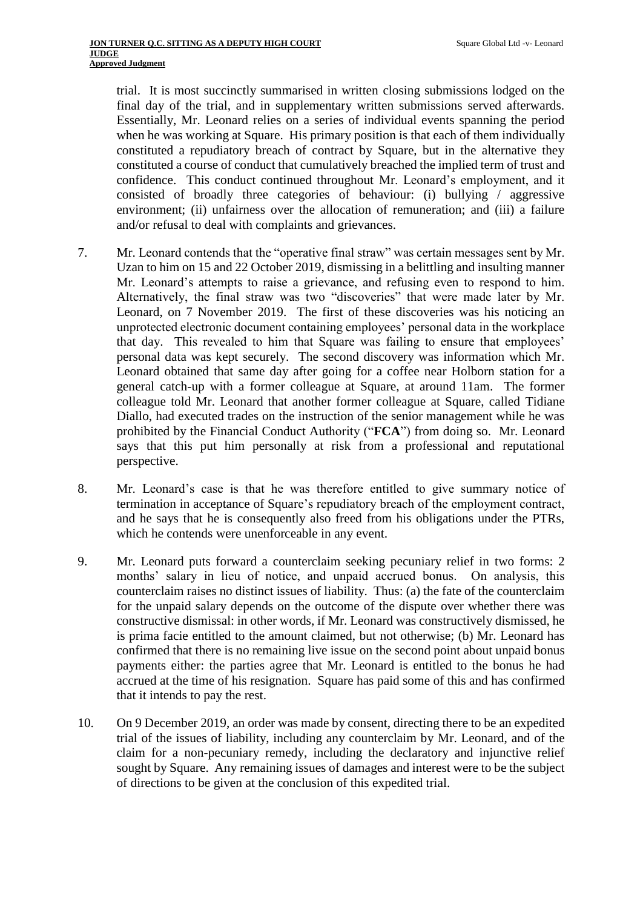trial. It is most succinctly summarised in written closing submissions lodged on the final day of the trial, and in supplementary written submissions served afterwards. Essentially, Mr. Leonard relies on a series of individual events spanning the period when he was working at Square. His primary position is that each of them individually constituted a repudiatory breach of contract by Square, but in the alternative they constituted a course of conduct that cumulatively breached the implied term of trust and confidence. This conduct continued throughout Mr. Leonard's employment, and it consisted of broadly three categories of behaviour: (i) bullying / aggressive environment; (ii) unfairness over the allocation of remuneration; and (iii) a failure and/or refusal to deal with complaints and grievances.

7. Mr. Leonard contends that the "operative final straw" was certain messages sent by Mr. Uzan to him on 15 and 22 October 2019, dismissing in a belittling and insulting manner Mr. Leonard's attempts to raise a grievance, and refusing even to respond to him. Alternatively, the final straw was two "discoveries" that were made later by Mr. Leonard, on 7 November 2019. The first of these discoveries was his noticing an unprotected electronic document containing employees' personal data in the workplace that day. This revealed to him that Square was failing to ensure that employees' personal data was kept securely. The second discovery was information which Mr. Leonard obtained that same day after going for a coffee near Holborn station for a general catch-up with a former colleague at Square, at around 11am. The former colleague told Mr. Leonard that another former colleague at Square, called Tidiane Diallo, had executed trades on the instruction of the senior management while he was prohibited by the Financial Conduct Authority ("**FCA**") from doing so. Mr. Leonard says that this put him personally at risk from a professional and reputational perspective.

8. Mr. Leonard's case is that he was therefore entitled to give summary notice of termination in acceptance of Square's repudiatory breach of the employment contract, and he says that he is consequently also freed from his obligations under the PTRs, which he contends were unenforceable in any event.

9. Mr. Leonard puts forward a counterclaim seeking pecuniary relief in two forms: 2 months' salary in lieu of notice, and unpaid accrued bonus. On analysis, this counterclaim raises no distinct issues of liability. Thus: (a) the fate of the counterclaim for the unpaid salary depends on the outcome of the dispute over whether there was constructive dismissal: in other words, if Mr. Leonard was constructively dismissed, he is prima facie entitled to the amount claimed, but not otherwise; (b) Mr. Leonard has confirmed that there is no remaining live issue on the second point about unpaid bonus payments either: the parties agree that Mr. Leonard is entitled to the bonus he had accrued at the time of his resignation. Square has paid some of this and has confirmed that it intends to pay the rest.

10. On 9 December 2019, an order was made by consent, directing there to be an expedited trial of the issues of liability, including any counterclaim by Mr. Leonard, and of the claim for a non-pecuniary remedy, including the declaratory and injunctive relief sought by Square. Any remaining issues of damages and interest were to be the subject of directions to be given at the conclusion of this expedited trial.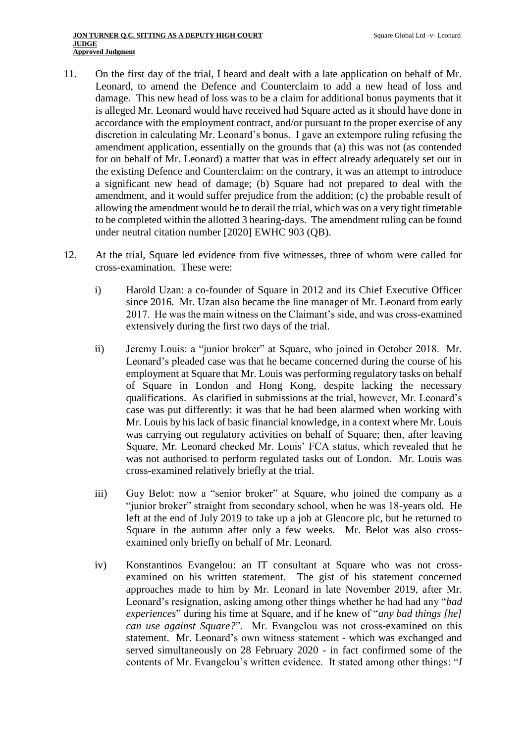11. On the first day of the trial, I heard and dealt with a late application on behalf of Mr. Leonard, to amend the Defence and Counterclaim to add a new head of loss and damage. This new head of loss was to be a claim for additional bonus payments that it is alleged Mr. Leonard would have received had Square acted as it should have done in accordance with the employment contract, and/or pursuant to the proper exercise of any discretion in calculating Mr. Leonard's bonus. I gave an extempore ruling refusing the amendment application, essentially on the grounds that (a) this was not (as contended for on behalf of Mr. Leonard) a matter that was in effect already adequately set out in the existing Defence and Counterclaim: on the contrary, it was an attempt to introduce a significant new head of damage; (b) Square had not prepared to deal with the amendment, and it would suffer prejudice from the addition; (c) the probable result of allowing the amendment would be to derail the trial, which was on a very tight timetable to be completed within the allotted 3 hearing-days. The amendment ruling can be found under neutral citation number [2020] EWHC 903 (QB).

12. At the trial, Square led evidence from five witnesses, three of whom were called for cross-examination. These were:

    i) Harold Uzan: a co-founder of Square in 2012 and its Chief Executive Officer since 2016. Mr. Uzan also became the line manager of Mr. Leonard from early 2017. He was the main witness on the Claimant's side, and was cross-examined extensively during the first two days of the trial.

    ii) Jeremy Louis: a "junior broker" at Square, who joined in October 2018. Mr. Leonard's pleaded case was that he became concerned during the course of his employment at Square that Mr. Louis was performing regulatory tasks on behalf of Square in London and Hong Kong, despite lacking the necessary qualifications. As clarified in submissions at the trial, however, Mr. Leonard's case was put differently: it was that he had been alarmed when working with Mr. Louis by his lack of basic financial knowledge, in a context where Mr. Louis was carrying out regulatory activities on behalf of Square; then, after leaving Square, Mr. Leonard checked Mr. Louis' FCA status, which revealed that he was not authorised to perform regulated tasks out of London. Mr. Louis was cross-examined relatively briefly at the trial.

    iii) Guy Belot: now a "senior broker" at Square, who joined the company as a "junior broker" straight from secondary school, when he was 18-years old. He left at the end of July 2019 to take up a job at Glencore plc, but he returned to Square in the autumn after only a few weeks. Mr. Belot was also cross-examined only briefly on behalf of Mr. Leonard.

    iv) Konstantinos Evangelou: an IT consultant at Square who was not cross-examined on his written statement. The gist of his statement concerned approaches made to him by Mr. Leonard in late November 2019, after Mr. Leonard's resignation, asking among other things whether he had had any "*bad experiences*" during his time at Square, and if he knew of "*any bad things [he] can use against Square?*". Mr. Evangelou was not cross-examined on this statement. Mr. Leonard's own witness statement - which was exchanged and served simultaneously on 28 February 2020 - in fact confirmed some of the contents of Mr. Evangelou's written evidence. It stated among other things: "*I*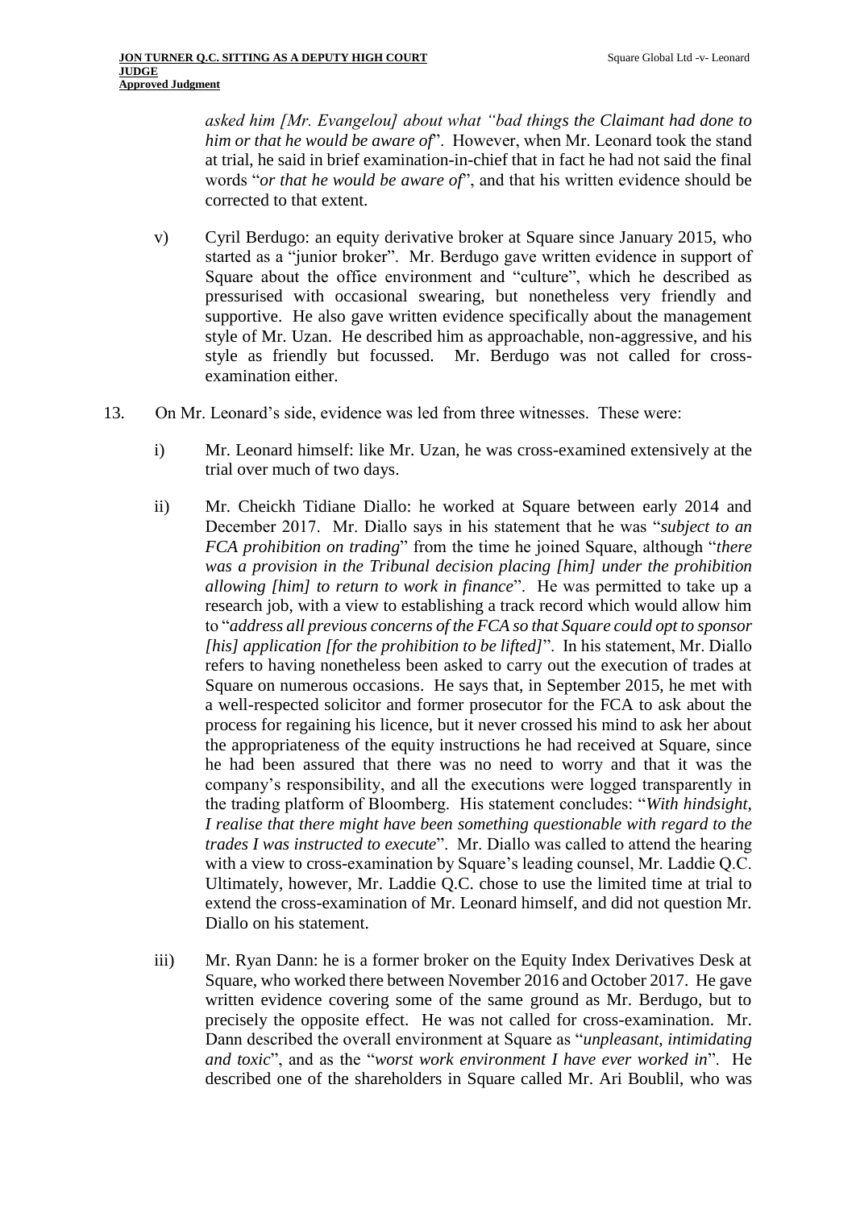*asked him [Mr. Evangelou] about what "bad things the Claimant had done to him or that he would be aware of*". However, when Mr. Leonard took the stand at trial, he said in brief examination-in-chief that in fact he had not said the final words "*or that he would be aware of*", and that his written evidence should be corrected to that extent.

v) Cyril Berdugo: an equity derivative broker at Square since January 2015, who started as a "junior broker". Mr. Berdugo gave written evidence in support of Square about the office environment and "culture", which he described as pressurised with occasional swearing, but nonetheless very friendly and supportive. He also gave written evidence specifically about the management style of Mr. Uzan. He described him as approachable, non-aggressive, and his style as friendly but focussed. Mr. Berdugo was not called for cross-examination either.

13. On Mr. Leonard's side, evidence was led from three witnesses. These were:

i) Mr. Leonard himself: like Mr. Uzan, he was cross-examined extensively at the trial over much of two days.

ii) Mr. Cheickh Tidiane Diallo: he worked at Square between early 2014 and December 2017. Mr. Diallo says in his statement that he was "*subject to an FCA prohibition on trading*" from the time he joined Square, although "*there was a provision in the Tribunal decision placing [him] under the prohibition allowing [him] to return to work in finance*". He was permitted to take up a research job, with a view to establishing a track record which would allow him to "*address all previous concerns of the FCA so that Square could opt to sponsor [his] application [for the prohibition to be lifted]*". In his statement, Mr. Diallo refers to having nonetheless been asked to carry out the execution of trades at Square on numerous occasions. He says that, in September 2015, he met with a well-respected solicitor and former prosecutor for the FCA to ask about the process for regaining his licence, but it never crossed his mind to ask her about the appropriateness of the equity instructions he had received at Square, since he had been assured that there was no need to worry and that it was the company's responsibility, and all the executions were logged transparently in the trading platform of Bloomberg. His statement concludes: "*With hindsight, I realise that there might have been something questionable with regard to the trades I was instructed to execute*". Mr. Diallo was called to attend the hearing with a view to cross-examination by Square's leading counsel, Mr. Laddie Q.C. Ultimately, however, Mr. Laddie Q.C. chose to use the limited time at trial to extend the cross-examination of Mr. Leonard himself, and did not question Mr. Diallo on his statement.

iii) Mr. Ryan Dann: he is a former broker on the Equity Index Derivatives Desk at Square, who worked there between November 2016 and October 2017. He gave written evidence covering some of the same ground as Mr. Berdugo, but to precisely the opposite effect. He was not called for cross-examination. Mr. Dann described the overall environment at Square as "*unpleasant, intimidating and toxic*", and as the "*worst work environment I have ever worked in*". He described one of the shareholders in Square called Mr. Ari Boublil, who was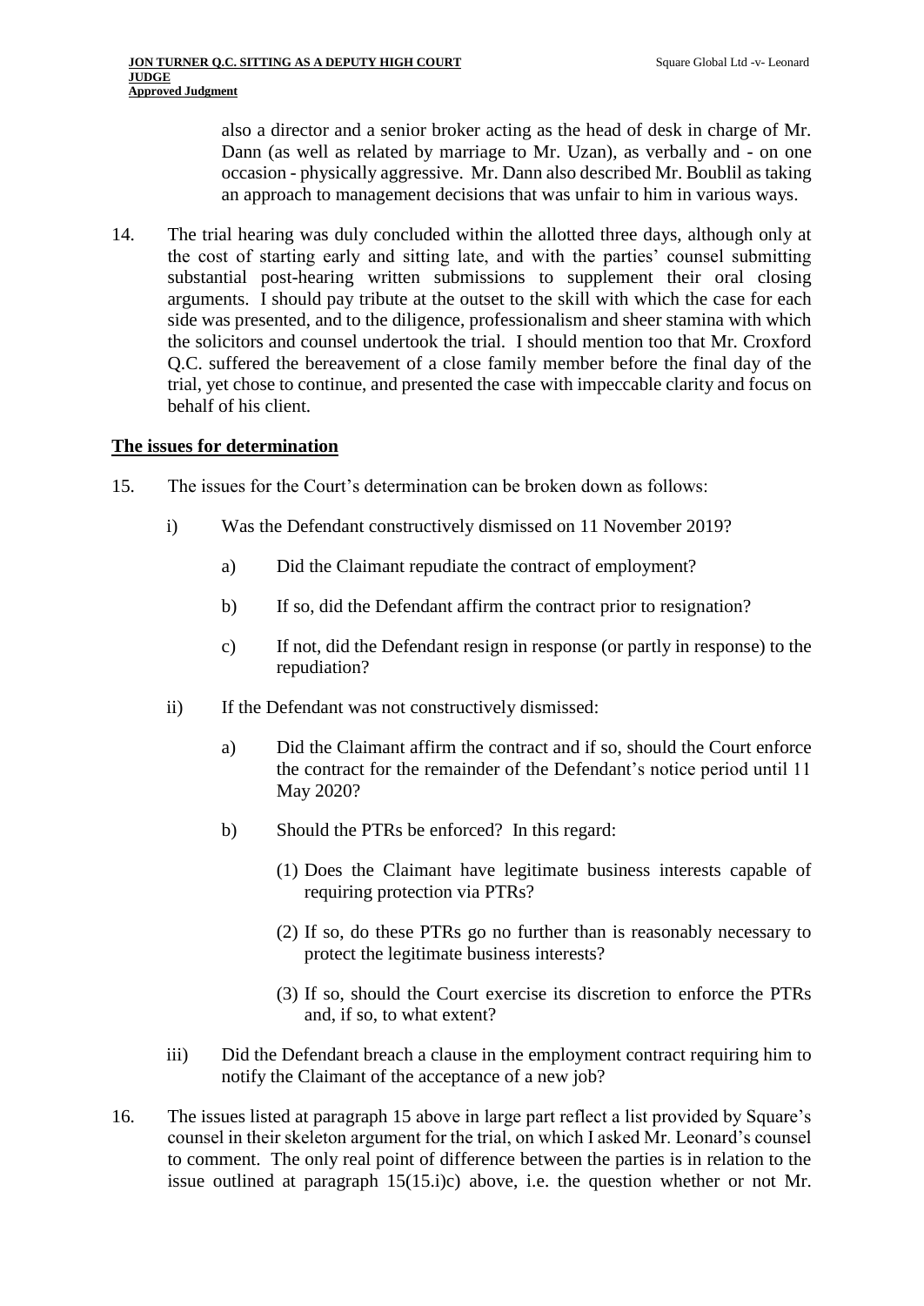also a director and a senior broker acting as the head of desk in charge of Mr. Dann (as well as related by marriage to Mr. Uzan), as verbally and - on one occasion - physically aggressive. Mr. Dann also described Mr. Boublil as taking an approach to management decisions that was unfair to him in various ways.

14. The trial hearing was duly concluded within the allotted three days, although only at the cost of starting early and sitting late, and with the parties' counsel submitting substantial post-hearing written submissions to supplement their oral closing arguments. I should pay tribute at the outset to the skill with which the case for each side was presented, and to the diligence, professionalism and sheer stamina with which the solicitors and counsel undertook the trial. I should mention too that Mr. Croxford Q.C. suffered the bereavement of a close family member before the final day of the trial, yet chose to continue, and presented the case with impeccable clarity and focus on behalf of his client.

## The issues for determination

15. The issues for the Court's determination can be broken down as follows:

    i) Was the Defendant constructively dismissed on 11 November 2019?

       a) Did the Claimant repudiate the contract of employment?

       b) If so, did the Defendant affirm the contract prior to resignation?

       c) If not, did the Defendant resign in response (or partly in response) to the repudiation?

    ii) If the Defendant was not constructively dismissed:

       a) Did the Claimant affirm the contract and if so, should the Court enforce the contract for the remainder of the Defendant's notice period until 11 May 2020?

       b) Should the PTRs be enforced? In this regard:

          (1) Does the Claimant have legitimate business interests capable of requiring protection via PTRs?

          (2) If so, do these PTRs go no further than is reasonably necessary to protect the legitimate business interests?

          (3) If so, should the Court exercise its discretion to enforce the PTRs and, if so, to what extent?

    iii) Did the Defendant breach a clause in the employment contract requiring him to notify the Claimant of the acceptance of a new job?

16. The issues listed at paragraph 15 above in large part reflect a list provided by Square's counsel in their skeleton argument for the trial, on which I asked Mr. Leonard's counsel to comment. The only real point of difference between the parties is in relation to the issue outlined at paragraph 15(15.i)c) above, i.e. the question whether or not Mr.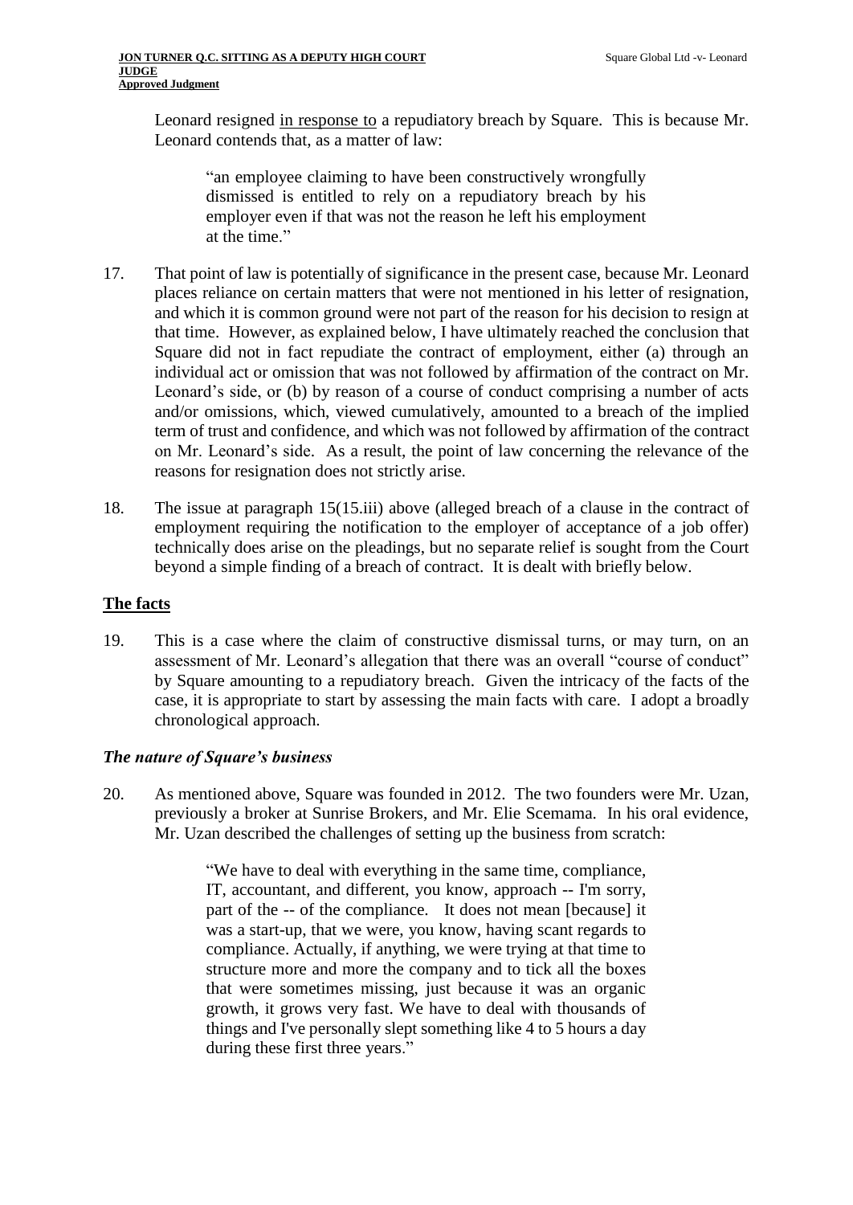Leonard resigned <u>in response to</u> a repudiatory breach by Square. This is because Mr. Leonard contends that, as a matter of law:

> "an employee claiming to have been constructively wrongfully dismissed is entitled to rely on a repudiatory breach by his employer even if that was not the reason he left his employment at the time."

17. That point of law is potentially of significance in the present case, because Mr. Leonard places reliance on certain matters that were not mentioned in his letter of resignation, and which it is common ground were not part of the reason for his decision to resign at that time. However, as explained below, I have ultimately reached the conclusion that Square did not in fact repudiate the contract of employment, either (a) through an individual act or omission that was not followed by affirmation of the contract on Mr. Leonard's side, or (b) by reason of a course of conduct comprising a number of acts and/or omissions, which, viewed cumulatively, amounted to a breach of the implied term of trust and confidence, and which was not followed by affirmation of the contract on Mr. Leonard's side. As a result, the point of law concerning the relevance of the reasons for resignation does not strictly arise.

18. The issue at paragraph 15(15.iii) above (alleged breach of a clause in the contract of employment requiring the notification to the employer of acceptance of a job offer) technically does arise on the pleadings, but no separate relief is sought from the Court beyond a simple finding of a breach of contract. It is dealt with briefly below.

## <u>The facts</u>

19. This is a case where the claim of constructive dismissal turns, or may turn, on an assessment of Mr. Leonard's allegation that there was an overall "course of conduct" by Square amounting to a repudiatory breach. Given the intricacy of the facts of the case, it is appropriate to start by assessing the main facts with care. I adopt a broadly chronological approach.

### *The nature of Square's business*

20. As mentioned above, Square was founded in 2012. The two founders were Mr. Uzan, previously a broker at Sunrise Brokers, and Mr. Elie Scemama. In his oral evidence, Mr. Uzan described the challenges of setting up the business from scratch:

> "We have to deal with everything in the same time, compliance, IT, accountant, and different, you know, approach -- I'm sorry, part of the -- of the compliance. It does not mean [because] it was a start-up, that we were, you know, having scant regards to compliance. Actually, if anything, we were trying at that time to structure more and more the company and to tick all the boxes that were sometimes missing, just because it was an organic growth, it grows very fast. We have to deal with thousands of things and I've personally slept something like 4 to 5 hours a day during these first three years."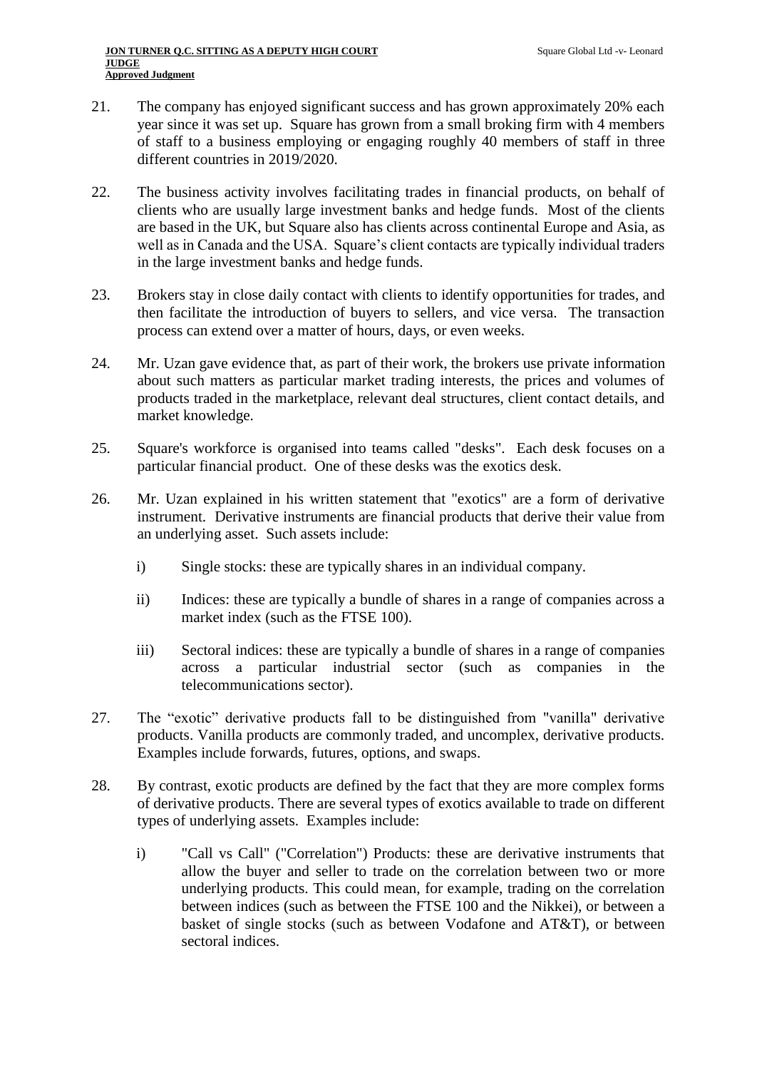21. The company has enjoyed significant success and has grown approximately 20% each year since it was set up. Square has grown from a small broking firm with 4 members of staff to a business employing or engaging roughly 40 members of staff in three different countries in 2019/2020.

22. The business activity involves facilitating trades in financial products, on behalf of clients who are usually large investment banks and hedge funds. Most of the clients are based in the UK, but Square also has clients across continental Europe and Asia, as well as in Canada and the USA. Square's client contacts are typically individual traders in the large investment banks and hedge funds.

23. Brokers stay in close daily contact with clients to identify opportunities for trades, and then facilitate the introduction of buyers to sellers, and vice versa. The transaction process can extend over a matter of hours, days, or even weeks.

24. Mr. Uzan gave evidence that, as part of their work, the brokers use private information about such matters as particular market trading interests, the prices and volumes of products traded in the marketplace, relevant deal structures, client contact details, and market knowledge.

25. Square's workforce is organised into teams called "desks". Each desk focuses on a particular financial product. One of these desks was the exotics desk.

26. Mr. Uzan explained in his written statement that "exotics" are a form of derivative instrument. Derivative instruments are financial products that derive their value from an underlying asset. Such assets include:

    i) Single stocks: these are typically shares in an individual company.

    ii) Indices: these are typically a bundle of shares in a range of companies across a market index (such as the FTSE 100).

    iii) Sectoral indices: these are typically a bundle of shares in a range of companies across a particular industrial sector (such as companies in the telecommunications sector).

27. The "exotic" derivative products fall to be distinguished from "vanilla" derivative products. Vanilla products are commonly traded, and uncomplex, derivative products. Examples include forwards, futures, options, and swaps.

28. By contrast, exotic products are defined by the fact that they are more complex forms of derivative products. There are several types of exotics available to trade on different types of underlying assets. Examples include:

    i) "Call vs Call" ("Correlation") Products: these are derivative instruments that allow the buyer and seller to trade on the correlation between two or more underlying products. This could mean, for example, trading on the correlation between indices (such as between the FTSE 100 and the Nikkei), or between a basket of single stocks (such as between Vodafone and AT&T), or between sectoral indices.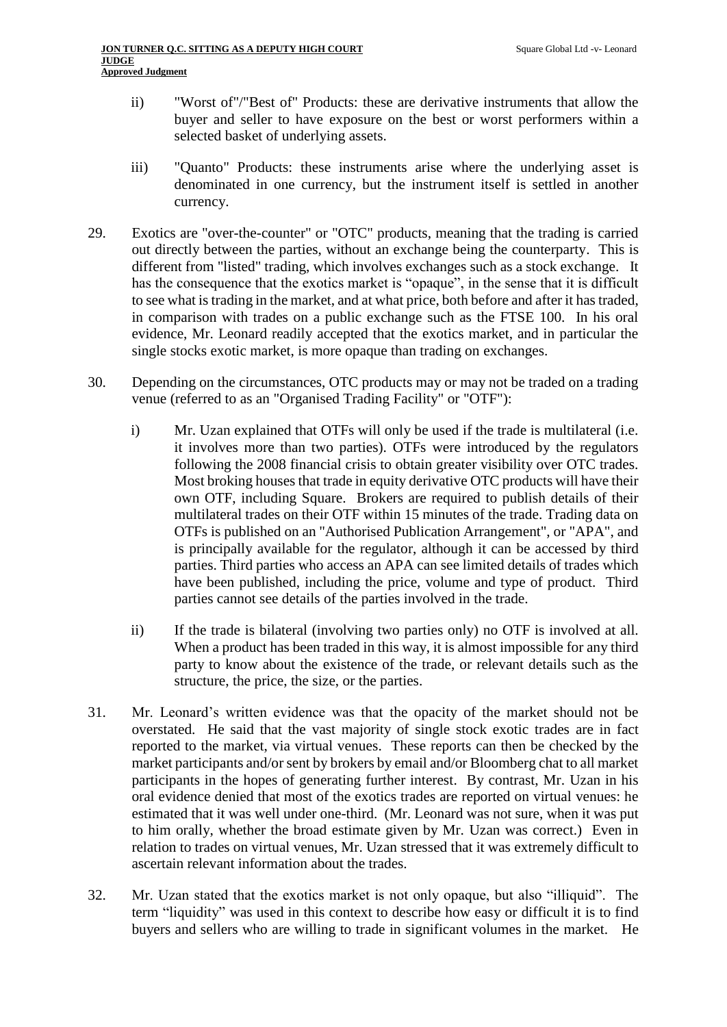ii) "Worst of"/"Best of" Products: these are derivative instruments that allow the buyer and seller to have exposure on the best or worst performers within a selected basket of underlying assets.

iii) "Quanto" Products: these instruments arise where the underlying asset is denominated in one currency, but the instrument itself is settled in another currency.

29. Exotics are "over-the-counter" or "OTC" products, meaning that the trading is carried out directly between the parties, without an exchange being the counterparty. This is different from "listed" trading, which involves exchanges such as a stock exchange. It has the consequence that the exotics market is "opaque", in the sense that it is difficult to see what is trading in the market, and at what price, both before and after it has traded, in comparison with trades on a public exchange such as the FTSE 100. In his oral evidence, Mr. Leonard readily accepted that the exotics market, and in particular the single stocks exotic market, is more opaque than trading on exchanges.

30. Depending on the circumstances, OTC products may or may not be traded on a trading venue (referred to as an "Organised Trading Facility" or "OTF"):

i) Mr. Uzan explained that OTFs will only be used if the trade is multilateral (i.e. it involves more than two parties). OTFs were introduced by the regulators following the 2008 financial crisis to obtain greater visibility over OTC trades. Most broking houses that trade in equity derivative OTC products will have their own OTF, including Square. Brokers are required to publish details of their multilateral trades on their OTF within 15 minutes of the trade. Trading data on OTFs is published on an "Authorised Publication Arrangement", or "APA", and is principally available for the regulator, although it can be accessed by third parties. Third parties who access an APA can see limited details of trades which have been published, including the price, volume and type of product. Third parties cannot see details of the parties involved in the trade.

ii) If the trade is bilateral (involving two parties only) no OTF is involved at all. When a product has been traded in this way, it is almost impossible for any third party to know about the existence of the trade, or relevant details such as the structure, the price, the size, or the parties.

31. Mr. Leonard's written evidence was that the opacity of the market should not be overstated. He said that the vast majority of single stock exotic trades are in fact reported to the market, via virtual venues. These reports can then be checked by the market participants and/or sent by brokers by email and/or Bloomberg chat to all market participants in the hopes of generating further interest. By contrast, Mr. Uzan in his oral evidence denied that most of the exotics trades are reported on virtual venues: he estimated that it was well under one-third. (Mr. Leonard was not sure, when it was put to him orally, whether the broad estimate given by Mr. Uzan was correct.) Even in relation to trades on virtual venues, Mr. Uzan stressed that it was extremely difficult to ascertain relevant information about the trades.

32. Mr. Uzan stated that the exotics market is not only opaque, but also "illiquid". The term "liquidity" was used in this context to describe how easy or difficult it is to find buyers and sellers who are willing to trade in significant volumes in the market. He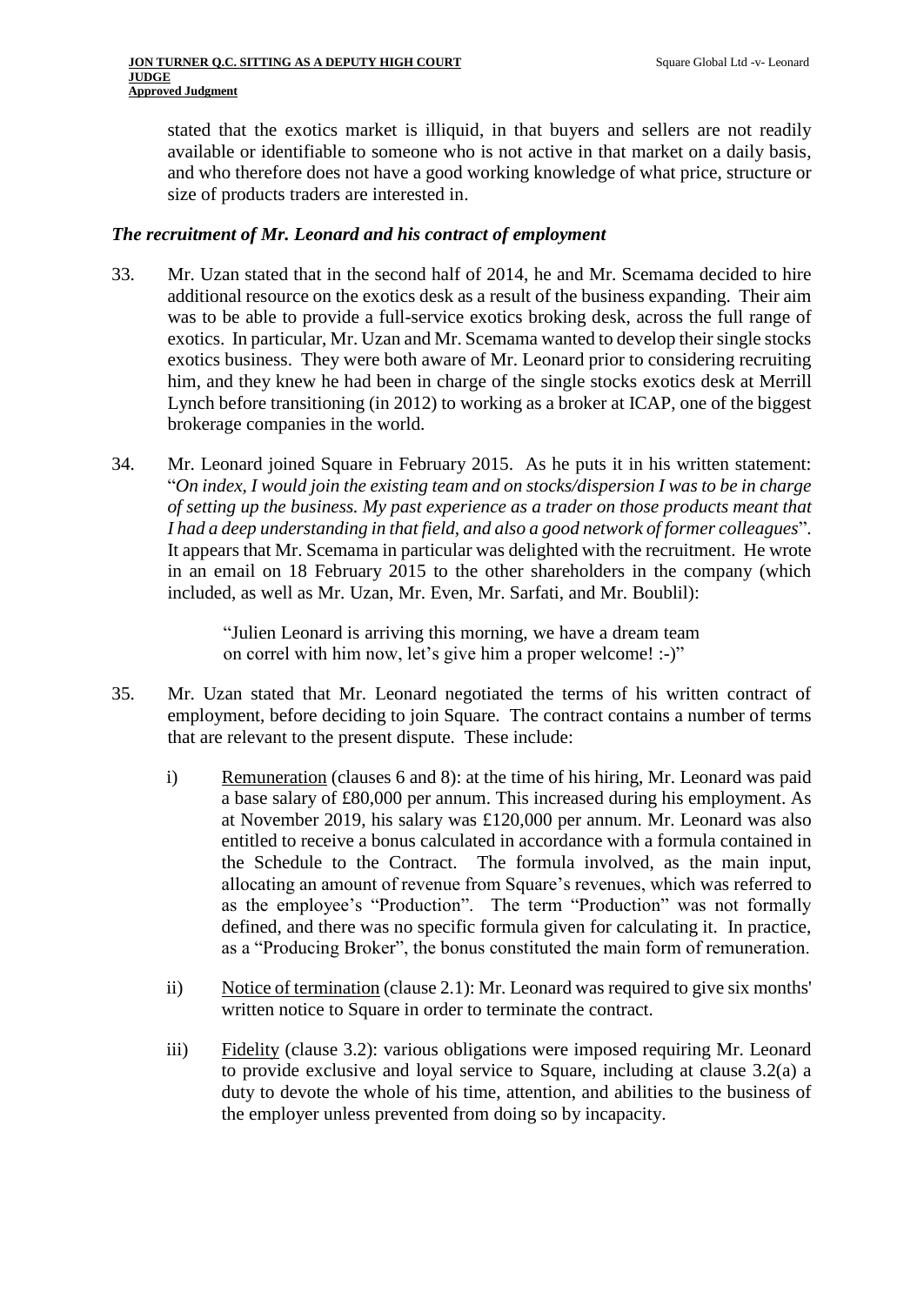stated that the exotics market is illiquid, in that buyers and sellers are not readily available or identifiable to someone who is not active in that market on a daily basis, and who therefore does not have a good working knowledge of what price, structure or size of products traders are interested in.

### *The recruitment of Mr. Leonard and his contract of employment*

33. Mr. Uzan stated that in the second half of 2014, he and Mr. Scemama decided to hire additional resource on the exotics desk as a result of the business expanding. Their aim was to be able to provide a full-service exotics broking desk, across the full range of exotics. In particular, Mr. Uzan and Mr. Scemama wanted to develop their single stocks exotics business. They were both aware of Mr. Leonard prior to considering recruiting him, and they knew he had been in charge of the single stocks exotics desk at Merrill Lynch before transitioning (in 2012) to working as a broker at ICAP, one of the biggest brokerage companies in the world.

34. Mr. Leonard joined Square in February 2015. As he puts it in his written statement: "*On index, I would join the existing team and on stocks/dispersion I was to be in charge of setting up the business. My past experience as a trader on those products meant that I had a deep understanding in that field, and also a good network of former colleagues*". It appears that Mr. Scemama in particular was delighted with the recruitment. He wrote in an email on 18 February 2015 to the other shareholders in the company (which included, as well as Mr. Uzan, Mr. Even, Mr. Sarfati, and Mr. Boublil):

> "Julien Leonard is arriving this morning, we have a dream team on correl with him now, let's give him a proper welcome! :-)"

35. Mr. Uzan stated that Mr. Leonard negotiated the terms of his written contract of employment, before deciding to join Square. The contract contains a number of terms that are relevant to the present dispute. These include:

    i) Remuneration (clauses 6 and 8): at the time of his hiring, Mr. Leonard was paid a base salary of £80,000 per annum. This increased during his employment. As at November 2019, his salary was £120,000 per annum. Mr. Leonard was also entitled to receive a bonus calculated in accordance with a formula contained in the Schedule to the Contract. The formula involved, as the main input, allocating an amount of revenue from Square's revenues, which was referred to as the employee's "Production". The term "Production" was not formally defined, and there was no specific formula given for calculating it. In practice, as a "Producing Broker", the bonus constituted the main form of remuneration.

    ii) Notice of termination (clause 2.1): Mr. Leonard was required to give six months' written notice to Square in order to terminate the contract.

    iii) Fidelity (clause 3.2): various obligations were imposed requiring Mr. Leonard to provide exclusive and loyal service to Square, including at clause 3.2(a) a duty to devote the whole of his time, attention, and abilities to the business of the employer unless prevented from doing so by incapacity.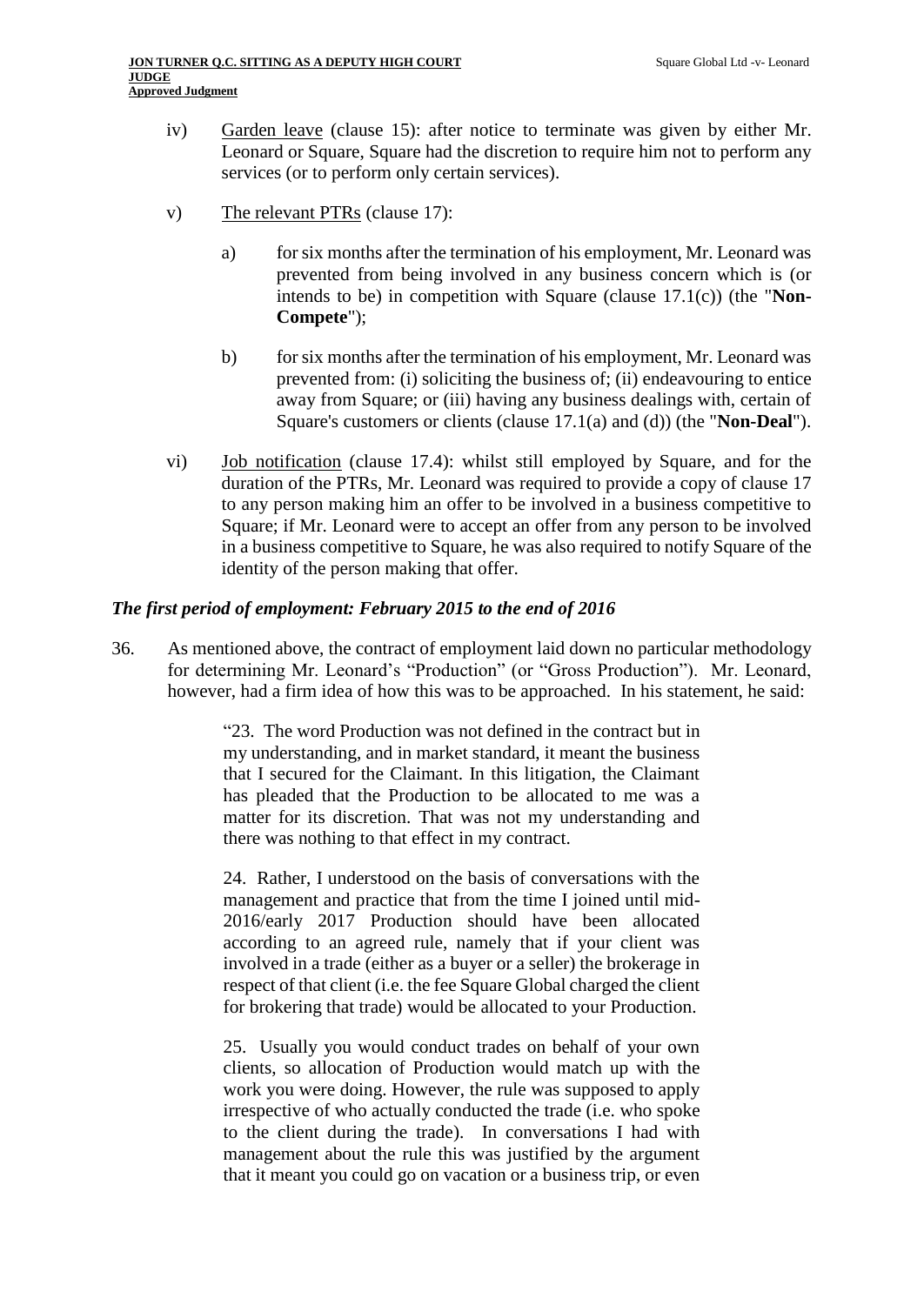iv) Garden leave (clause 15): after notice to terminate was given by either Mr. Leonard or Square, Square had the discretion to require him not to perform any services (or to perform only certain services).

v) The relevant PTRs (clause 17):

a) for six months after the termination of his employment, Mr. Leonard was prevented from being involved in any business concern which is (or intends to be) in competition with Square (clause 17.1(c)) (the "**Non-Compete**");

b) for six months after the termination of his employment, Mr. Leonard was prevented from: (i) soliciting the business of; (ii) endeavouring to entice away from Square; or (iii) having any business dealings with, certain of Square's customers or clients (clause 17.1(a) and (d)) (the "**Non-Deal**").

vi) Job notification (clause 17.4): whilst still employed by Square, and for the duration of the PTRs, Mr. Leonard was required to provide a copy of clause 17 to any person making him an offer to be involved in a business competitive to Square; if Mr. Leonard were to accept an offer from any person to be involved in a business competitive to Square, he was also required to notify Square of the identity of the person making that offer.

### *The first period of employment: February 2015 to the end of 2016*

36. As mentioned above, the contract of employment laid down no particular methodology for determining Mr. Leonard's "Production" (or "Gross Production"). Mr. Leonard, however, had a firm idea of how this was to be approached. In his statement, he said:

> "23. The word Production was not defined in the contract but in my understanding, and in market standard, it meant the business that I secured for the Claimant. In this litigation, the Claimant has pleaded that the Production to be allocated to me was a matter for its discretion. That was not my understanding and there was nothing to that effect in my contract.
>
> 24. Rather, I understood on the basis of conversations with the management and practice that from the time I joined until mid-2016/early 2017 Production should have been allocated according to an agreed rule, namely that if your client was involved in a trade (either as a buyer or a seller) the brokerage in respect of that client (i.e. the fee Square Global charged the client for brokering that trade) would be allocated to your Production.
>
> 25. Usually you would conduct trades on behalf of your own clients, so allocation of Production would match up with the work you were doing. However, the rule was supposed to apply irrespective of who actually conducted the trade (i.e. who spoke to the client during the trade). In conversations I had with management about the rule this was justified by the argument that it meant you could go on vacation or a business trip, or even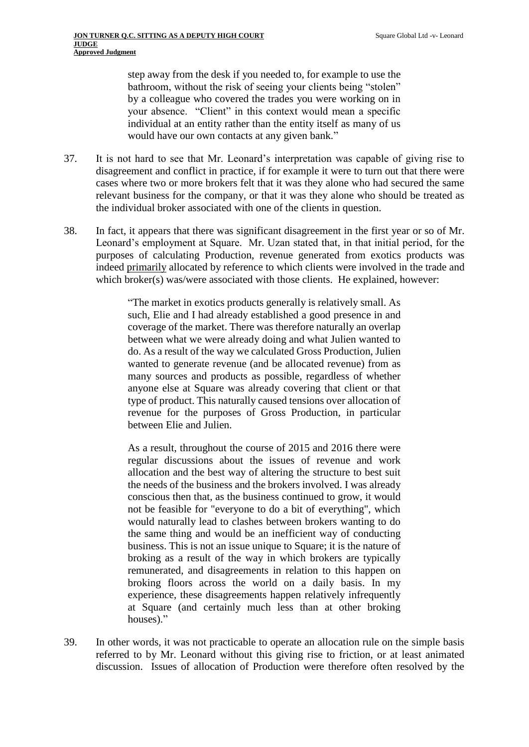> step away from the desk if you needed to, for example to use the bathroom, without the risk of seeing your clients being "stolen" by a colleague who covered the trades you were working on in your absence. "Client" in this context would mean a specific individual at an entity rather than the entity itself as many of us would have our own contacts at any given bank."

37. It is not hard to see that Mr. Leonard's interpretation was capable of giving rise to disagreement and conflict in practice, if for example it were to turn out that there were cases where two or more brokers felt that it was they alone who had secured the same relevant business for the company, or that it was they alone who should be treated as the individual broker associated with one of the clients in question.

38. In fact, it appears that there was significant disagreement in the first year or so of Mr. Leonard's employment at Square. Mr. Uzan stated that, in that initial period, for the purposes of calculating Production, revenue generated from exotics products was indeed <u>primarily</u> allocated by reference to which clients were involved in the trade and which broker(s) was/were associated with those clients. He explained, however:

> "The market in exotics products generally is relatively small. As such, Elie and I had already established a good presence in and coverage of the market. There was therefore naturally an overlap between what we were already doing and what Julien wanted to do. As a result of the way we calculated Gross Production, Julien wanted to generate revenue (and be allocated revenue) from as many sources and products as possible, regardless of whether anyone else at Square was already covering that client or that type of product. This naturally caused tensions over allocation of revenue for the purposes of Gross Production, in particular between Elie and Julien.
>
> As a result, throughout the course of 2015 and 2016 there were regular discussions about the issues of revenue and work allocation and the best way of altering the structure to best suit the needs of the business and the brokers involved. I was already conscious then that, as the business continued to grow, it would not be feasible for "everyone to do a bit of everything", which would naturally lead to clashes between brokers wanting to do the same thing and would be an inefficient way of conducting business. This is not an issue unique to Square; it is the nature of broking as a result of the way in which brokers are typically remunerated, and disagreements in relation to this happen on broking floors across the world on a daily basis. In my experience, these disagreements happen relatively infrequently at Square (and certainly much less than at other broking houses)."

39. In other words, it was not practicable to operate an allocation rule on the simple basis referred to by Mr. Leonard without this giving rise to friction, or at least animated discussion. Issues of allocation of Production were therefore often resolved by the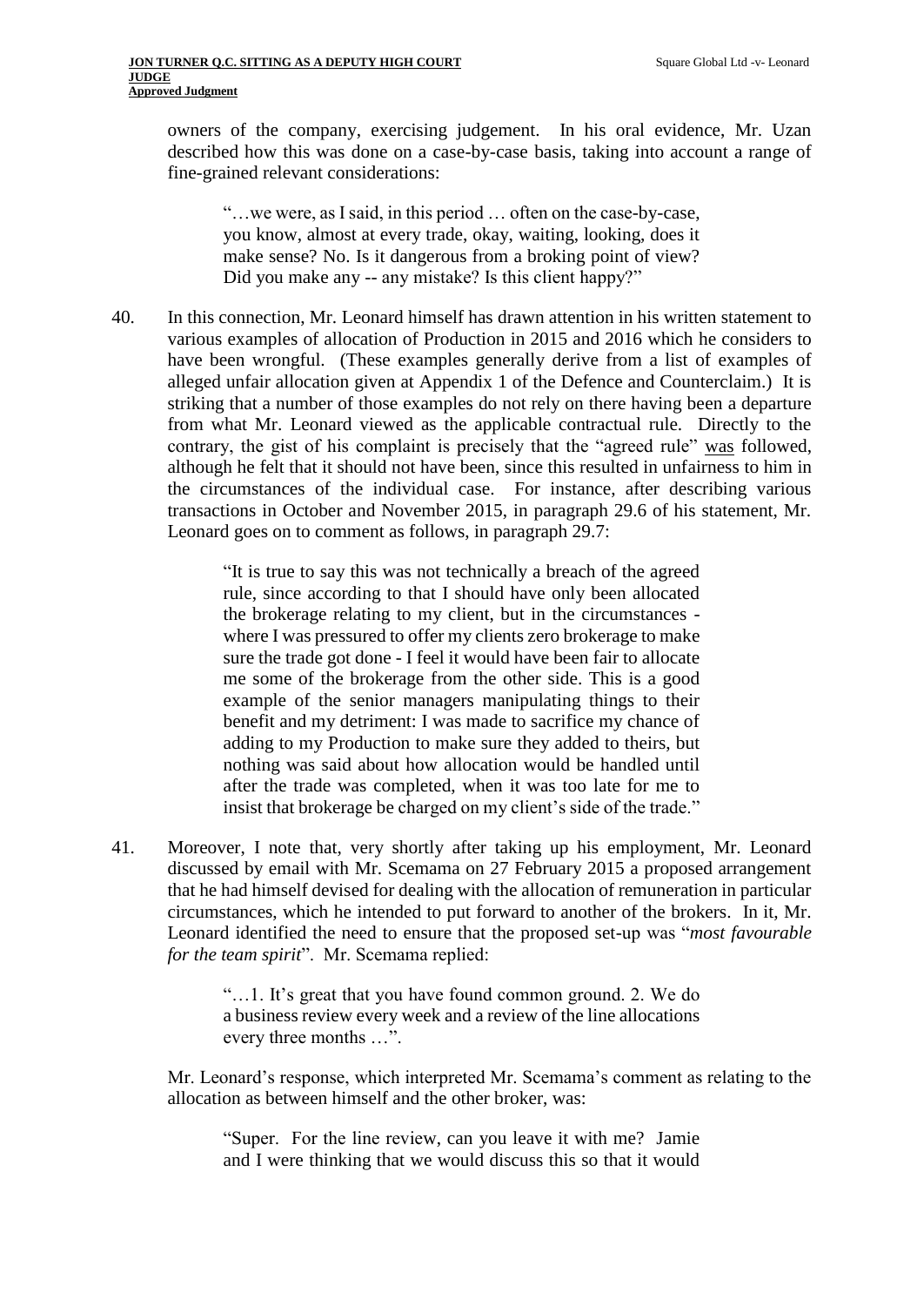owners of the company, exercising judgement. In his oral evidence, Mr. Uzan described how this was done on a case-by-case basis, taking into account a range of fine-grained relevant considerations:

> "…we were, as I said, in this period … often on the case-by-case, you know, almost at every trade, okay, waiting, looking, does it make sense? No. Is it dangerous from a broking point of view? Did you make any -- any mistake? Is this client happy?"

40. In this connection, Mr. Leonard himself has drawn attention in his written statement to various examples of allocation of Production in 2015 and 2016 which he considers to have been wrongful. (These examples generally derive from a list of examples of alleged unfair allocation given at Appendix 1 of the Defence and Counterclaim.) It is striking that a number of those examples do not rely on there having been a departure from what Mr. Leonard viewed as the applicable contractual rule. Directly to the contrary, the gist of his complaint is precisely that the "agreed rule" was followed, although he felt that it should not have been, since this resulted in unfairness to him in the circumstances of the individual case. For instance, after describing various transactions in October and November 2015, in paragraph 29.6 of his statement, Mr. Leonard goes on to comment as follows, in paragraph 29.7:

> "It is true to say this was not technically a breach of the agreed rule, since according to that I should have only been allocated the brokerage relating to my client, but in the circumstances - where I was pressured to offer my clients zero brokerage to make sure the trade got done - I feel it would have been fair to allocate me some of the brokerage from the other side. This is a good example of the senior managers manipulating things to their benefit and my detriment: I was made to sacrifice my chance of adding to my Production to make sure they added to theirs, but nothing was said about how allocation would be handled until after the trade was completed, when it was too late for me to insist that brokerage be charged on my client's side of the trade."

41. Moreover, I note that, very shortly after taking up his employment, Mr. Leonard discussed by email with Mr. Scemama on 27 February 2015 a proposed arrangement that he had himself devised for dealing with the allocation of remuneration in particular circumstances, which he intended to put forward to another of the brokers. In it, Mr. Leonard identified the need to ensure that the proposed set-up was "*most favourable for the team spirit*". Mr. Scemama replied:

> "…1. It's great that you have found common ground. 2. We do a business review every week and a review of the line allocations every three months …".

Mr. Leonard's response, which interpreted Mr. Scemama's comment relating to the allocation as between himself and the other broker, was:

> "Super. For the line review, can you leave it with me? Jamie and I were thinking that we would discuss this so that it would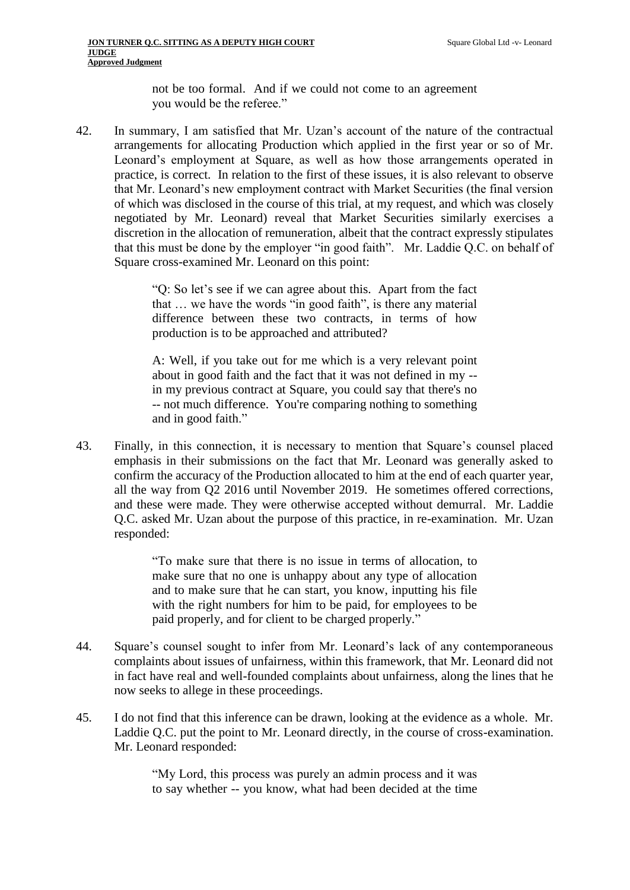> not be too formal. And if we could not come to an agreement you would be the referee."

42. In summary, I am satisfied that Mr. Uzan's account of the nature of the contractual arrangements for allocating Production which applied in the first year or so of Mr. Leonard's employment at Square, as well as how those arrangements operated in practice, is correct. In relation to the first of these issues, it is also relevant to observe that Mr. Leonard's new employment contract with Market Securities (the final version of which was disclosed in the course of this trial, at my request, and which was closely negotiated by Mr. Leonard) reveal that Market Securities similarly exercises a discretion in the allocation of remuneration, albeit that the contract expressly stipulates that this must be done by the employer "in good faith". Mr. Laddie Q.C. on behalf of Square cross-examined Mr. Leonard on this point:

> "Q: So let's see if we can agree about this. Apart from the fact that … we have the words "in good faith", is there any material difference between these two contracts, in terms of how production is to be approached and attributed?
>
> A: Well, if you take out for me which is a very relevant point about in good faith and the fact that it was not defined in my -- in my previous contract at Square, you could say that there's no -- not much difference. You're comparing nothing to something and in good faith."

43. Finally, in this connection, it is necessary to mention that Square's counsel placed emphasis in their submissions on the fact that Mr. Leonard was generally asked to confirm the accuracy of the Production allocated to him at the end of each quarter year, all the way from Q2 2016 until November 2019. He sometimes offered corrections, and these were made. They were otherwise accepted without demurral. Mr. Laddie Q.C. asked Mr. Uzan about the purpose of this practice, in re-examination. Mr. Uzan responded:

> "To make sure that there is no issue in terms of allocation, to make sure that no one is unhappy about any type of allocation and to make sure that he can start, you know, inputting his file with the right numbers for him to be paid, for employees to be paid properly, and for client to be charged properly."

44. Square's counsel sought to infer from Mr. Leonard's lack of any contemporaneous complaints about issues of unfairness, within this framework, that Mr. Leonard did not in fact have real and well-founded complaints about unfairness, along the lines that he now seeks to allege in these proceedings.

45. I do not find that this inference can be drawn, looking at the evidence as a whole. Mr. Laddie Q.C. put the point to Mr. Leonard directly, in the course of cross-examination. Mr. Leonard responded:

> "My Lord, this process was purely an admin process and it was to say whether -- you know, what had been decided at the time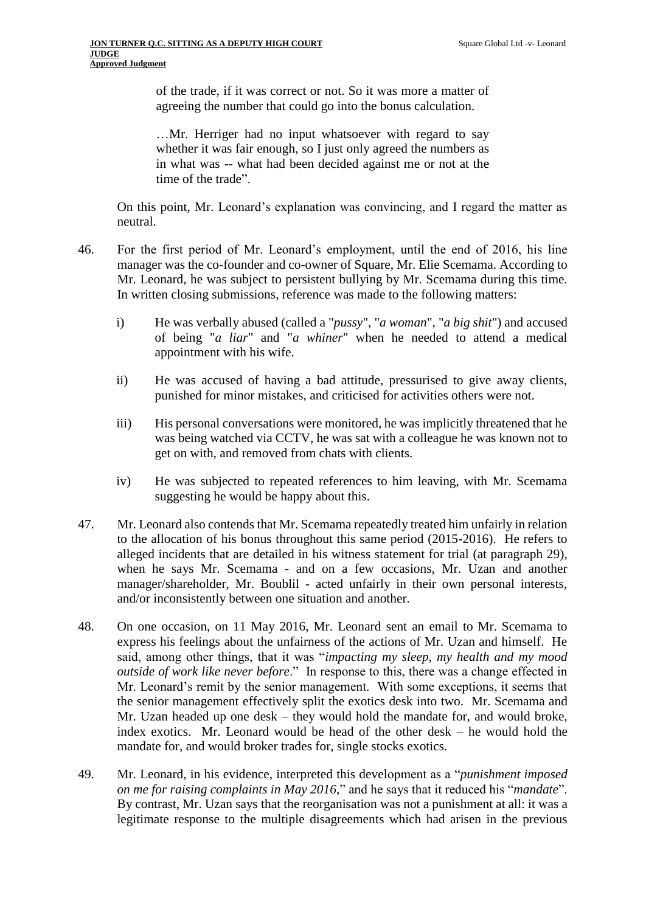> of the trade, if it was correct or not. So it was more a matter of agreeing the number that could go into the bonus calculation.
>
> …Mr. Herriger had no input whatsoever with regard to say whether it was fair enough, so I just only agreed the numbers as in what was -- what had been decided against me or not at the time of the trade".

On this point, Mr. Leonard's explanation was convincing, and I regard the matter as neutral.

46. For the first period of Mr. Leonard's employment, until the end of 2016, his line manager was the co-founder and co-owner of Square, Mr. Elie Scemama. According to Mr. Leonard, he was subject to persistent bullying by Mr. Scemama during this time. In written closing submissions, reference was made to the following matters:

    i) He was verbally abused (called a "*pussy*", "*a woman*", "*a big shit*") and accused of being "*a liar*" and "*a whiner*" when he needed to attend a medical appointment with his wife.

    ii) He was accused of having a bad attitude, pressurised to give away clients, punished for minor mistakes, and criticised for activities others were not.

    iii) His personal conversations were monitored, he was implicitly threatened that he was being watched via CCTV, he was sat with a colleague he was known not to get on with, and removed from chats with clients.

    iv) He was subjected to repeated references to him leaving, with Mr. Scemama suggesting he would be happy about this.

47. Mr. Leonard also contends that Mr. Scemama repeatedly treated him unfairly in relation to the allocation of his bonus throughout this same period (2015-2016). He refers to alleged incidents that are detailed in his witness statement for trial (at paragraph 29), when he says Mr. Scemama - and on a few occasions, Mr. Uzan and another manager/shareholder, Mr. Boublil - acted unfairly in their own personal interests, and/or inconsistently between one situation and another.

48. On one occasion, on 11 May 2016, Mr. Leonard sent an email to Mr. Scemama to express his feelings about the unfairness of the actions of Mr. Uzan and himself. He said, among other things, that it was "*impacting my sleep, my health and my mood outside of work like never before*." In response to this, there was a change effected in Mr. Leonard's remit by the senior management. With some exceptions, it seems that the senior management effectively split the exotics desk into two. Mr. Scemama and Mr. Uzan headed up one desk – they would hold the mandate for, and would broke, index exotics. Mr. Leonard would be head of the other desk – he would hold the mandate for, and would broker trades for, single stocks exotics.

49. Mr. Leonard, in his evidence, interpreted this development as a "*punishment imposed on me for raising complaints in May 2016*," and he says that it reduced his "*mandate*". By contrast, Mr. Uzan says that the reorganisation was not a punishment at all: it was a legitimate response to the multiple disagreements which had arisen in the previous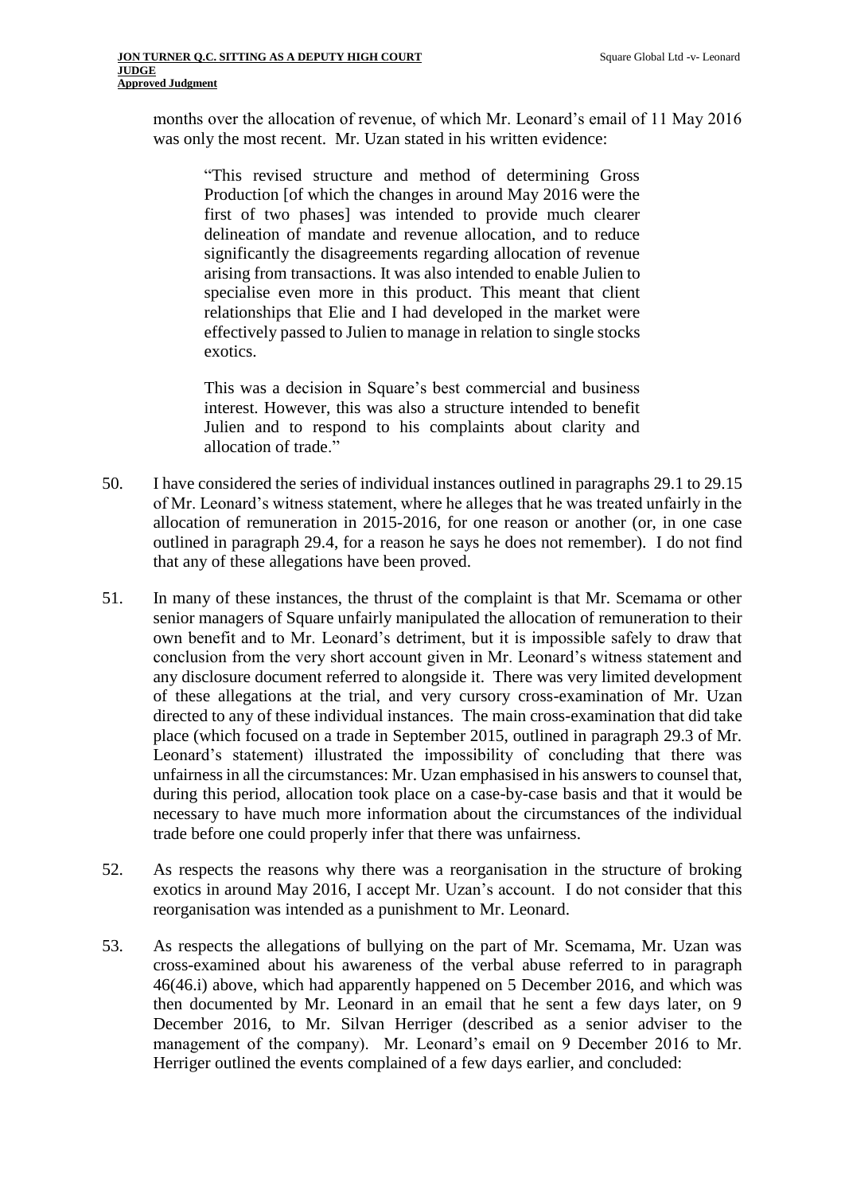months over the allocation of revenue, of which Mr. Leonard's email of 11 May 2016 was only the most recent. Mr. Uzan stated in his written evidence:

> "This revised structure and method of determining Gross Production [of which the changes in around May 2016 were the first of two phases] was intended to provide much clearer delineation of mandate and revenue allocation, and to reduce significantly the disagreements regarding allocation of revenue arising from transactions. It was also intended to enable Julien to specialise even more in this product. This meant that client relationships that Elie and I had developed in the market were effectively passed to Julien to manage in relation to single stocks exotics.
>
> This was a decision in Square's best commercial and business interest. However, this was also a structure intended to benefit Julien and to respond to his complaints about clarity and allocation of trade."

50. I have considered the series of individual instances outlined in paragraphs 29.1 to 29.15 of Mr. Leonard's witness statement, where he alleges that he was treated unfairly in the allocation of remuneration in 2015-2016, for one reason or another (or, in one case outlined in paragraph 29.4, for a reason he says he does not remember). I do not find that any of these allegations have been proved.

51. In many of these instances, the thrust of the complaint is that Mr. Scemama or other senior managers of Square unfairly manipulated the allocation of remuneration to their own benefit and to Mr. Leonard's detriment, but it is impossible safely to draw that conclusion from the very short account given in Mr. Leonard's witness statement and any disclosure document referred to alongside it. There was very limited development of these allegations at the trial, and very cursory cross-examination of Mr. Uzan directed to any of these individual instances. The main cross-examination that did take place (which focused on a trade in September 2015, outlined in paragraph 29.3 of Mr. Leonard's statement) illustrated the impossibility of concluding that there was unfairness in all the circumstances: Mr. Uzan emphasised in his answers to counsel that, during this period, allocation took place on a case-by-case basis and that it would be necessary to have much more information about the circumstances of the individual trade before one could properly infer that there was unfairness.

52. As respects the reasons why there was a reorganisation in the structure of broking exotics in around May 2016, I accept Mr. Uzan's account. I do not consider that this reorganisation was intended as a punishment to Mr. Leonard.

53. As respects the allegations of bullying on the part of Mr. Scemama, Mr. Uzan was cross-examined about his awareness of the verbal abuse referred to in paragraph 46(46.i) above, which had apparently happened on 5 December 2016, and which was then documented by Mr. Leonard in an email that he sent a few days later, on 9 December 2016, to Mr. Silvan Herriger (described as a senior adviser to the management of the company). Mr. Leonard's email on 9 December 2016 to Mr. Herriger outlined the events complained of a few days earlier, and concluded: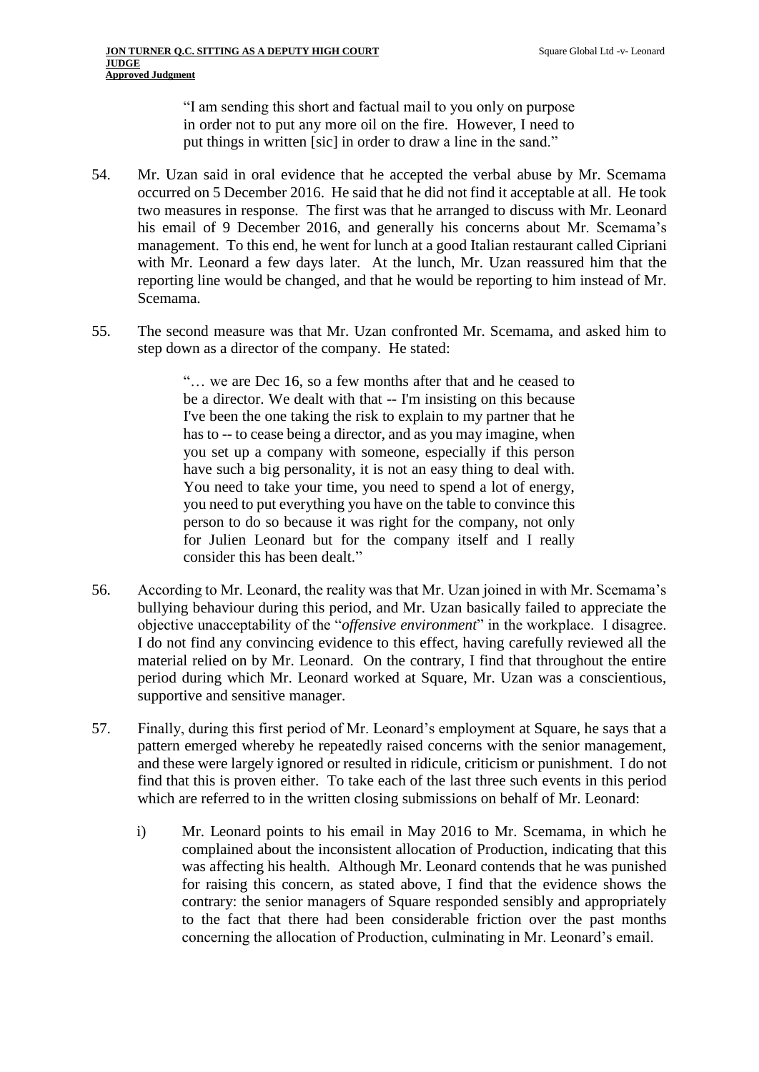> "I am sending this short and factual mail to you only on purpose in order not to put any more oil on the fire. However, I need to put things in written [sic] in order to draw a line in the sand."

54. Mr. Uzan said in oral evidence that he accepted the verbal abuse by Mr. Scemama occurred on 5 December 2016. He said that he did not find it acceptable at all. He took two measures in response. The first was that he arranged to discuss with Mr. Leonard his email of 9 December 2016, and generally his concerns about Mr. Scemama's management. To this end, he went for lunch at a good Italian restaurant called Cipriani with Mr. Leonard a few days later. At the lunch, Mr. Uzan reassured him that the reporting line would be changed, and that he would be reporting to him instead of Mr. Scemama.

55. The second measure was that Mr. Uzan confronted Mr. Scemama, and asked him to step down as a director of the company. He stated:

> "… we are Dec 16, so a few months after that and he ceased to be a director. We dealt with that -- I'm insisting on this because I've been the one taking the risk to explain to my partner that he has to -- to cease being a director, and as you may imagine, when you set up a company with someone, especially if this person have such a big personality, it is not an easy thing to deal with. You need to take your time, you need to spend a lot of energy, you need to put everything you have on the table to convince this person to do so because it was right for the company, not only for Julien Leonard but for the company itself and I really consider this has been dealt."

56. According to Mr. Leonard, the reality was that Mr. Uzan joined in with Mr. Scemama's bullying behaviour during this period, and Mr. Uzan basically failed to appreciate the objective unacceptability of the "*offensive environment*" in the workplace. I disagree. I do not find any convincing evidence to this effect, having carefully reviewed all the material relied on by Mr. Leonard. On the contrary, I find that throughout the entire period during which Mr. Leonard worked at Square, Mr. Uzan was a conscientious, supportive and sensitive manager.

57. Finally, during this first period of Mr. Leonard's employment at Square, he says that a pattern emerged whereby he repeatedly raised concerns with the senior management, and these were largely ignored or resulted in ridicule, criticism or punishment. I do not find that this is proven either. To take each of the last three such events in this period which are referred to in the written closing submissions on behalf of Mr. Leonard:

    i) Mr. Leonard points to his email in May 2016 to Mr. Scemama, in which he complained about the inconsistent allocation of Production, indicating that this was affecting his health. Although Mr. Leonard contends that he was punished for raising this concern, as stated above, I find that the evidence shows the contrary: the senior managers of Square responded sensibly and appropriately to the fact that there had been considerable friction over the past months concerning the allocation of Production, culminating in Mr. Leonard's email.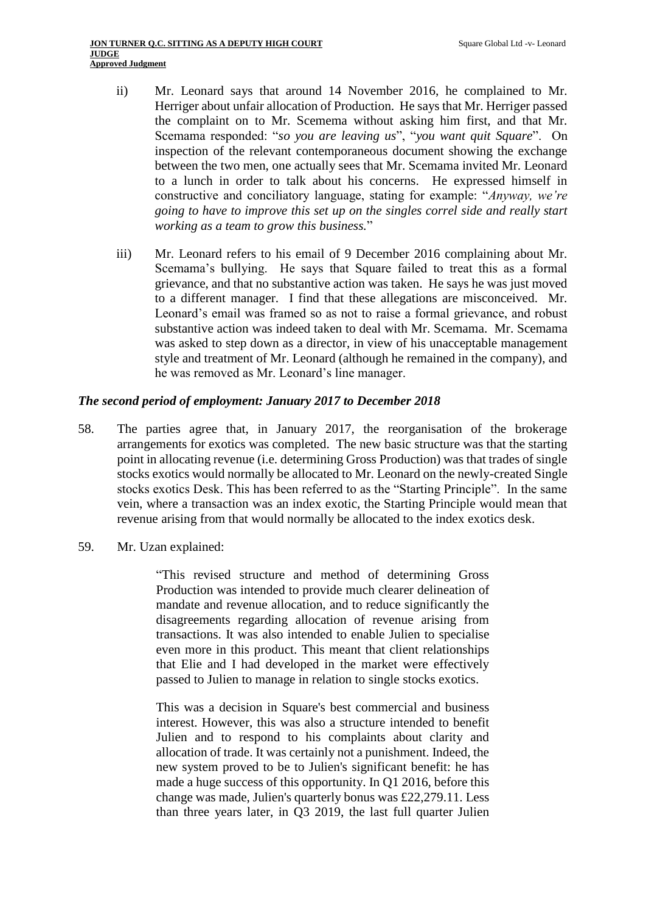ii) Mr. Leonard says that around 14 November 2016, he complained to Mr. Herriger about unfair allocation of Production. He says that Mr. Herriger passed the complaint on to Mr. Scemema without asking him first, and that Mr. Scemama responded: "*so you are leaving us*", "*you want quit Square*". On inspection of the relevant contemporaneous document showing the exchange between the two men, one actually sees that Mr. Scemama invited Mr. Leonard to a lunch in order to talk about his concerns. He expressed himself in constructive and conciliatory language, stating for example: "*Anyway, we're going to have to improve this set up on the singles correl side and really start working as a team to grow this business.*"

iii) Mr. Leonard refers to his email of 9 December 2016 complaining about Mr. Scemama's bullying. He says that Square failed to treat this as a formal grievance, and that no substantive action was taken. He says he was just moved to a different manager. I find that these allegations are misconceived. Mr. Leonard's email was framed so as not to raise a formal grievance, and robust substantive action was indeed taken to deal with Mr. Scemama. Mr. Scemama was asked to step down as a director, in view of his unacceptable management style and treatment of Mr. Leonard (although he remained in the company), and he was removed as Mr. Leonard's line manager.

### *The second period of employment: January 2017 to December 2018*

58. The parties agree that, in January 2017, the reorganisation of the brokerage arrangements for exotics was completed. The new basic structure was that the starting point in allocating revenue (i.e. determining Gross Production) was that trades of single stocks exotics would normally be allocated to Mr. Leonard on the newly-created Single stocks exotics Desk. This has been referred to as the "Starting Principle". In the same vein, where a transaction was an index exotic, the Starting Principle would mean that revenue arising from that would normally be allocated to the index exotics desk.

59. Mr. Uzan explained:

> "This revised structure and method of determining Gross Production was intended to provide much clearer delineation of mandate and revenue allocation, and to reduce significantly the disagreements regarding allocation of revenue arising from transactions. It was also intended to enable Julien to specialise even more in this product. This meant that client relationships that Elie and I had developed in the market were effectively passed to Julien to manage in relation to single stocks exotics.
>
> This was a decision in Square's best commercial and business interest. However, this was also a structure intended to benefit Julien and to respond to his complaints about clarity and allocation of trade. It was certainly not a punishment. Indeed, the new system proved to be to Julien's significant benefit: he has made a huge success of this opportunity. In Q1 2016, before this change was made, Julien's quarterly bonus was £22,279.11. Less than three years later, in Q3 2019, the last full quarter Julien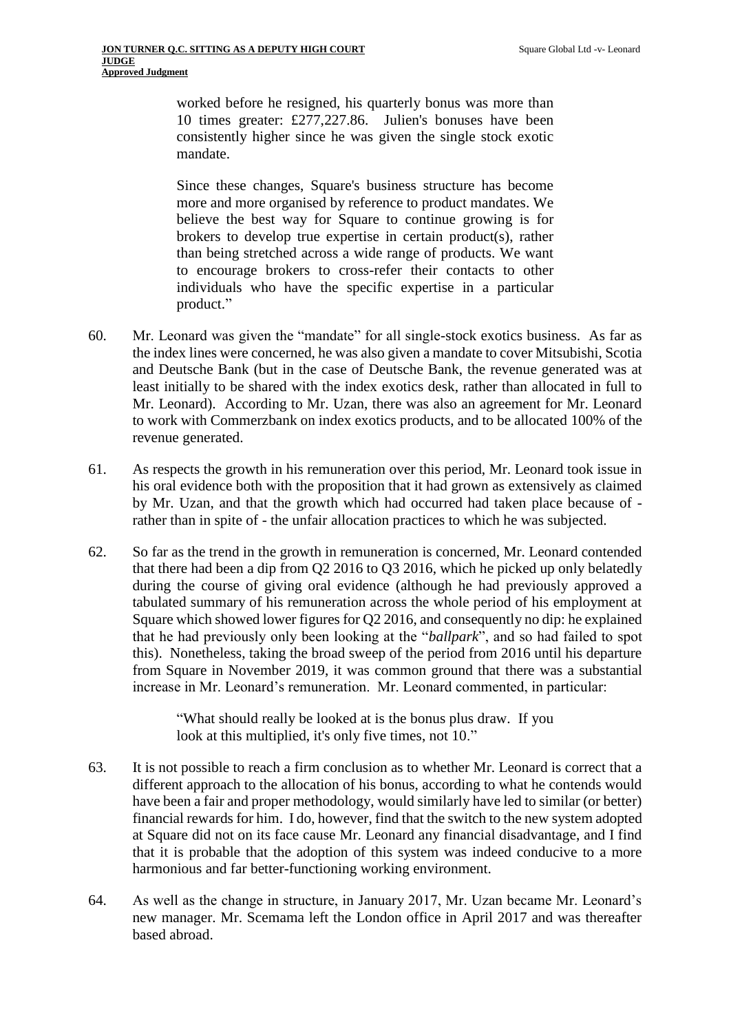> worked before he resigned, his quarterly bonus was more than 10 times greater: £277,227.86. Julien's bonuses have been consistently higher since he was given the single stock exotic mandate.
>
> Since these changes, Square's business structure has become more and more organised by reference to product mandates. We believe the best way for Square to continue growing is for brokers to develop true expertise in certain product(s), rather than being stretched across a wide range of products. We want to encourage brokers to cross-refer their contacts to other individuals who have the specific expertise in a particular product."

60. Mr. Leonard was given the "mandate" for all single-stock exotics business. As far as the index lines were concerned, he was also given a mandate to cover Mitsubishi, Scotia and Deutsche Bank (but in the case of Deutsche Bank, the revenue generated was at least initially to be shared with the index exotics desk, rather than allocated in full to Mr. Leonard). According to Mr. Uzan, there was also an agreement for Mr. Leonard to work with Commerzbank on index exotics products, and to be allocated 100% of the revenue generated.

61. As respects the growth in his remuneration over this period, Mr. Leonard took issue in his oral evidence both with the proposition that it had grown as extensively as claimed by Mr. Uzan, and that the growth which had occurred had taken place because of - rather than in spite of - the unfair allocation practices to which he was subjected.

62. So far as the trend in the growth in remuneration is concerned, Mr. Leonard contended that there had been a dip from Q2 2016 to Q3 2016, which he picked up only belatedly during the course of giving oral evidence (although he had previously approved a tabulated summary of his remuneration across the whole period of his employment at Square which showed lower figures for Q2 2016, and consequently no dip: he explained that he had previously only been looking at the "*ballpark*", and so had failed to spot this). Nonetheless, taking the broad sweep of the period from 2016 until his departure from Square in November 2019, it was common ground that there was a substantial increase in Mr. Leonard's remuneration. Mr. Leonard commented, in particular:

> "What should really be looked at is the bonus plus draw. If you look at this multiplied, it's only five times, not 10."

63. It is not possible to reach a firm conclusion as to whether Mr. Leonard is correct that a different approach to the allocation of his bonus, according to what he contends would have been a fair and proper methodology, would similarly have led to similar (or better) financial rewards for him. I do, however, find that the switch to the new system adopted at Square did not on its face cause Mr. Leonard any financial disadvantage, and I find that it is probable that the adoption of this system was indeed conducive to a more harmonious and far better-functioning working environment.

64. As well as the change in structure, in January 2017, Mr. Uzan became Mr. Leonard's new manager. Mr. Scemama left the London office in April 2017 and was thereafter based abroad.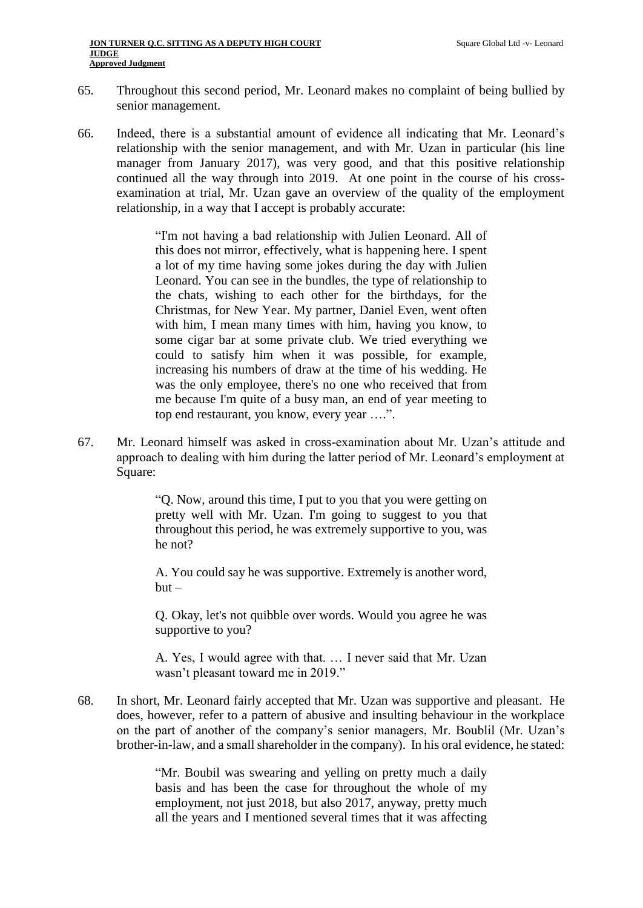65. Throughout this second period, Mr. Leonard makes no complaint of being bullied by senior management.

66. Indeed, there is a substantial amount of evidence all indicating that Mr. Leonard's relationship with the senior management, and with Mr. Uzan in particular (his line manager from January 2017), was very good, and that this positive relationship continued all the way through into 2019. At one point in the course of his cross-examination at trial, Mr. Uzan gave an overview of the quality of the employment relationship, in a way that I accept is probably accurate:

> "I'm not having a bad relationship with Julien Leonard. All of this does not mirror, effectively, what is happening here. I spent a lot of my time having some jokes during the day with Julien Leonard. You can see in the bundles, the type of relationship to the chats, wishing to each other for the birthdays, for the Christmas, for New Year. My partner, Daniel Even, went often with him, I mean many times with him, having you know, to some cigar bar at some private club. We tried everything we could to satisfy him when it was possible, for example, increasing his numbers of draw at the time of his wedding. He was the only employee, there's no one who received that from me because I'm quite of a busy man, an end of year meeting to top end restaurant, you know, every year ….".

67. Mr. Leonard himself was asked in cross-examination about Mr. Uzan's attitude and approach to dealing with him during the latter period of Mr. Leonard's employment at Square:

> "Q. Now, around this time, I put to you that you were getting on pretty well with Mr. Uzan. I'm going to suggest to you that throughout this period, he was extremely supportive to you, was he not?
>
> A. You could say he was supportive. Extremely is another word, but –
>
> Q. Okay, let's not quibble over words. Would you agree he was supportive to you?
>
> A. Yes, I would agree with that. … I never said that Mr. Uzan wasn't pleasant toward me in 2019."

68. In short, Mr. Leonard fairly accepted that Mr. Uzan was supportive and pleasant. He does, however, refer to a pattern of abusive and insulting behaviour in the workplace on the part of another of the company's senior managers, Mr. Boublil (Mr. Uzan's brother-in-law, and a small shareholder in the company). In his oral evidence, he stated:

> "Mr. Boubil was swearing and yelling on pretty much a daily basis and has been the case for throughout the whole of my employment, not just 2018, but also 2017, anyway, pretty much all the years and I mentioned several times that it was affecting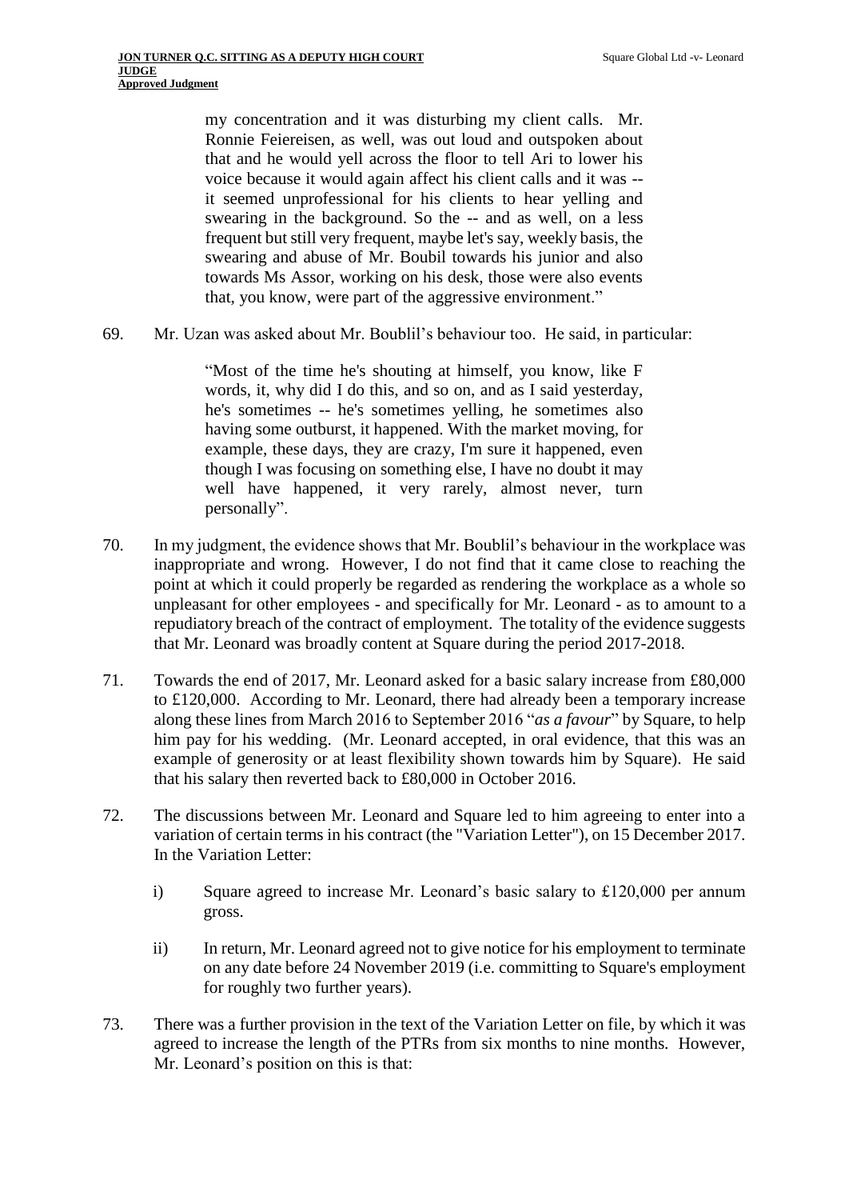> my concentration and it was disturbing my client calls. Mr. Ronnie Feiereisen, as well, was out loud and outspoken about that and he would yell across the floor to tell Ari to lower his voice because it would again affect his client calls and it was -- it seemed unprofessional for his clients to hear yelling and swearing in the background. So the -- and as well, on a less frequent but still very frequent, maybe let's say, weekly basis, the swearing and abuse of Mr. Boubil towards his junior and also towards Ms Assor, working on his desk, those were also events that, you know, were part of the aggressive environment."

69. Mr. Uzan was asked about Mr. Boublil's behaviour too. He said, in particular:

> "Most of the time he's shouting at himself, you know, like F words, it, why did I do this, and so on, and as I said yesterday, he's sometimes -- he's sometimes yelling, he sometimes also having some outburst, it happened. With the market moving, for example, these days, they are crazy, I'm sure it happened, even though I was focusing on something else, I have no doubt it may well have happened, it very rarely, almost never, turn personally".

70. In my judgment, the evidence shows that Mr. Boublil's behaviour in the workplace was inappropriate and wrong. However, I do not find that it came close to reaching the point at which it could properly be regarded as rendering the workplace as a whole so unpleasant for other employees - and specifically for Mr. Leonard - as to amount to a repudiatory breach of the contract of employment. The totality of the evidence suggests that Mr. Leonard was broadly content at Square during the period 2017-2018.

71. Towards the end of 2017, Mr. Leonard asked for a basic salary increase from £80,000 to £120,000. According to Mr. Leonard, there had already been a temporary increase along these lines from March 2016 to September 2016 "*as a favour*" by Square, to help him pay for his wedding. (Mr. Leonard accepted, in oral evidence, that this was an example of generosity or at least flexibility shown towards him by Square). He said that his salary then reverted back to £80,000 in October 2016.

72. The discussions between Mr. Leonard and Square led to him agreeing to enter into a variation of certain terms in his contract (the "Variation Letter"), on 15 December 2017. In the Variation Letter:

    i) Square agreed to increase Mr. Leonard's basic salary to £120,000 per annum gross.

    ii) In return, Mr. Leonard agreed not to give notice for his employment to terminate on any date before 24 November 2019 (i.e. committing to Square's employment for roughly two further years).

73. There was a further provision in the text of the Variation Letter on file, by which it was agreed to increase the length of the PTRs from six months to nine months. However, Mr. Leonard's position on this is that: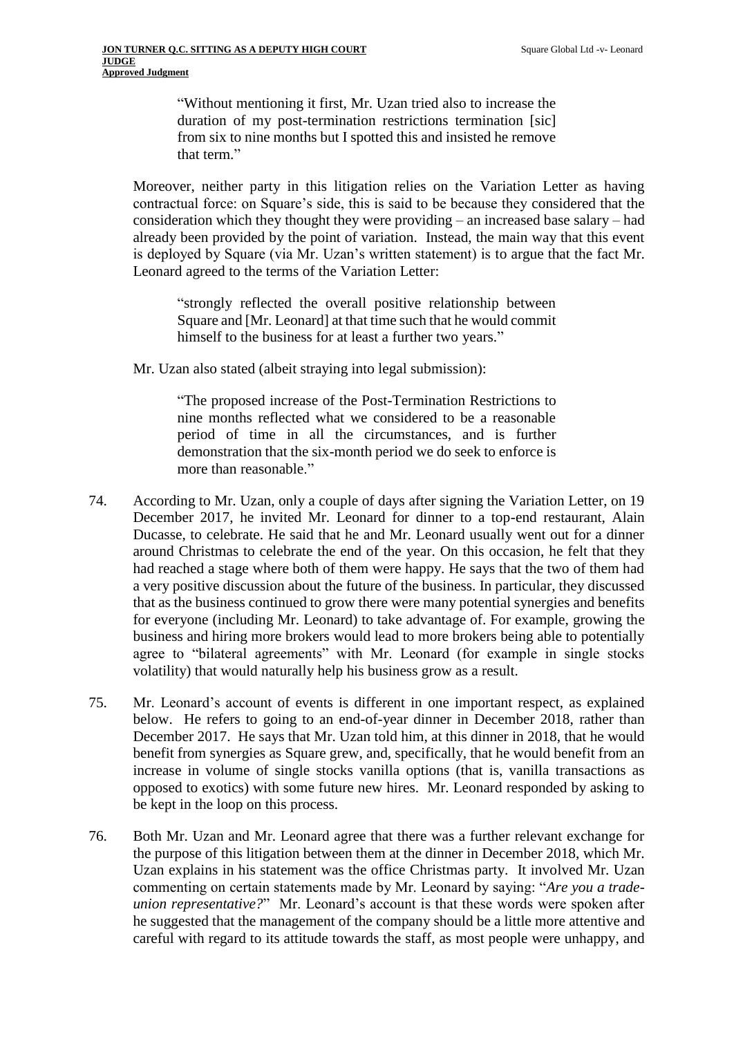> "Without mentioning it first, Mr. Uzan tried also to increase the duration of my post-termination restrictions termination [sic] from six to nine months but I spotted this and insisted he remove that term."

Moreover, neither party in this litigation relies on the Variation Letter as having contractual force: on Square's side, this is said to be because they considered that the consideration which they thought they were providing – an increased base salary – had already been provided by the point of variation. Instead, the main way that this event is deployed by Square (via Mr. Uzan's written statement) is to argue that the fact Mr. Leonard agreed to the terms of the Variation Letter:

> "strongly reflected the overall positive relationship between Square and [Mr. Leonard] at that time such that he would commit himself to the business for at least a further two years."

Mr. Uzan also stated (albeit straying into legal submission):

> "The proposed increase of the Post-Termination Restrictions to nine months reflected what we considered to be a reasonable period of time in all the circumstances, and is further demonstration that the six-month period we do seek to enforce is more than reasonable."

74. According to Mr. Uzan, only a couple of days after signing the Variation Letter, on 19 December 2017, he invited Mr. Leonard for dinner to a top-end restaurant, Alain Ducasse, to celebrate. He said that he and Mr. Leonard usually went out for a dinner around Christmas to celebrate the end of the year. On this occasion, he felt that they had reached a stage where both of them were happy. He says that the two of them had a very positive discussion about the future of the business. In particular, they discussed that as the business continued to grow there were many potential synergies and benefits for everyone (including Mr. Leonard) to take advantage of. For example, growing the business and hiring more brokers would lead to more brokers being able to potentially agree to "bilateral agreements" with Mr. Leonard (for example in single stocks volatility) that would naturally help his business grow as a result.

75. Mr. Leonard's account of events is different in one important respect, as explained below. He refers to going to an end-of-year dinner in December 2018, rather than December 2017. He says that Mr. Uzan told him, at this dinner in 2018, that he would benefit from synergies as Square grew, and, specifically, that he would benefit from an increase in volume of single stocks vanilla options (that is, vanilla transactions as opposed to exotics) with some future new hires. Mr. Leonard responded by asking to be kept in the loop on this process.

76. Both Mr. Uzan and Mr. Leonard agree that there was a further relevant exchange for the purpose of this litigation between them at the dinner in December 2018, which Mr. Uzan explains in his statement was the office Christmas party. It involved Mr. Uzan commenting on certain statements made by Mr. Leonard by saying: "*Are you a trade-union representative?*" Mr. Leonard's account is that these words were spoken after he suggested that the management of the company should be a little more attentive and careful with regard to its attitude towards the staff, as most people were unhappy, and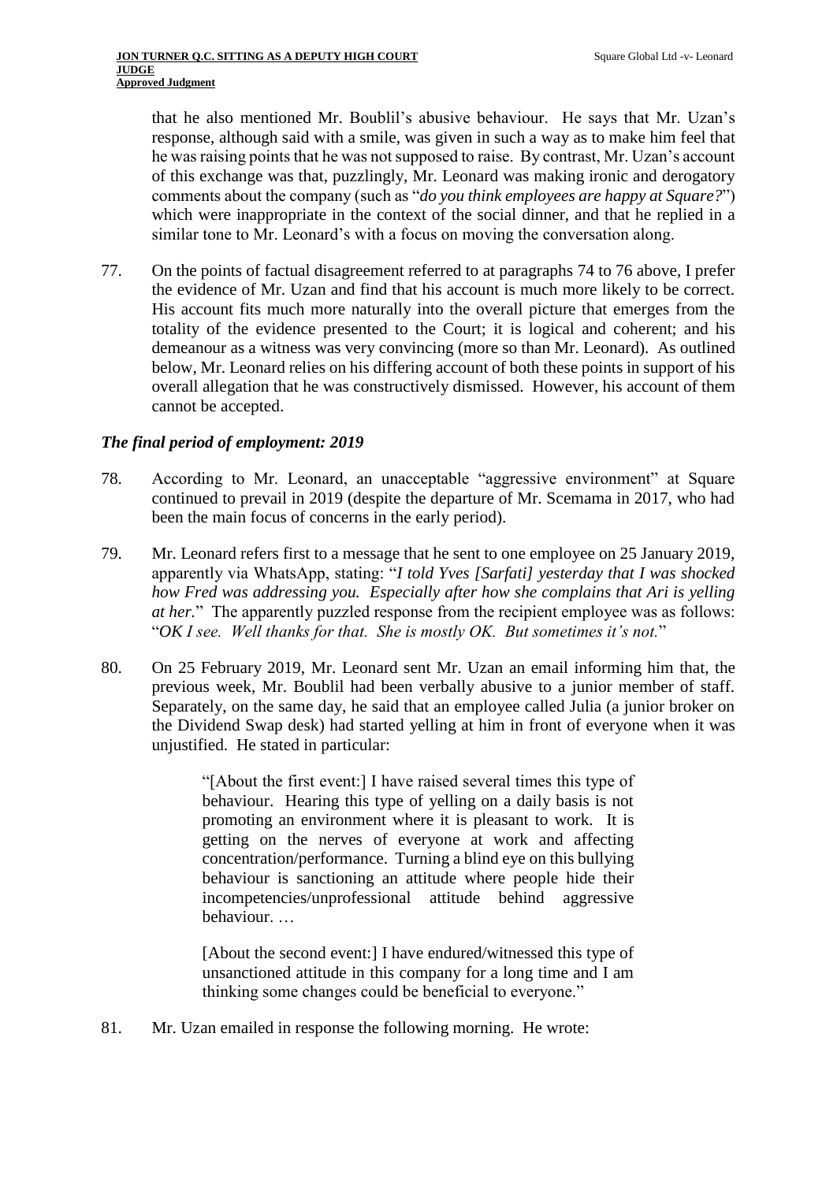that he also mentioned Mr. Boublil's abusive behaviour. He says that Mr. Uzan's response, although said with a smile, was given in such a way as to make him feel that he was raising points that he was not supposed to raise. By contrast, Mr. Uzan's account of this exchange was that, puzzlingly, Mr. Leonard was making ironic and derogatory comments about the company (such as "*do you think employees are happy at Square?*") which were inappropriate in the context of the social dinner, and that he replied in a similar tone to Mr. Leonard's with a focus on moving the conversation along.

77. On the points of factual disagreement referred to at paragraphs 74 to 76 above, I prefer the evidence of Mr. Uzan and find that his account is much more likely to be correct. His account fits much more naturally into the overall picture that emerges from the totality of the evidence presented to the Court; it is logical and coherent; and his demeanour as a witness was very convincing (more so than Mr. Leonard). As outlined below, Mr. Leonard relies on his differing account of both these points in support of his overall allegation that he was constructively dismissed. However, his account of them cannot be accepted.

### *The final period of employment: 2019*

78. According to Mr. Leonard, an unacceptable "aggressive environment" at Square continued to prevail in 2019 (despite the departure of Mr. Scemama in 2017, who had been the main focus of concerns in the early period).

79. Mr. Leonard refers first to a message that he sent to one employee on 25 January 2019, apparently via WhatsApp, stating: "*I told Yves [Sarfati] yesterday that I was shocked how Fred was addressing you. Especially after how she complains that Ari is yelling at her.*" The apparently puzzled response from the recipient employee was as follows: "*OK I see. Well thanks for that. She is mostly OK. But sometimes it's not.*"

80. On 25 February 2019, Mr. Leonard sent Mr. Uzan an email informing him that, the previous week, Mr. Boublil had been verbally abusive to a junior member of staff. Separately, on the same day, he said that an employee called Julia (a junior broker on the Dividend Swap desk) had started yelling at him in front of everyone when it was unjustified. He stated in particular:

> "[About the first event:] I have raised several times this type of behaviour. Hearing this type of yelling on a daily basis is not promoting an environment where it is pleasant to work. It is getting on the nerves of everyone at work and affecting concentration/performance. Turning a blind eye on this bullying behaviour is sanctioning an attitude where people hide their incompetencies/unprofessional attitude behind aggressive behaviour. …
>
> [About the second event:] I have endured/witnessed this type of unsanctioned attitude in this company for a long time and I am thinking some changes could be beneficial to everyone."

81. Mr. Uzan emailed in response the following morning. He wrote: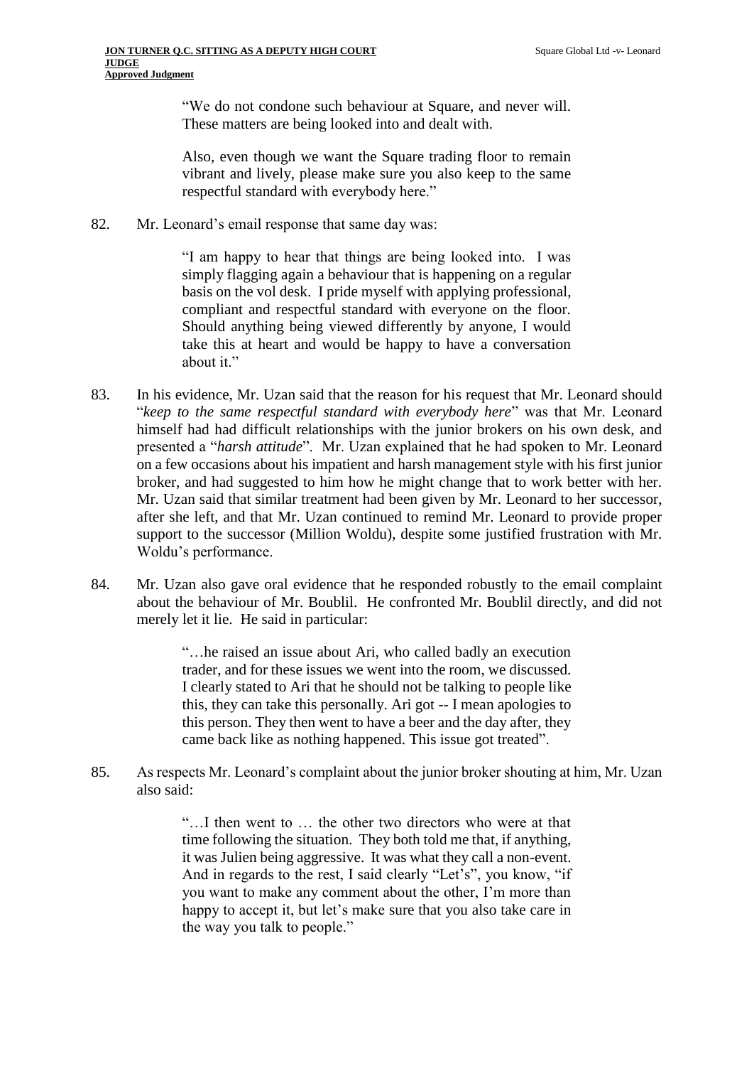> "We do not condone such behaviour at Square, and never will. These matters are being looked into and dealt with.
>
> Also, even though we want the Square trading floor to remain vibrant and lively, please make sure you also keep to the same respectful standard with everybody here."

82. Mr. Leonard's email response that same day was:

> "I am happy to hear that things are being looked into. I was simply flagging again a behaviour that is happening on a regular basis on the vol desk. I pride myself with applying professional, compliant and respectful standard with everyone on the floor. Should anything being viewed differently by anyone, I would take this at heart and would be happy to have a conversation about it."

83. In his evidence, Mr. Uzan said that the reason for his request that Mr. Leonard should "*keep to the same respectful standard with everybody here*" was that Mr. Leonard himself had had difficult relationships with the junior brokers on his own desk, and presented a "*harsh attitude*". Mr. Uzan explained that he had spoken to Mr. Leonard on a few occasions about his impatient and harsh management style with his first junior broker, and had suggested to him how he might change that to work better with her. Mr. Uzan said that similar treatment had been given by Mr. Leonard to her successor, after she left, and that Mr. Uzan continued to remind Mr. Leonard to provide proper support to the successor (Million Woldu), despite some justified frustration with Mr. Woldu's performance.

84. Mr. Uzan also gave oral evidence that he responded robustly to the email complaint about the behaviour of Mr. Boublil. He confronted Mr. Boublil directly, and did not merely let it lie. He said in particular:

> "…he raised an issue about Ari, who called badly an execution trader, and for these issues we went into the room, we discussed. I clearly stated to Ari that he should not be talking to people like this, they can take this personally. Ari got -- I mean apologies to this person. They then went to have a beer and the day after, they came back like as nothing happened. This issue got treated".

85. As respects Mr. Leonard's complaint about the junior broker shouting at him, Mr. Uzan also said:

> "…I then went to … the other two directors who were at that time following the situation. They both told me that, if anything, it was Julien being aggressive. It was what they call a non-event. And in regards to the rest, I said clearly "Let's", you know, "if you want to make any comment about the other, I'm more than happy to accept it, but let's make sure that you also take care in the way you talk to people."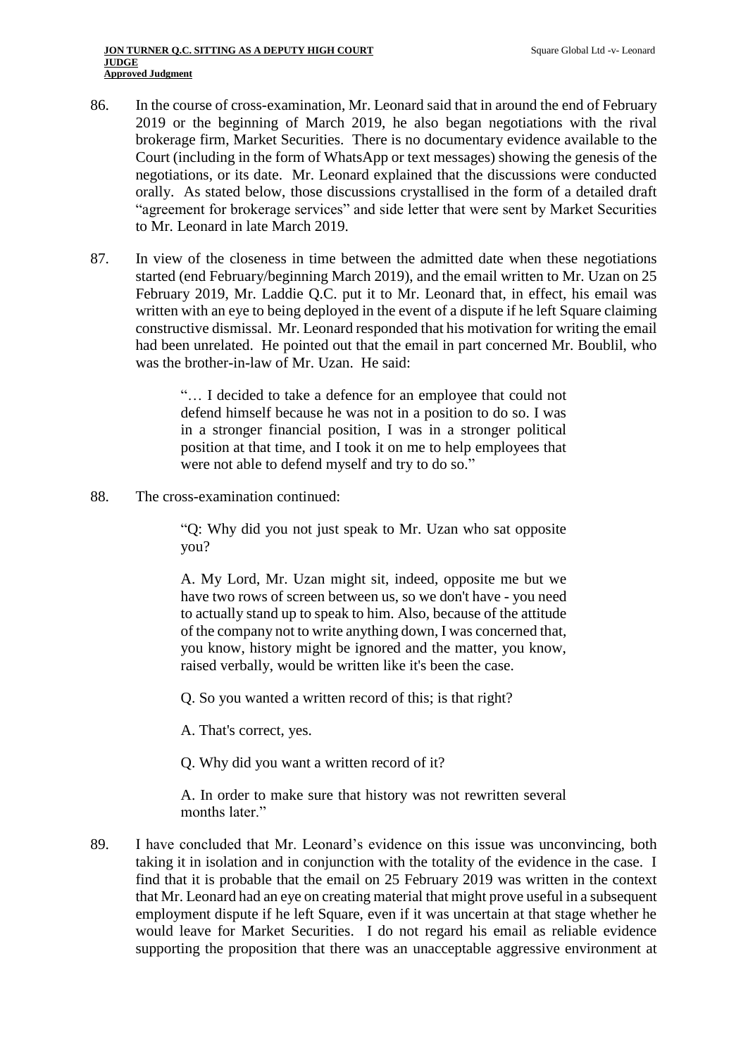86. In the course of cross-examination, Mr. Leonard said that in around the end of February 2019 or the beginning of March 2019, he also began negotiations with the rival brokerage firm, Market Securities. There is no documentary evidence available to the Court (including in the form of WhatsApp or text messages) showing the genesis of the negotiations, or its date. Mr. Leonard explained that the discussions were conducted orally. As stated below, those discussions crystallised in the form of a detailed draft "agreement for brokerage services" and side letter that were sent by Market Securities to Mr. Leonard in late March 2019.

87. In view of the closeness in time between the admitted date when these negotiations started (end February/beginning March 2019), and the email written to Mr. Uzan on 25 February 2019, Mr. Laddie Q.C. put it to Mr. Leonard that, in effect, his email was written with an eye to being deployed in the event of a dispute if he left Square claiming constructive dismissal. Mr. Leonard responded that his motivation for writing the email had been unrelated. He pointed out that the email in part concerned Mr. Boublil, who was the brother-in-law of Mr. Uzan. He said:

> "… I decided to take a defence for an employee that could not defend himself because he was not in a position to do so. I was in a stronger financial position, I was in a stronger political position at that time, and I took it on me to help employees that were not able to defend myself and try to do so."

88. The cross-examination continued:

> "Q: Why did you not just speak to Mr. Uzan who sat opposite you?
>
> A. My Lord, Mr. Uzan might sit, indeed, opposite me but we have two rows of screen between us, so we don't have - you need to actually stand up to speak to him. Also, because of the attitude of the company not to write anything down, I was concerned that, you know, history might be ignored and the matter, you know, raised verbally, would be written like it's been the case.
>
> Q. So you wanted a written record of this; is that right?
>
> A. That's correct, yes.
>
> Q. Why did you want a written record of it?
>
> A. In order to make sure that history was not rewritten several months later."

89. I have concluded that Mr. Leonard's evidence on this issue was unconvincing, both taking it in isolation and in conjunction with the totality of the evidence in the case. I find that it is probable that the email on 25 February 2019 was written in the context that Mr. Leonard had an eye on creating material that might prove useful in a subsequent employment dispute if he left Square, even if it was uncertain at that stage whether he would leave for Market Securities. I do not regard his email as reliable evidence supporting the proposition that there was an unacceptable aggressive environment at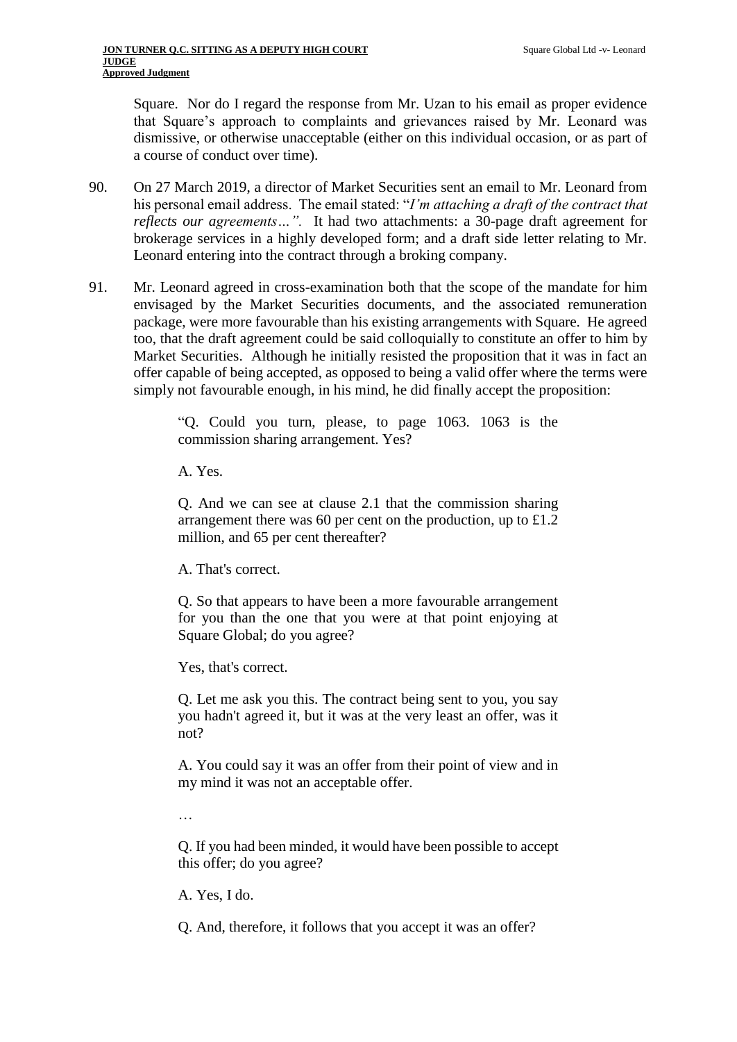Square. Nor do I regard the response from Mr. Uzan to his email as proper evidence that Square's approach to complaints and grievances raised by Mr. Leonard was dismissive, or otherwise unacceptable (either on this individual occasion, or as part of a course of conduct over time).

90. On 27 March 2019, a director of Market Securities sent an email to Mr. Leonard from his personal email address. The email stated: "*I'm attaching a draft of the contract that reflects our agreements…".* It had two attachments: a 30-page draft agreement for brokerage services in a highly developed form; and a draft side letter relating to Mr. Leonard entering into the contract through a broking company.

91. Mr. Leonard agreed in cross-examination both that the scope of the mandate for him envisaged by the Market Securities documents, and the associated remuneration package, were more favourable than his existing arrangements with Square. He agreed too, that the draft agreement could be said colloquially to constitute an offer to him by Market Securities. Although he initially resisted the proposition that it was in fact an offer capable of being accepted, as opposed to being a valid offer where the terms were simply not favourable enough, in his mind, he did finally accept the proposition:

> "Q. Could you turn, please, to page 1063. 1063 is the commission sharing arrangement. Yes?
>
> A. Yes.
>
> Q. And we can see at clause 2.1 that the commission sharing arrangement there was 60 per cent on the production, up to £1.2 million, and 65 per cent thereafter?
>
> A. That's correct.
>
> Q. So that appears to have been a more favourable arrangement for you than the one that you were at that point enjoying at Square Global; do you agree?
>
> Yes, that's correct.
>
> Q. Let me ask you this. The contract being sent to you, you say you hadn't agreed it, but it was at the very least an offer, was it not?
>
> A. You could say it was an offer from their point of view and in my mind it was not an acceptable offer.
>
> …
>
> Q. If you had been minded, it would have been possible to accept this offer; do you agree?
>
> A. Yes, I do.
>
> Q. And, therefore, it follows that you accept it was an offer?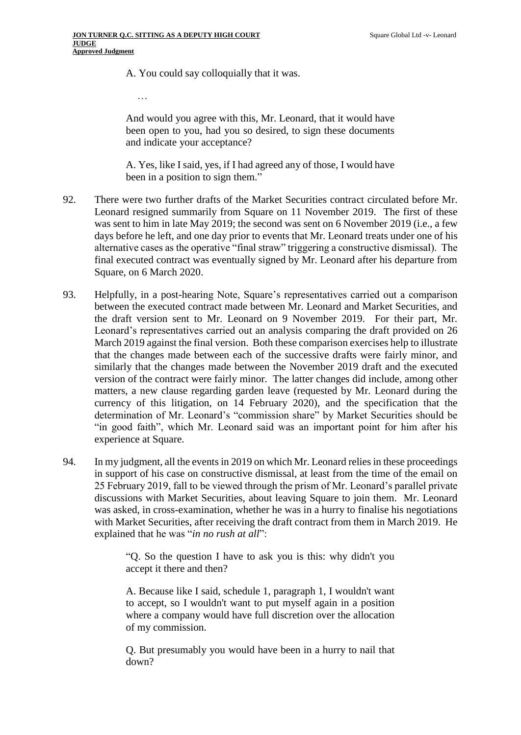> A. You could say colloquially that it was.
>
> …
>
> And would you agree with this, Mr. Leonard, that it would have been open to you, had you so desired, to sign these documents and indicate your acceptance?
>
> A. Yes, like I said, yes, if I had agreed any of those, I would have been in a position to sign them."

92. There were two further drafts of the Market Securities contract circulated before Mr. Leonard resigned summarily from Square on 11 November 2019. The first of these was sent to him in late May 2019; the second was sent on 6 November 2019 (i.e., a few days before he left, and one day prior to events that Mr. Leonard treats under one of his alternative cases as the operative "final straw" triggering a constructive dismissal). The final executed contract was eventually signed by Mr. Leonard after his departure from Square, on 6 March 2020.

93. Helpfully, in a post-hearing Note, Square's representatives carried out a comparison between the executed contract made between Mr. Leonard and Market Securities, and the draft version sent to Mr. Leonard on 9 November 2019. For their part, Mr. Leonard's representatives carried out an analysis comparing the draft provided on 26 March 2019 against the final version. Both these comparison exercises help to illustrate that the changes made between each of the successive drafts were fairly minor, and similarly that the changes made between the November 2019 draft and the executed version of the contract were fairly minor. The latter changes did include, among other matters, a new clause regarding garden leave (requested by Mr. Leonard during the currency of this litigation, on 14 February 2020), and the specification that the determination of Mr. Leonard's "commission share" by Market Securities should be "in good faith", which Mr. Leonard said was an important point for him after his experience at Square.

94. In my judgment, all the events in 2019 on which Mr. Leonard relies in these proceedings in support of his case on constructive dismissal, at least from the time of the email on 25 February 2019, fall to be viewed through the prism of Mr. Leonard's parallel private discussions with Market Securities, about leaving Square to join them. Mr. Leonard was asked, in cross-examination, whether he was in a hurry to finalise his negotiations with Market Securities, after receiving the draft contract from them in March 2019. He explained that he was "*in no rush at all*":

> "Q. So the question I have to ask you is this: why didn't you accept it there and then?
>
> A. Because like I said, schedule 1, paragraph 1, I wouldn't want to accept, so I wouldn't want to put myself again in a position where a company would have full discretion over the allocation of my commission.
>
> Q. But presumably you would have been in a hurry to nail that down?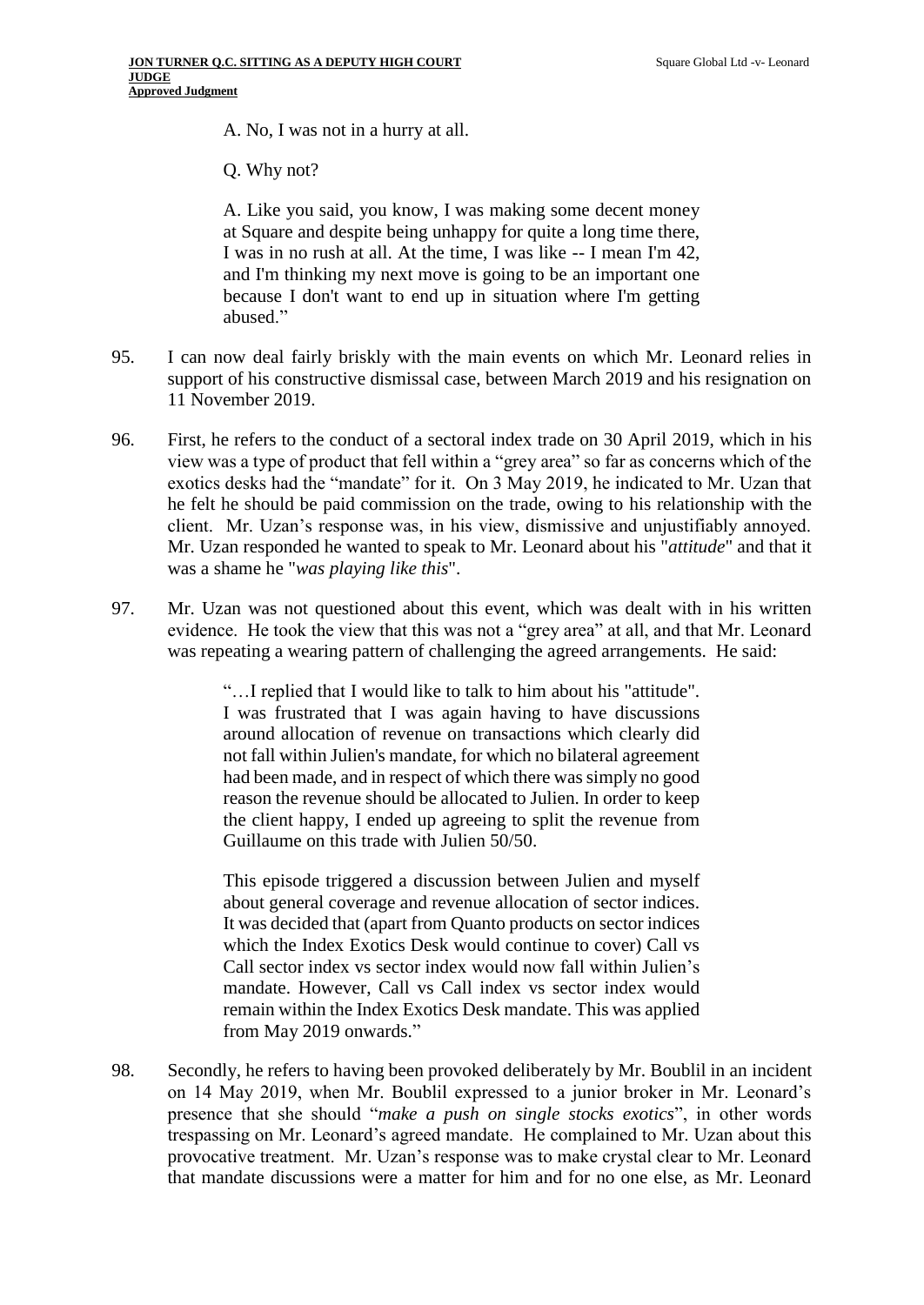A. No, I was not in a hurry at all.

Q. Why not?

A. Like you said, you know, I was making some decent money at Square and despite being unhappy for quite a long time there, I was in no rush at all. At the time, I was like -- I mean I'm 42, and I'm thinking my next move is going to be an important one because I don't want to end up in situation where I'm getting abused."

95. I can now deal fairly briskly with the main events on which Mr. Leonard relies in support of his constructive dismissal case, between March 2019 and his resignation on 11 November 2019.

96. First, he refers to the conduct of a sectoral index trade on 30 April 2019, which in his view was a type of product that fell within a "grey area" so far as concerns which of the exotics desks had the "mandate" for it. On 3 May 2019, he indicated to Mr. Uzan that he felt he should be paid commission on the trade, owing to his relationship with the client. Mr. Uzan's response was, in his view, dismissive and unjustifiably annoyed. Mr. Uzan responded he wanted to speak to Mr. Leonard about his "*attitude*" and that it was a shame he "*was playing like this*".

97. Mr. Uzan was not questioned about this event, which was dealt with in his written evidence. He took the view that this was not a "grey area" at all, and that Mr. Leonard was repeating a wearing pattern of challenging the agreed arrangements. He said:

> "…I replied that I would like to talk to him about his "attitude". I was frustrated that I was again having to have discussions around allocation of revenue on transactions which clearly did not fall within Julien's mandate, for which no bilateral agreement had been made, and in respect of which there was simply no good reason the revenue should be allocated to Julien. In order to keep the client happy, I ended up agreeing to split the revenue from Guillaume on this trade with Julien 50/50.
>
> This episode triggered a discussion between Julien and myself about general coverage and revenue allocation of sector indices. It was decided that (apart from Quanto products on sector indices which the Index Exotics Desk would continue to cover) Call vs Call sector index vs sector index would now fall within Julien's mandate. However, Call vs Call index vs sector index would remain within the Index Exotics Desk mandate. This was applied from May 2019 onwards."

98. Secondly, he refers to having been provoked deliberately by Mr. Boublil in an incident on 14 May 2019, when Mr. Boublil expressed to a junior broker in Mr. Leonard's presence that she should "*make a push on single stocks exotics*", in other words trespassing on Mr. Leonard's agreed mandate. He complained to Mr. Uzan about this provocative treatment. Mr. Uzan's response was to make crystal clear to Mr. Leonard that mandate discussions were a matter for him and for no one else, as Mr. Leonard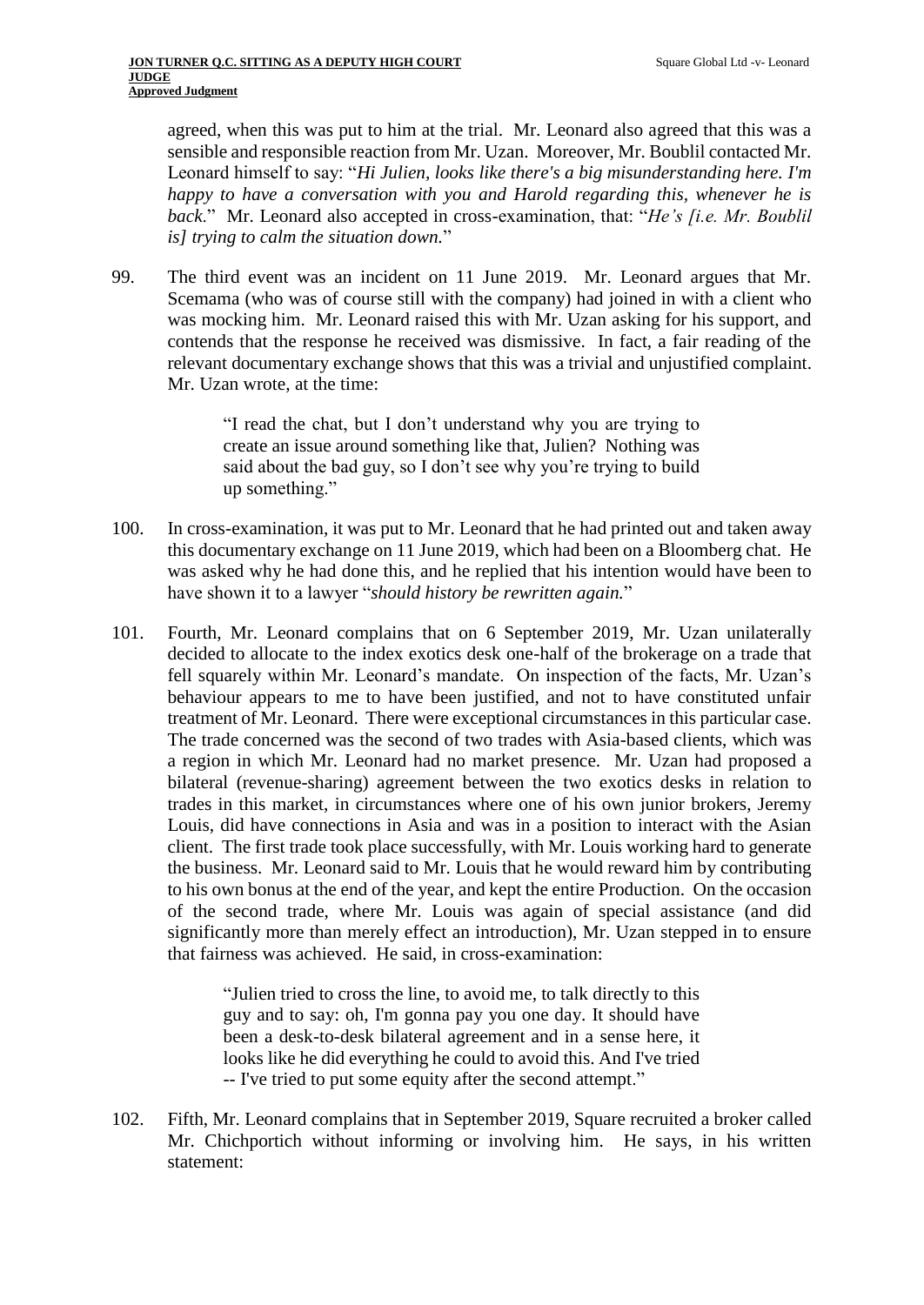agreed, when this was put to him at the trial. Mr. Leonard also agreed that this was a sensible and responsible reaction from Mr. Uzan. Moreover, Mr. Boublil contacted Mr. Leonard himself to say: "*Hi Julien, looks like there's a big misunderstanding here. I'm happy to have a conversation with you and Harold regarding this, whenever he is back*." Mr. Leonard also accepted in cross-examination, that: "*He's [i.e. Mr. Boublil is] trying to calm the situation down.*"

99. The third event was an incident on 11 June 2019. Mr. Leonard argues that Mr. Scemama (who was of course still with the company) had joined in with a client who was mocking him. Mr. Leonard raised this with Mr. Uzan asking for his support, and contends that the response he received was dismissive. In fact, a fair reading of the relevant documentary exchange shows that this was a trivial and unjustified complaint. Mr. Uzan wrote, at the time:

> "I read the chat, but I don't understand why you are trying to create an issue around something like that, Julien? Nothing was said about the bad guy, so I don't see why you're trying to build up something."

100. In cross-examination, it was put to Mr. Leonard that he had printed out and taken away this documentary exchange on 11 June 2019, which had been on a Bloomberg chat. He was asked why he had done this, and he replied that his intention would have been to have shown it to a lawyer "*should history be rewritten again.*"

101. Fourth, Mr. Leonard complains that on 6 September 2019, Mr. Uzan unilaterally decided to allocate to the index exotics desk one-half of the brokerage on a trade that fell squarely within Mr. Leonard's mandate. On inspection of the facts, Mr. Uzan's behaviour appears to me to have been justified, and not to have constituted unfair treatment of Mr. Leonard. There were exceptional circumstances in this particular case. The trade concerned was the second of two trades with Asia-based clients, which was a region in which Mr. Leonard had no market presence. Mr. Uzan had proposed a bilateral (revenue-sharing) agreement between the two exotics desks in relation to trades in this market, in circumstances where one of his own junior brokers, Jeremy Louis, did have connections in Asia and was in a position to interact with the Asian client. The first trade took place successfully, with Mr. Louis working hard to generate the business. Mr. Leonard said to Mr. Louis that he would reward him by contributing to his own bonus at the end of the year, and kept the entire Production. On the occasion of the second trade, where Mr. Louis was again of special assistance (and did significantly more than merely effect an introduction), Mr. Uzan stepped in to ensure that fairness was achieved. He said, in cross-examination:

> "Julien tried to cross the line, to avoid me, to talk directly to this guy and to say: oh, I'm gonna pay you one day. It should have been a desk-to-desk bilateral agreement and in a sense here, it looks like he did everything he could to avoid this. And I've tried -- I've tried to put some equity after the second attempt."

102. Fifth, Mr. Leonard complains that in September 2019, Square recruited a broker called Mr. Chichportich without informing or involving him. He says, in his written statement: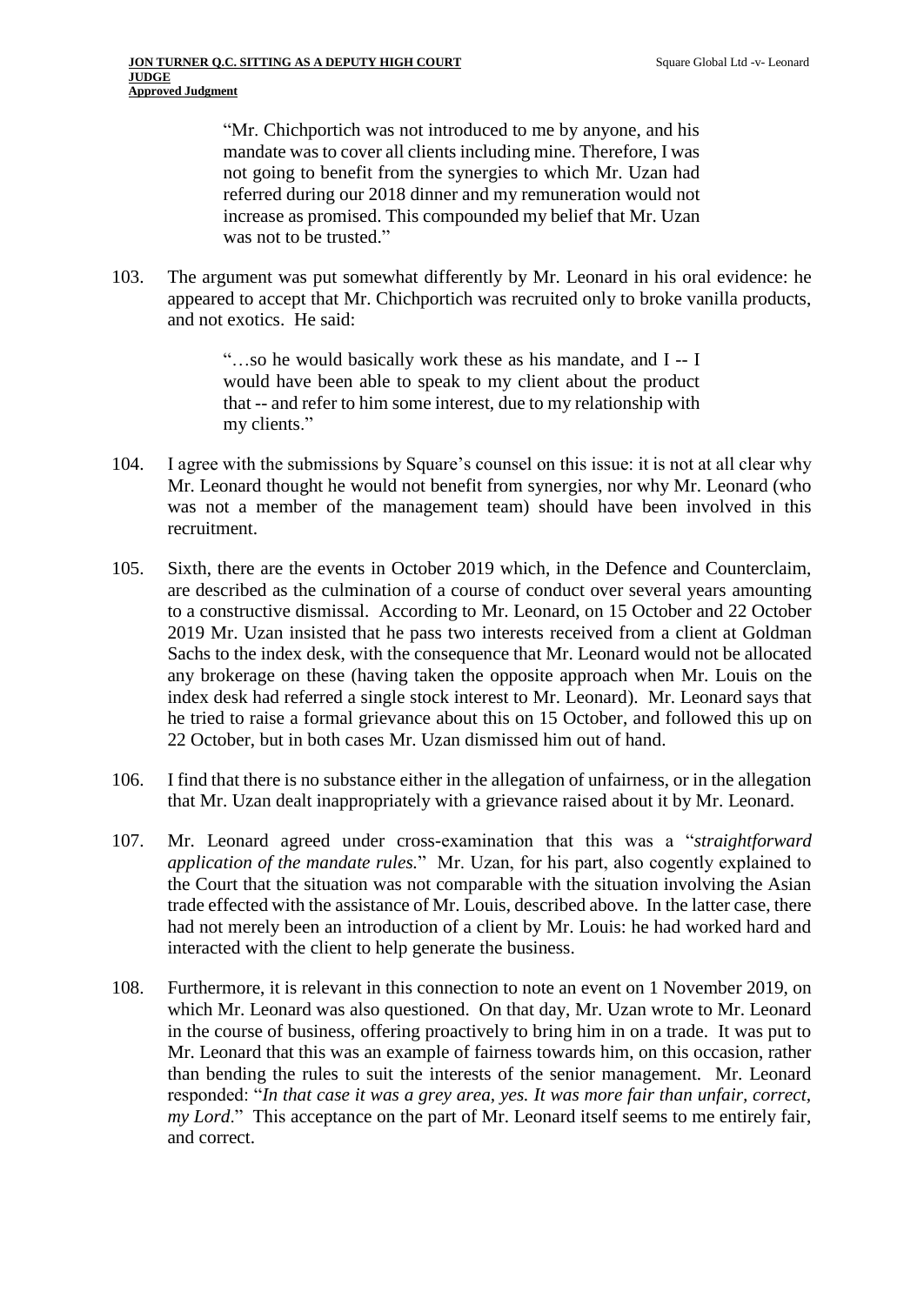> "Mr. Chichportich was not introduced to me by anyone, and his mandate was to cover all clients including mine. Therefore, I was not going to benefit from the synergies to which Mr. Uzan had referred during our 2018 dinner and my remuneration would not increase as promised. This compounded my belief that Mr. Uzan was not to be trusted."

103. The argument was put somewhat differently by Mr. Leonard in his oral evidence: he appeared to accept that Mr. Chichportich was recruited only to broke vanilla products, and not exotics. He said:

> "…so he would basically work these as his mandate, and I -- I would have been able to speak to my client about the product that -- and refer to him some interest, due to my relationship with my clients."

104. I agree with the submissions by Square's counsel on this issue: it is not at all clear why Mr. Leonard thought he would not benefit from synergies, nor why Mr. Leonard (who was not a member of the management team) should have been involved in this recruitment.

105. Sixth, there are the events in October 2019 which, in the Defence and Counterclaim, are described as the culmination of a course of conduct over several years amounting to a constructive dismissal. According to Mr. Leonard, on 15 October and 22 October 2019 Mr. Uzan insisted that he pass two interests received from a client at Goldman Sachs to the index desk, with the consequence that Mr. Leonard would not be allocated any brokerage on these (having taken the opposite approach when Mr. Louis on the index desk had referred a single stock interest to Mr. Leonard). Mr. Leonard says that he tried to raise a formal grievance about this on 15 October, and followed this up on 22 October, but in both cases Mr. Uzan dismissed him out of hand.

106. I find that there is no substance either in the allegation of unfairness, or in the allegation that Mr. Uzan dealt inappropriately with a grievance raised about it by Mr. Leonard.

107. Mr. Leonard agreed under cross-examination that this was a "*straightforward application of the mandate rules.*" Mr. Uzan, for his part, also cogently explained to the Court that the situation was not comparable with the situation involving the Asian trade effected with the assistance of Mr. Louis, described above. In the latter case, there had not merely been an introduction of a client by Mr. Louis: he had worked hard and interacted with the client to help generate the business.

108. Furthermore, it is relevant in this connection to note an event on 1 November 2019, on which Mr. Leonard was also questioned. On that day, Mr. Uzan wrote to Mr. Leonard in the course of business, offering proactively to bring him in on a trade. It was put to Mr. Leonard that this was an example of fairness towards him, on this occasion, rather than bending the rules to suit the interests of the senior management. Mr. Leonard responded: "*In that case it was a grey area, yes. It was more fair than unfair, correct, my Lord*." This acceptance on the part of Mr. Leonard itself seems to me entirely fair, and correct.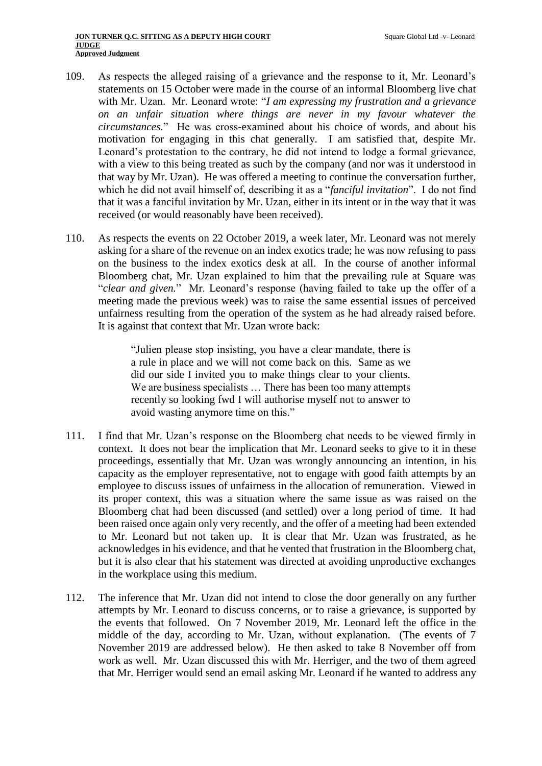109. As respects the alleged raising of a grievance and the response to it, Mr. Leonard's statements on 15 October were made in the course of an informal Bloomberg live chat with Mr. Uzan. Mr. Leonard wrote: "*I am expressing my frustration and a grievance on an unfair situation where things are never in my favour whatever the circumstances.*" He was cross-examined about his choice of words, and about his motivation for engaging in this chat generally. I am satisfied that, despite Mr. Leonard's protestation to the contrary, he did not intend to lodge a formal grievance, with a view to this being treated as such by the company (and nor was it understood in that way by Mr. Uzan). He was offered a meeting to continue the conversation further, which he did not avail himself of, describing it as a "*fanciful invitation*". I do not find that it was a fanciful invitation by Mr. Uzan, either in its intent or in the way that it was received (or would reasonably have been received).

110. As respects the events on 22 October 2019, a week later, Mr. Leonard was not merely asking for a share of the revenue on an index exotics trade; he was now refusing to pass on the business to the index exotics desk at all. In the course of another informal Bloomberg chat, Mr. Uzan explained to him that the prevailing rule at Square was "*clear and given.*" Mr. Leonard's response (having failed to take up the offer of a meeting made the previous week) was to raise the same essential issues of perceived unfairness resulting from the operation of the system as he had already raised before. It is against that context that Mr. Uzan wrote back:

> "Julien please stop insisting, you have a clear mandate, there is a rule in place and we will not come back on this. Same as we did our side I invited you to make things clear to your clients. We are business specialists … There has been too many attempts recently so looking fwd I will authorise myself not to answer to avoid wasting anymore time on this."

111. I find that Mr. Uzan's response on the Bloomberg chat needs to be viewed firmly in context. It does not bear the implication that Mr. Leonard seeks to give to it in these proceedings, essentially that Mr. Uzan was wrongly announcing an intention, in his capacity as the employer representative, not to engage with good faith attempts by an employee to discuss issues of unfairness in the allocation of remuneration. Viewed in its proper context, this was a situation where the same issue as was raised on the Bloomberg chat had been discussed (and settled) over a long period of time. It had been raised once again only very recently, and the offer of a meeting had been extended to Mr. Leonard but not taken up. It is clear that Mr. Uzan was frustrated, as he acknowledges in his evidence, and that he vented that frustration in the Bloomberg chat, but it is also clear that his statement was directed at avoiding unproductive exchanges in the workplace using this medium.

112. The inference that Mr. Uzan did not intend to close the door generally on any further attempts by Mr. Leonard to discuss concerns, or to raise a grievance, is supported by the events that followed. On 7 November 2019, Mr. Leonard left the office in the middle of the day, according to Mr. Uzan, without explanation. (The events of 7 November 2019 are addressed below). He then asked to take 8 November off from work as well. Mr. Uzan discussed this with Mr. Herriger, and the two of them agreed that Mr. Herriger would send an email asking Mr. Leonard if he wanted to address any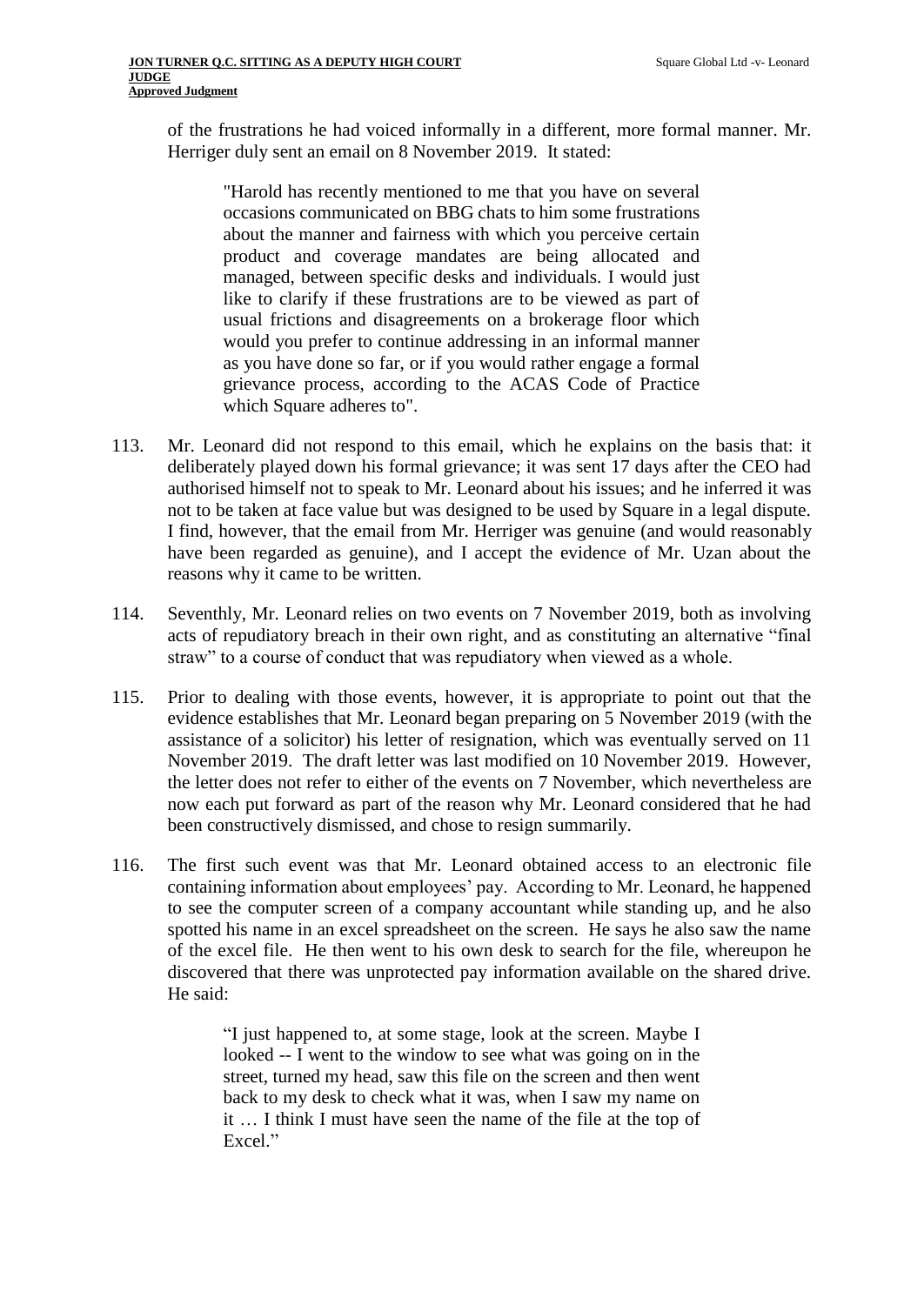of the frustrations he had voiced informally in a different, more formal manner. Mr. Herriger duly sent an email on 8 November 2019. It stated:

> "Harold has recently mentioned to me that you have on several occasions communicated on BBG chats to him some frustrations about the manner and fairness with which you perceive certain product and coverage mandates are being allocated and managed, between specific desks and individuals. I would just like to clarify if these frustrations are to be viewed as part of usual frictions and disagreements on a brokerage floor which would you prefer to continue addressing in an informal manner as you have done so far, or if you would rather engage a formal grievance process, according to the ACAS Code of Practice which Square adheres to".

113. Mr. Leonard did not respond to this email, which he explains on the basis that: it deliberately played down his formal grievance; it was sent 17 days after the CEO had authorised himself not to speak to Mr. Leonard about his issues; and he inferred it was not to be taken at face value but was designed to be used by Square in a legal dispute. I find, however, that the email from Mr. Herriger was genuine (and would reasonably have been regarded as genuine), and I accept the evidence of Mr. Uzan about the reasons why it came to be written.

114. Seventhly, Mr. Leonard relies on two events on 7 November 2019, both as involving acts of repudiatory breach in their own right, and as constituting an alternative "final straw" to a course of conduct that was repudiatory when viewed as a whole.

115. Prior to dealing with those events, however, it is appropriate to point out that the evidence establishes that Mr. Leonard began preparing on 5 November 2019 (with the assistance of a solicitor) his letter of resignation, which was eventually served on 11 November 2019. The draft letter was last modified on 10 November 2019. However, the letter does not refer to either of the events on 7 November, which nevertheless are now each put forward as part of the reason why Mr. Leonard considered that he had been constructively dismissed, and chose to resign summarily.

116. The first such event was that Mr. Leonard obtained access to an electronic file containing information about employees' pay. According to Mr. Leonard, he happened to see the computer screen of a company accountant while standing up, and he also spotted his name in an excel spreadsheet on the screen. He says he also saw the name of the excel file. He then went to his own desk to search for the file, whereupon he discovered that there was unprotected pay information available on the shared drive. He said:

> "I just happened to, at some stage, look at the screen. Maybe I looked -- I went to the window to see what was going on in the street, turned my head, saw this file on the screen and then went back to my desk to check what it was, when I saw my name on it … I think I must have seen the name of the file at the top of Excel."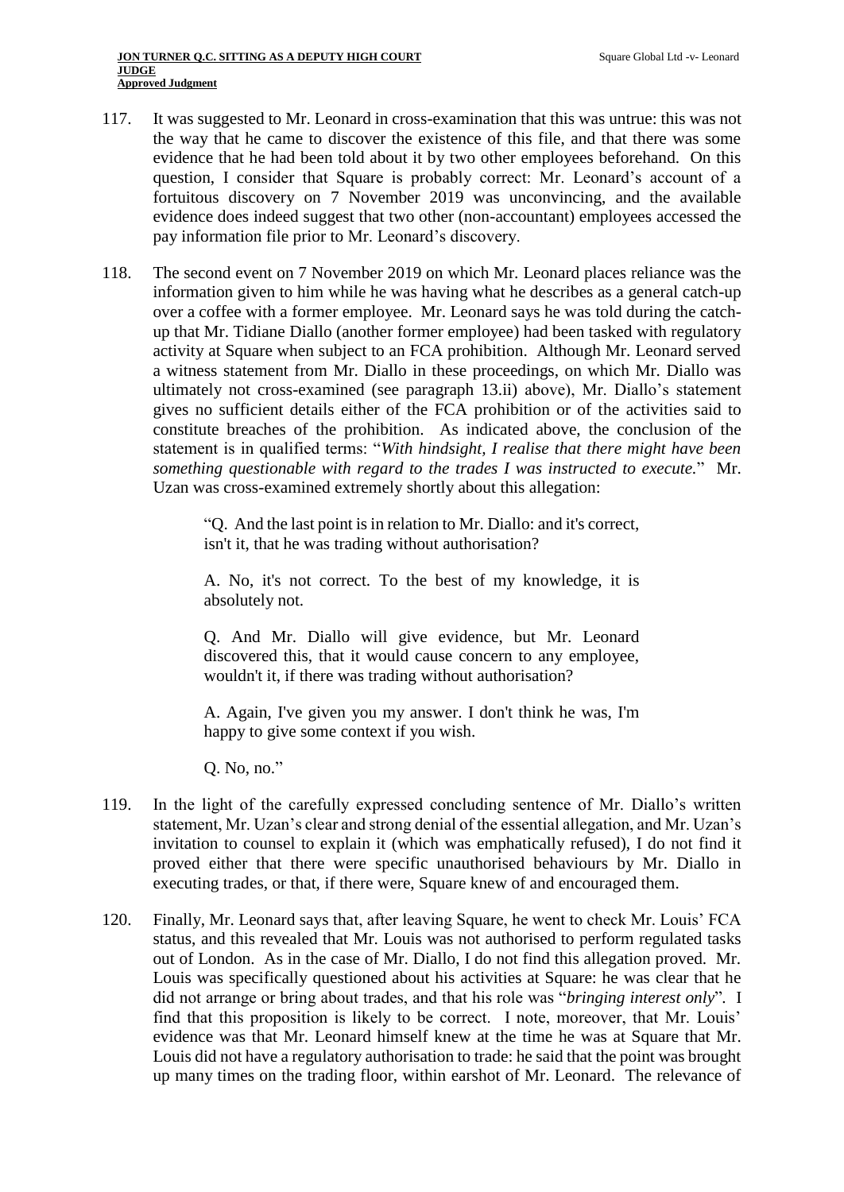117. It was suggested to Mr. Leonard in cross-examination that this was untrue: this was not the way that he came to discover the existence of this file, and that there was some evidence that he had been told about it by two other employees beforehand. On this question, I consider that Square is probably correct: Mr. Leonard's account of a fortuitous discovery on 7 November 2019 was unconvincing, and the available evidence does indeed suggest that two other (non-accountant) employees accessed the pay information file prior to Mr. Leonard's discovery.

118. The second event on 7 November 2019 on which Mr. Leonard places reliance was the information given to him while he was having what he describes as a general catch-up over a coffee with a former employee. Mr. Leonard says he was told during the catch-up that Mr. Tidiane Diallo (another former employee) had been tasked with regulatory activity at Square when subject to an FCA prohibition. Although Mr. Leonard served a witness statement from Mr. Diallo in these proceedings, on which Mr. Diallo was ultimately not cross-examined (see paragraph 13.ii) above), Mr. Diallo's statement gives no sufficient details either of the FCA prohibition or of the activities said to constitute breaches of the prohibition. As indicated above, the conclusion of the statement is in qualified terms: "*With hindsight, I realise that there might have been something questionable with regard to the trades I was instructed to execute.*" Mr. Uzan was cross-examined extremely shortly about this allegation:

> "Q. And the last point is in relation to Mr. Diallo: and it's correct, isn't it, that he was trading without authorisation?
>
> A. No, it's not correct. To the best of my knowledge, it is absolutely not.
>
> Q. And Mr. Diallo will give evidence, but Mr. Leonard discovered this, that it would cause concern to any employee, wouldn't it, if there was trading without authorisation?
>
> A. Again, I've given you my answer. I don't think he was, I'm happy to give some context if you wish.
>
> Q. No, no."

119. In the light of the carefully expressed concluding sentence of Mr. Diallo's written statement, Mr. Uzan's clear and strong denial of the essential allegation, and Mr. Uzan's invitation to counsel to explain it (which was emphatically refused), I do not find it proved either that there were specific unauthorised behaviours by Mr. Diallo in executing trades, or that, if there were, Square knew of and encouraged them.

120. Finally, Mr. Leonard says that, after leaving Square, he went to check Mr. Louis' FCA status, and this revealed that Mr. Louis was not authorised to perform regulated tasks out of London. As in the case of Mr. Diallo, I do not find this allegation proved. Mr. Louis was specifically questioned about his activities at Square: he was clear that he did not arrange or bring about trades, and that his role was "*bringing interest only*". I find that this proposition is likely to be correct. I note, moreover, that Mr. Louis' evidence was that Mr. Leonard himself knew at the time he was at Square that Mr. Louis did not have a regulatory authorisation to trade: he said that the point was brought up many times on the trading floor, within earshot of Mr. Leonard. The relevance of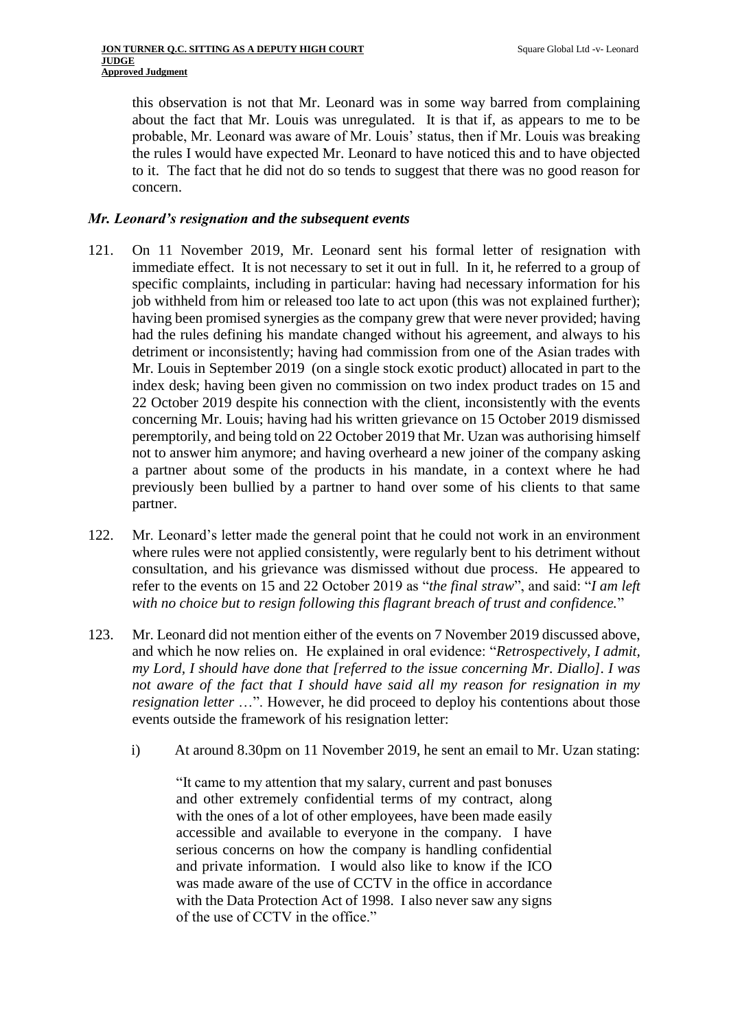this observation is not that Mr. Leonard was in some way barred from complaining about the fact that Mr. Louis was unregulated. It is that if, as appears to me to be probable, Mr. Leonard was aware of Mr. Louis' status, then if Mr. Louis was breaking the rules I would have expected Mr. Leonard to have noticed this and to have objected to it. The fact that he did not do so tends to suggest that there was no good reason for concern.

### *Mr. Leonard's resignation and the subsequent events*

121. On 11 November 2019, Mr. Leonard sent his formal letter of resignation with immediate effect. It is not necessary to set it out in full. In it, he referred to a group of specific complaints, including in particular: having had necessary information for his job withheld from him or released too late to act upon (this was not explained further); having been promised synergies as the company grew that were never provided; having had the rules defining his mandate changed without his agreement, and always to his detriment or inconsistently; having had commission from one of the Asian trades with Mr. Louis in September 2019 (on a single stock exotic product) allocated in part to the index desk; having been given no commission on two index product trades on 15 and 22 October 2019 despite his connection with the client, inconsistently with the events concerning Mr. Louis; having had his written grievance on 15 October 2019 dismissed peremptorily, and being told on 22 October 2019 that Mr. Uzan was authorising himself not to answer him anymore; and having overheard a new joiner of the company asking a partner about some of the products in his mandate, in a context where he had previously been bullied by a partner to hand over some of his clients to that same partner.

122. Mr. Leonard's letter made the general point that he could not work in an environment where rules were not applied consistently, were regularly bent to his detriment without consultation, and his grievance was dismissed without due process. He appeared to refer to the events on 15 and 22 October 2019 as "*the final straw*", and said: "*I am left with no choice but to resign following this flagrant breach of trust and confidence.*"

123. Mr. Leonard did not mention either of the events on 7 November 2019 discussed above, and which he now relies on. He explained in oral evidence: "*Retrospectively, I admit, my Lord, I should have done that [referred to the issue concerning Mr. Diallo]. I was not aware of the fact that I should have said all my reason for resignation in my resignation letter* …". However, he did proceed to deploy his contentions about those events outside the framework of his resignation letter:

    i) At around 8.30pm on 11 November 2019, he sent an email to Mr. Uzan stating:

    > "It came to my attention that my salary, current and past bonuses and other extremely confidential terms of my contract, along with the ones of a lot of other employees, have been made easily accessible and available to everyone in the company. I have serious concerns on how the company is handling confidential and private information. I would also like to know if the ICO was made aware of the use of CCTV in the office in accordance with the Data Protection Act of 1998. I also never saw any signs of the use of CCTV in the office."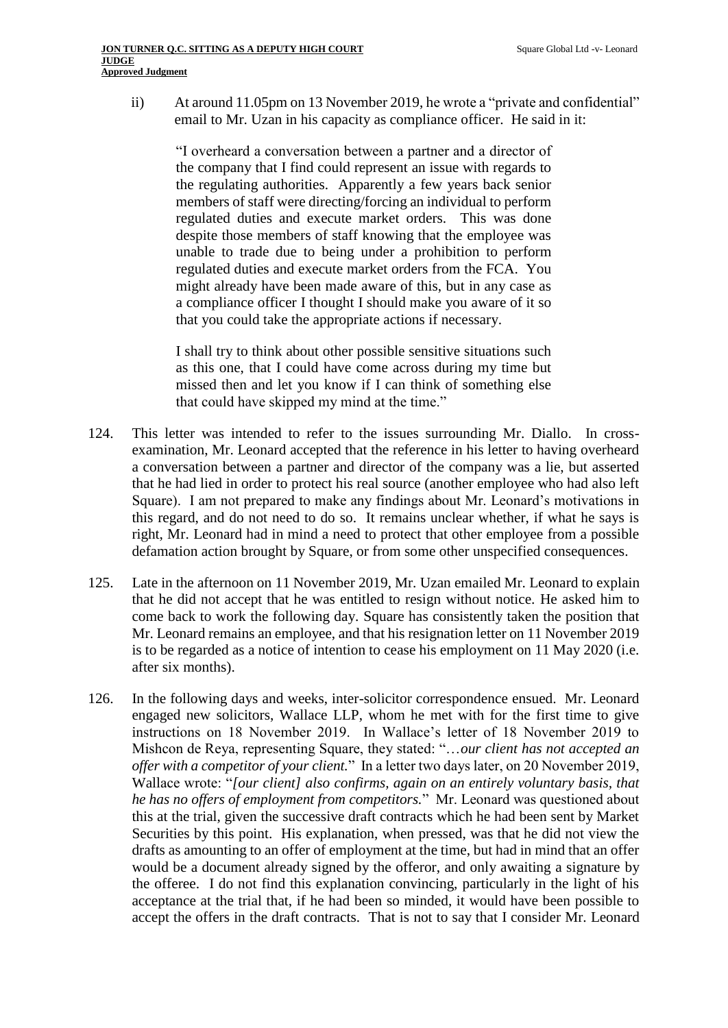ii) At around 11.05pm on 13 November 2019, he wrote a "private and confidential" email to Mr. Uzan in his capacity as compliance officer. He said in it:

> "I overheard a conversation between a partner and a director of the company that I find could represent an issue with regards to the regulating authorities. Apparently a few years back senior members of staff were directing/forcing an individual to perform regulated duties and execute market orders. This was done despite those members of staff knowing that the employee was unable to trade due to being under a prohibition to perform regulated duties and execute market orders from the FCA. You might already have been made aware of this, but in any case as a compliance officer I thought I should make you aware of it so that you could take the appropriate actions if necessary.
>
> I shall try to think about other possible sensitive situations such as this one, that I could have come across during my time but missed then and let you know if I can think of something else that could have skipped my mind at the time."

124. This letter was intended to refer to the issues surrounding Mr. Diallo. In cross-examination, Mr. Leonard accepted that the reference in his letter to having overheard a conversation between a partner and director of the company was a lie, but asserted that he had lied in order to protect his real source (another employee who had also left Square). I am not prepared to make any findings about Mr. Leonard's motivations in this regard, and do not need to do so. It remains unclear whether, if what he says is right, Mr. Leonard had in mind a need to protect that other employee from a possible defamation action brought by Square, or from some other unspecified consequences.

125. Late in the afternoon on 11 November 2019, Mr. Uzan emailed Mr. Leonard to explain that he did not accept that he was entitled to resign without notice. He asked him to come back to work the following day. Square has consistently taken the position that Mr. Leonard remains an employee, and that his resignation letter on 11 November 2019 is to be regarded as a notice of intention to cease his employment on 11 May 2020 (i.e. after six months).

126. In the following days and weeks, inter-solicitor correspondence ensued. Mr. Leonard engaged new solicitors, Wallace LLP, whom he met with for the first time to give instructions on 18 November 2019. In Wallace's letter of 18 November 2019 to Mishcon de Reya, representing Square, they stated: "…*our client has not accepted an offer with a competitor of your client.*" In a letter two days later, on 20 November 2019, Wallace wrote: "*[our client] also confirms, again on an entirely voluntary basis, that he has no offers of employment from competitors.*" Mr. Leonard was questioned about this at the trial, given the successive draft contracts which he had been sent by Market Securities by this point. His explanation, when pressed, was that he did not view the drafts as amounting to an offer of employment at the time, but had in mind that an offer would be a document already signed by the offeror, and only awaiting a signature by the offeree. I do not find this explanation convincing, particularly in the light of his acceptance at the trial that, if he had been so minded, it would have been possible to accept the offers in the draft contracts. That is not to say that I consider Mr. Leonard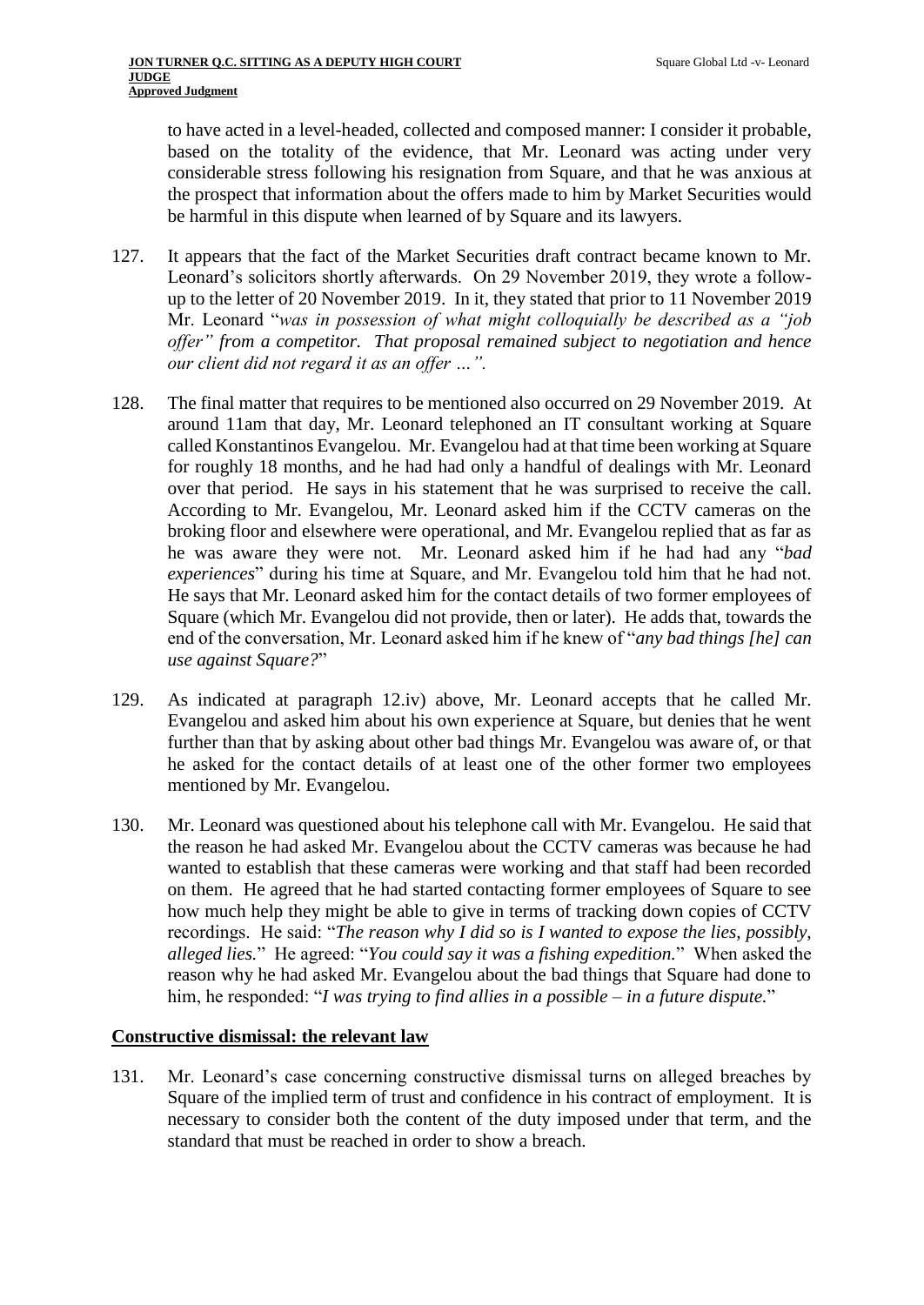to have acted in a level-headed, collected and composed manner: I consider it probable, based on the totality of the evidence, that Mr. Leonard was acting under very considerable stress following his resignation from Square, and that he was anxious at the prospect that information about the offers made to him by Market Securities would be harmful in this dispute when learned of by Square and its lawyers.

127. It appears that the fact of the Market Securities draft contract became known to Mr. Leonard's solicitors shortly afterwards. On 29 November 2019, they wrote a follow-up to the letter of 20 November 2019. In it, they stated that prior to 11 November 2019 Mr. Leonard "*was in possession of what might colloquially be described as a "job offer" from a competitor. That proposal remained subject to negotiation and hence our client did not regard it as an offer …".*

128. The final matter that requires to be mentioned also occurred on 29 November 2019. At around 11am that day, Mr. Leonard telephoned an IT consultant working at Square called Konstantinos Evangelou. Mr. Evangelou had at that time been working at Square for roughly 18 months, and he had had only a handful of dealings with Mr. Leonard over that period. He says in his statement that he was surprised to receive the call. According to Mr. Evangelou, Mr. Leonard asked him if the CCTV cameras on the broking floor and elsewhere were operational, and Mr. Evangelou replied that as far as he was aware they were not. Mr. Leonard asked him if he had had any "*bad experiences*" during his time at Square, and Mr. Evangelou told him that he had not. He says that Mr. Leonard asked him for the contact details of two former employees of Square (which Mr. Evangelou did not provide, then or later). He adds that, towards the end of the conversation, Mr. Leonard asked him if he knew of "*any bad things [he] can use against Square?*"

129. As indicated at paragraph 12.iv) above, Mr. Leonard accepts that he called Mr. Evangelou and asked him about his own experience at Square, but denies that he went further than that by asking about other bad things Mr. Evangelou was aware of, or that he asked for the contact details of at least one of the other former two employees mentioned by Mr. Evangelou.

130. Mr. Leonard was questioned about his telephone call with Mr. Evangelou. He said that the reason he had asked Mr. Evangelou about the CCTV cameras was because he had wanted to establish that these cameras were working and that staff had been recorded on them. He agreed that he had started contacting former employees of Square to see how much help they might be able to give in terms of tracking down copies of CCTV recordings. He said: "*The reason why I did so is I wanted to expose the lies, possibly, alleged lies.*" He agreed: "*You could say it was a fishing expedition.*" When asked the reason why he had asked Mr. Evangelou about the bad things that Square had done to him, he responded: "*I was trying to find allies in a possible – in a future dispute.*"

## Constructive dismissal: the relevant law

131. Mr. Leonard's case concerning constructive dismissal turns on alleged breaches by Square of the implied term of trust and confidence in his contract of employment. It is necessary to consider both the content of the duty imposed under that term, and the standard that must be reached in order to show a breach.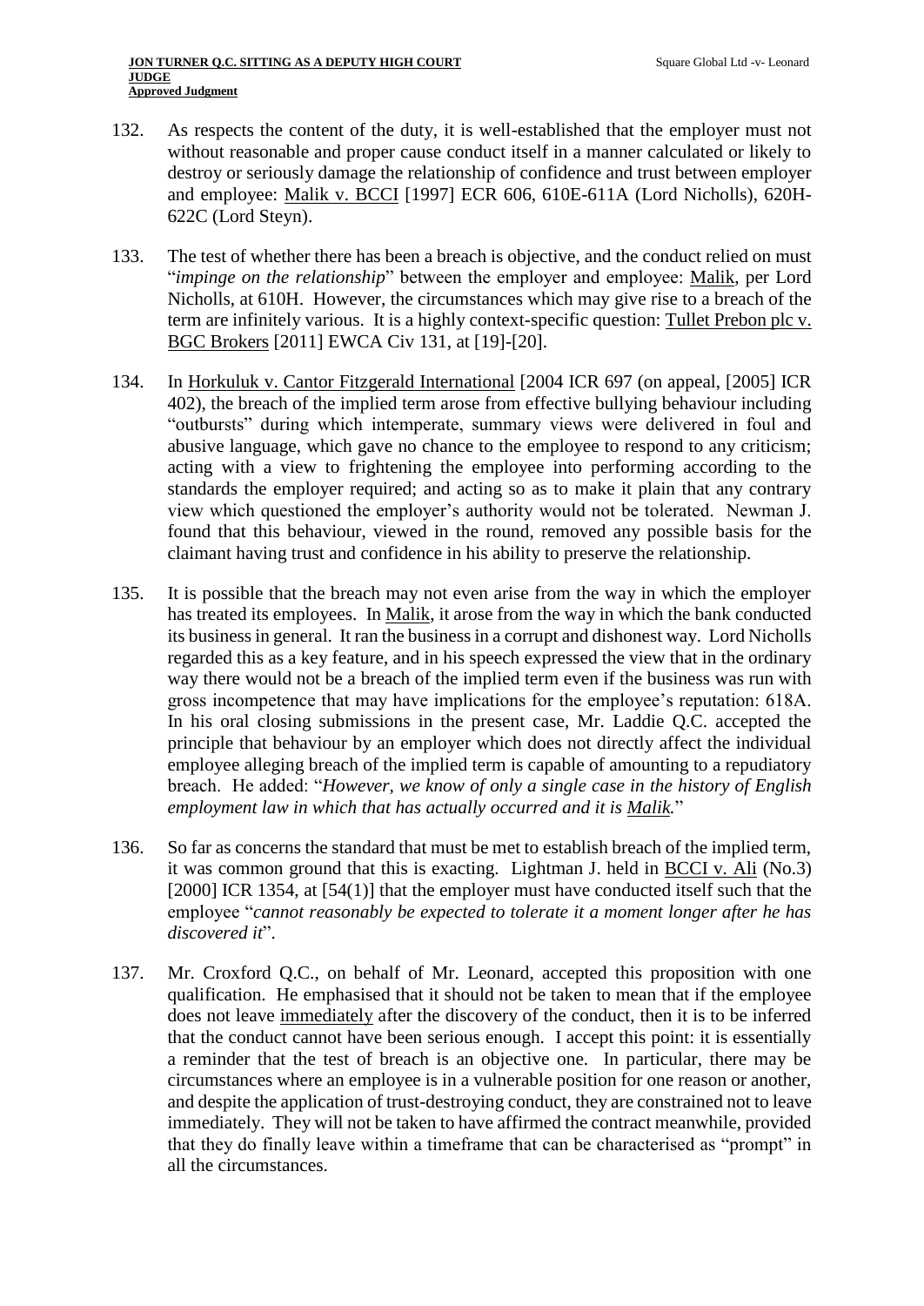132. As respects the content of the duty, it is well-established that the employer must not without reasonable and proper cause conduct itself in a manner calculated or likely to destroy or seriously damage the relationship of confidence and trust between employer and employee: Malik v. BCCI [1997] ECR 606, 610E-611A (Lord Nicholls), 620H-622C (Lord Steyn).

133. The test of whether there has been a breach is objective, and the conduct relied on must "*impinge on the relationship*" between the employer and employee: Malik, per Lord Nicholls, at 610H. However, the circumstances which may give rise to a breach of the term are infinitely various. It is a highly context-specific question: Tullet Prebon plc v. BGC Brokers [2011] EWCA Civ 131, at [19]-[20].

134. In Horkuluk v. Cantor Fitzgerald International [2004 ICR 697 (on appeal, [2005] ICR 402), the breach of the implied term arose from effective bullying behaviour including "outbursts" during which intemperate, summary views were delivered in foul and abusive language, which gave no chance to the employee to respond to any criticism; acting with a view to frightening the employee into performing according to the standards the employer required; and acting so as to make it plain that any contrary view which questioned the employer's authority would not be tolerated. Newman J. found that this behaviour, viewed in the round, removed any possible basis for the claimant having trust and confidence in his ability to preserve the relationship.

135. It is possible that the breach may not even arise from the way in which the employer has treated its employees. In Malik, it arose from the way in which the bank conducted its business in general. It ran the business in a corrupt and dishonest way. Lord Nicholls regarded this as a key feature, and in his speech expressed the view that in the ordinary way there would not be a breach of the implied term even if the business was run with gross incompetence that may have implications for the employee's reputation: 618A. In his oral closing submissions in the present case, Mr. Laddie Q.C. accepted the principle that behaviour by an employer which does not directly affect the individual employee alleging breach of the implied term is capable of amounting to a repudiatory breach. He added: "*However, we know of only a single case in the history of English employment law in which that has actually occurred and it is Malik.*"

136. So far as concerns the standard that must be met to establish breach of the implied term, it was common ground that this is exacting. Lightman J. held in BCCI v. Ali (No.3) [2000] ICR 1354, at [54(1)] that the employer must have conducted itself such that the employee "*cannot reasonably be expected to tolerate it a moment longer after he has discovered it*".

137. Mr. Croxford Q.C., on behalf of Mr. Leonard, accepted this proposition with one qualification. He emphasised that it should not be taken to mean that if the employee does not leave immediately after the discovery of the conduct, then it is to be inferred that the conduct cannot have been serious enough. I accept this point: it is essentially a reminder that the test of breach is an objective one. In particular, there may be circumstances where an employee is in a vulnerable position for one reason or another, and despite the application of trust-destroying conduct, they are constrained not to leave immediately. They will not be taken to have affirmed the contract meanwhile, provided that they do finally leave within a timeframe that can be characterised as "prompt" in all the circumstances.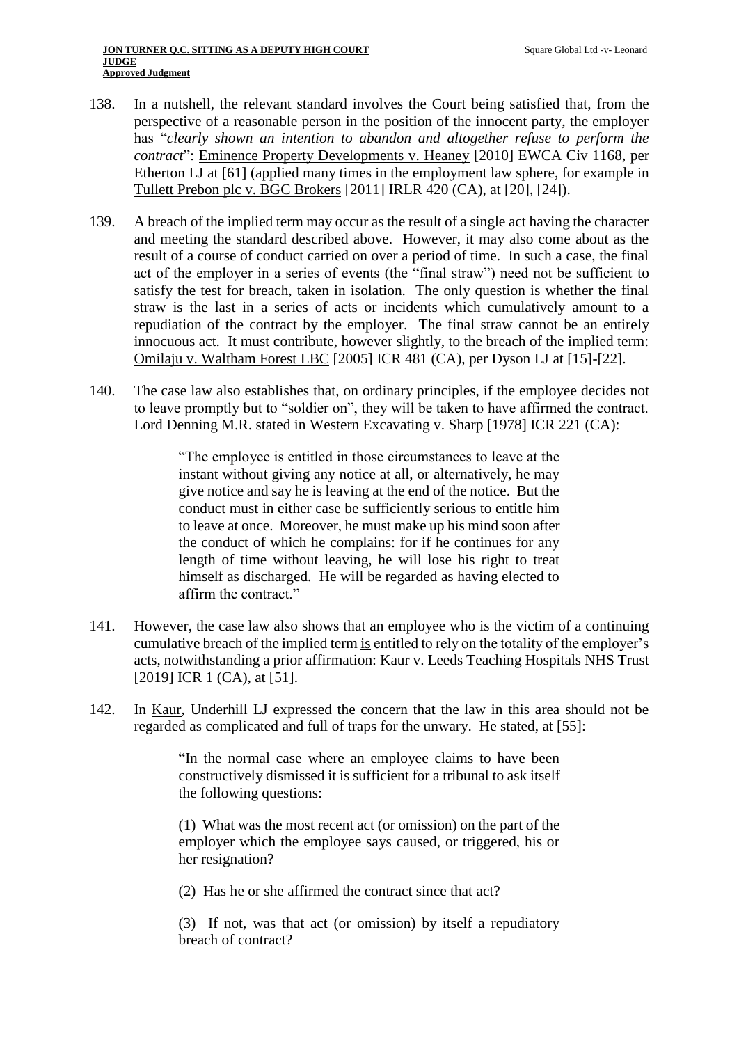138. In a nutshell, the relevant standard involves the Court being satisfied that, from the perspective of a reasonable person in the position of the innocent party, the employer has "*clearly shown an intention to abandon and altogether refuse to perform the contract*": Eminence Property Developments v. Heaney [2010] EWCA Civ 1168, per Etherton LJ at [61] (applied many times in the employment law sphere, for example in Tullett Prebon plc v. BGC Brokers [2011] IRLR 420 (CA), at [20], [24]).

139. A breach of the implied term may occur as the result of a single act having the character and meeting the standard described above. However, it may also come about as the result of a course of conduct carried on over a period of time. In such a case, the final act of the employer in a series of events (the "final straw") need not be sufficient to satisfy the test for breach, taken in isolation. The only question is whether the final straw is the last in a series of acts or incidents which cumulatively amount to a repudiation of the contract by the employer. The final straw cannot be an entirely innocuous act. It must contribute, however slightly, to the breach of the implied term: Omilaju v. Waltham Forest LBC [2005] ICR 481 (CA), per Dyson LJ at [15]-[22].

140. The case law also establishes that, on ordinary principles, if the employee decides not to leave promptly but to "soldier on", they will be taken to have affirmed the contract. Lord Denning M.R. stated in Western Excavating v. Sharp [1978] ICR 221 (CA):

> "The employee is entitled in those circumstances to leave at the instant without giving any notice at all, or alternatively, he may give notice and say he is leaving at the end of the notice. But the conduct must in either case be sufficiently serious to entitle him to leave at once. Moreover, he must make up his mind soon after the conduct of which he complains: for if he continues for any length of time without leaving, he will lose his right to treat himself as discharged. He will be regarded as having elected to affirm the contract."

141. However, the case law also shows that an employee who is the victim of a continuing cumulative breach of the implied term is entitled to rely on the totality of the employer's acts, notwithstanding a prior affirmation: Kaur v. Leeds Teaching Hospitals NHS Trust [2019] ICR 1 (CA), at [51].

142. In Kaur, Underhill LJ expressed the concern that the law in this area should not be regarded as complicated and full of traps for the unwary. He stated, at [55]:

> "In the normal case where an employee claims to have been constructively dismissed it is sufficient for a tribunal to ask itself the following questions:
>
> (1) What was the most recent act (or omission) on the part of the employer which the employee says caused, or triggered, his or her resignation?
>
> (2) Has he or she affirmed the contract since that act?
>
> (3) If not, was that act (or omission) by itself a repudiatory breach of contract?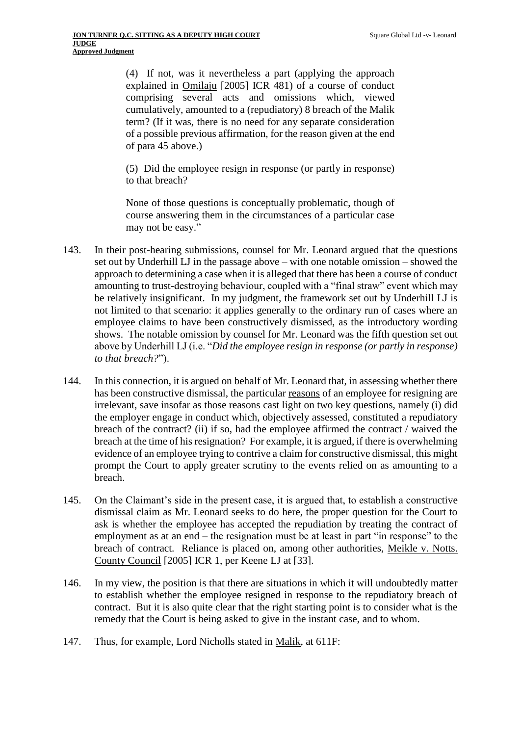> (4) If not, was it nevertheless a part (applying the approach explained in Omilaju [2005] ICR 481) of a course of conduct comprising several acts and omissions which, viewed cumulatively, amounted to a (repudiatory) 8 breach of the Malik term? (If it was, there is no need for any separate consideration of a possible previous affirmation, for the reason given at the end of para 45 above.)
>
> (5) Did the employee resign in response (or partly in response) to that breach?
>
> None of those questions is conceptually problematic, though of course answering them in the circumstances of a particular case may not be easy."

143. In their post-hearing submissions, counsel for Mr. Leonard argued that the questions set out by Underhill LJ in the passage above – with one notable omission – showed the approach to determining a case when it is alleged that there has been a course of conduct amounting to trust-destroying behaviour, coupled with a "final straw" event which may be relatively insignificant. In my judgment, the framework set out by Underhill LJ is not limited to that scenario: it applies generally to the ordinary run of cases where an employee claims to have been constructively dismissed, as the introductory wording shows. The notable omission by counsel for Mr. Leonard was the fifth question set out above by Underhill LJ (i.e. "*Did the employee resign in response (or partly in response) to that breach?*").

144. In this connection, it is argued on behalf of Mr. Leonard that, in assessing whether there has been constructive dismissal, the particular reasons of an employee for resigning are irrelevant, save insofar as those reasons cast light on two key questions, namely (i) did the employer engage in conduct which, objectively assessed, constituted a repudiatory breach of the contract? (ii) if so, had the employee affirmed the contract / waived the breach at the time of his resignation? For example, it is argued, if there is overwhelming evidence of an employee trying to contrive a claim for constructive dismissal, this might prompt the Court to apply greater scrutiny to the events relied on as amounting to a breach.

145. On the Claimant's side in the present case, it is argued that, to establish a constructive dismissal claim as Mr. Leonard seeks to do here, the proper question for the Court to ask is whether the employee has accepted the repudiation by treating the contract of employment as at an end – the resignation must be at least in part "in response" to the breach of contract. Reliance is placed on, among other authorities, Meikle v. Notts. County Council [2005] ICR 1, per Keene LJ at [33].

146. In my view, the position is that there are situations in which it will undoubtedly matter to establish whether the employee resigned in response to the repudiatory breach of contract. But it is also quite clear that the right starting point is to consider what is the remedy that the Court is being asked to give in the instant case, and to whom.

147. Thus, for example, Lord Nicholls stated in Malik, at 611F: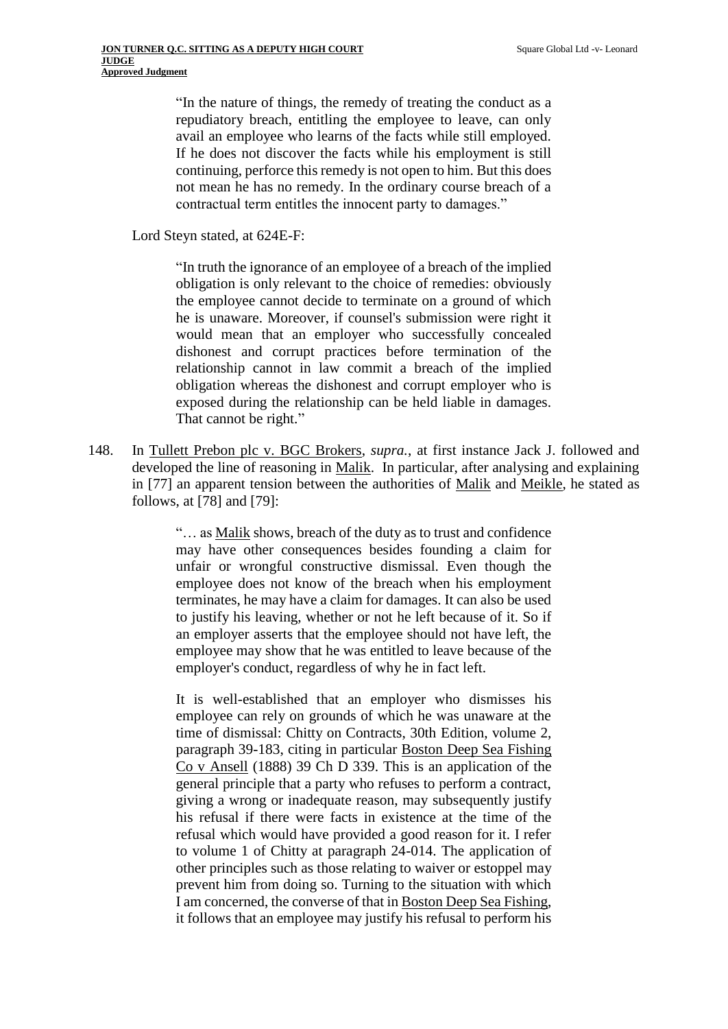> "In the nature of things, the remedy of treating the conduct as a repudiatory breach, entitling the employee to leave, can only avail an employee who learns of the facts while still employed. If he does not discover the facts while his employment is still continuing, perforce this remedy is not open to him. But this does not mean he has no remedy. In the ordinary course breach of a contractual term entitles the innocent party to damages."

Lord Steyn stated, at 624E-F:

> "In truth the ignorance of an employee of a breach of the implied obligation is only relevant to the choice of remedies: obviously the employee cannot decide to terminate on a ground of which he is unaware. Moreover, if counsel's submission were right it would mean that an employer who successfully concealed dishonest and corrupt practices before termination of the relationship cannot in law commit a breach of the implied obligation whereas the dishonest and corrupt employer who is exposed during the relationship can be held liable in damages. That cannot be right."

148. In Tullett Prebon plc v. BGC Brokers, *supra.*, at first instance Jack J. followed and developed the line of reasoning in Malik. In particular, after analysing and explaining in [77] an apparent tension between the authorities of Malik and Meikle, he stated as follows, at [78] and [79]:

> "… as Malik shows, breach of the duty as to trust and confidence may have other consequences besides founding a claim for unfair or wrongful constructive dismissal. Even though the employee does not know of the breach when his employment terminates, he may have a claim for damages. It can also be used to justify his leaving, whether or not he left because of it. So if an employer asserts that the employee should not have left, the employee may show that he was entitled to leave because of the employer's conduct, regardless of why he in fact left.
>
> It is well-established that an employer who dismisses his employee can rely on grounds of which he was unaware at the time of dismissal: Chitty on Contracts, 30th Edition, volume 2, paragraph 39-183, citing in particular Boston Deep Sea Fishing Co v Ansell (1888) 39 Ch D 339. This is an application of the general principle that a party who refuses to perform a contract, giving a wrong or inadequate reason, may subsequently justify his refusal if there were facts in existence at the time of the refusal which would have provided a good reason for it. I refer to volume 1 of Chitty at paragraph 24-014. The application of other principles such as those relating to waiver or estoppel may prevent him from doing so. Turning to the situation with which I am concerned, the converse of that in Boston Deep Sea Fishing, it follows that an employee may justify his refusal to perform his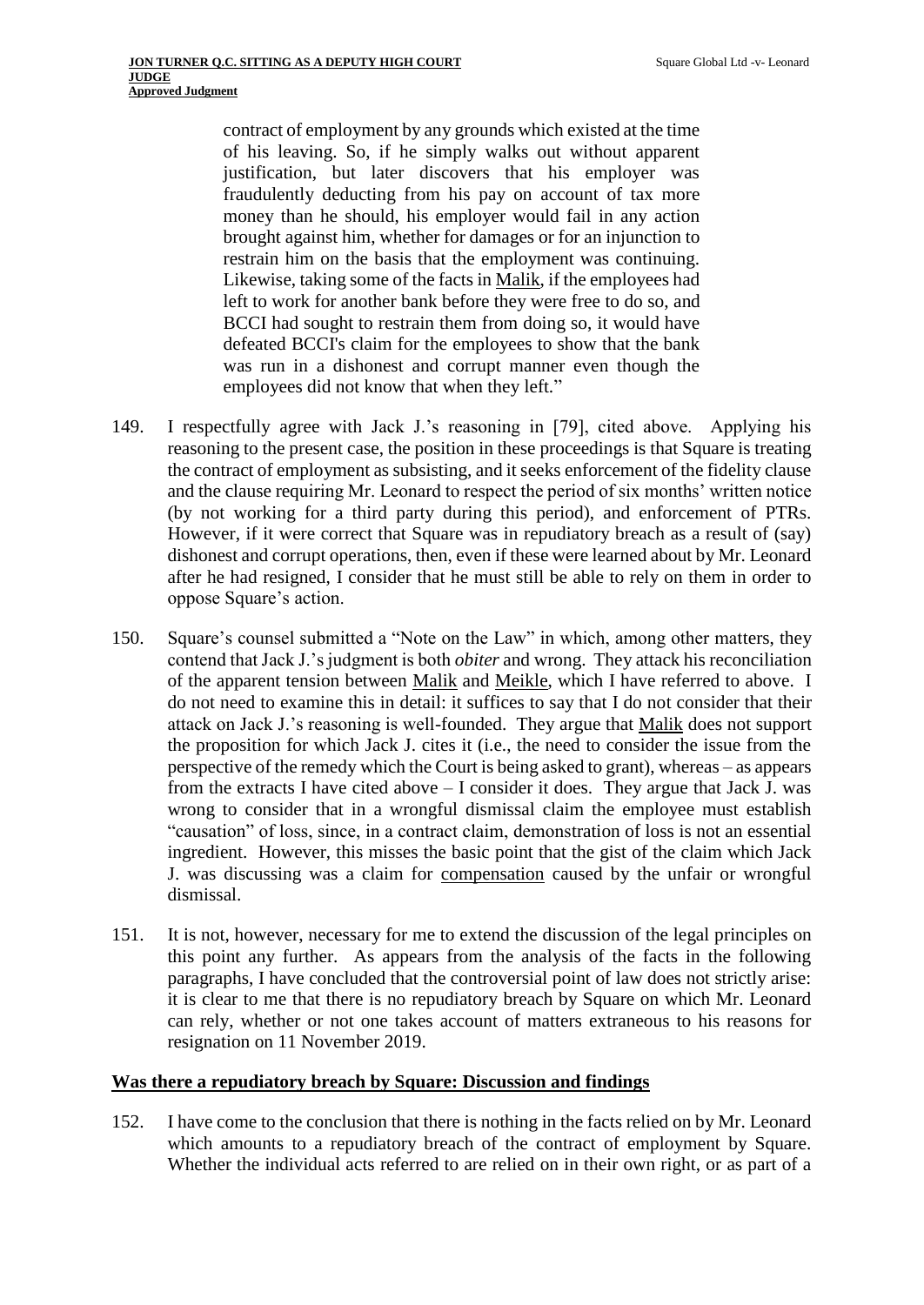> contract of employment by any grounds which existed at the time of his leaving. So, if he simply walks out without apparent justification, but later discovers that his employer was fraudulently deducting from his pay on account of tax more money than he should, his employer would fail in any action brought against him, whether for damages or for an injunction to restrain him on the basis that the employment was continuing. Likewise, taking some of the facts in Malik, if the employees had left to work for another bank before they were free to do so, and BCCI had sought to restrain them from doing so, it would have defeated BCCI's claim for the employees to show that the bank was run in a dishonest and corrupt manner even though the employees did not know that when they left."

149. I respectfully agree with Jack J.'s reasoning in [79], cited above. Applying his reasoning to the present case, the position in these proceedings is that Square is treating the contract of employment as subsisting, and it seeks enforcement of the fidelity clause and the clause requiring Mr. Leonard to respect the period of six months' written notice (by not working for a third party during this period), and enforcement of PTRs. However, if it were correct that Square was in repudiatory breach as a result of (say) dishonest and corrupt operations, then, even if these were learned about by Mr. Leonard after he had resigned, I consider that he must still be able to rely on them in order to oppose Square's action.

150. Square's counsel submitted a "Note on the Law" in which, among other matters, they contend that Jack J.'s judgment is both *obiter* and wrong. They attack his reconciliation of the apparent tension between Malik and Meikle, which I have referred to above. I do not need to examine this in detail: it suffices to say that I do not consider that their attack on Jack J.'s reasoning is well-founded. They argue that Malik does not support the proposition for which Jack J. cites it (i.e., the need to consider the issue from the perspective of the remedy which the Court is being asked to grant), whereas – as appears from the extracts I have cited above – I consider it does. They argue that Jack J. was wrong to consider that in a wrongful dismissal claim the employee must establish "causation" of loss, since, in a contract claim, demonstration of loss is not an essential ingredient. However, this misses the basic point that the gist of the claim which Jack J. was discussing was a claim for compensation caused by the unfair or wrongful dismissal.

151. It is not, however, necessary for me to extend the discussion of the legal principles on this point any further. As appears from the analysis of the facts in the following paragraphs, I have concluded that the controversial point of law does not strictly arise: it is clear to me that there is no repudiatory breach by Square on which Mr. Leonard can rely, whether or not one takes account of matters extraneous to his reasons for resignation on 11 November 2019.

## Was there a repudiatory breach by Square: Discussion and findings

152. I have come to the conclusion that there is nothing in the facts relied on by Mr. Leonard which amounts to a repudiatory breach of the contract of employment by Square. Whether the individual acts referred to are relied on in their own right, or as part of a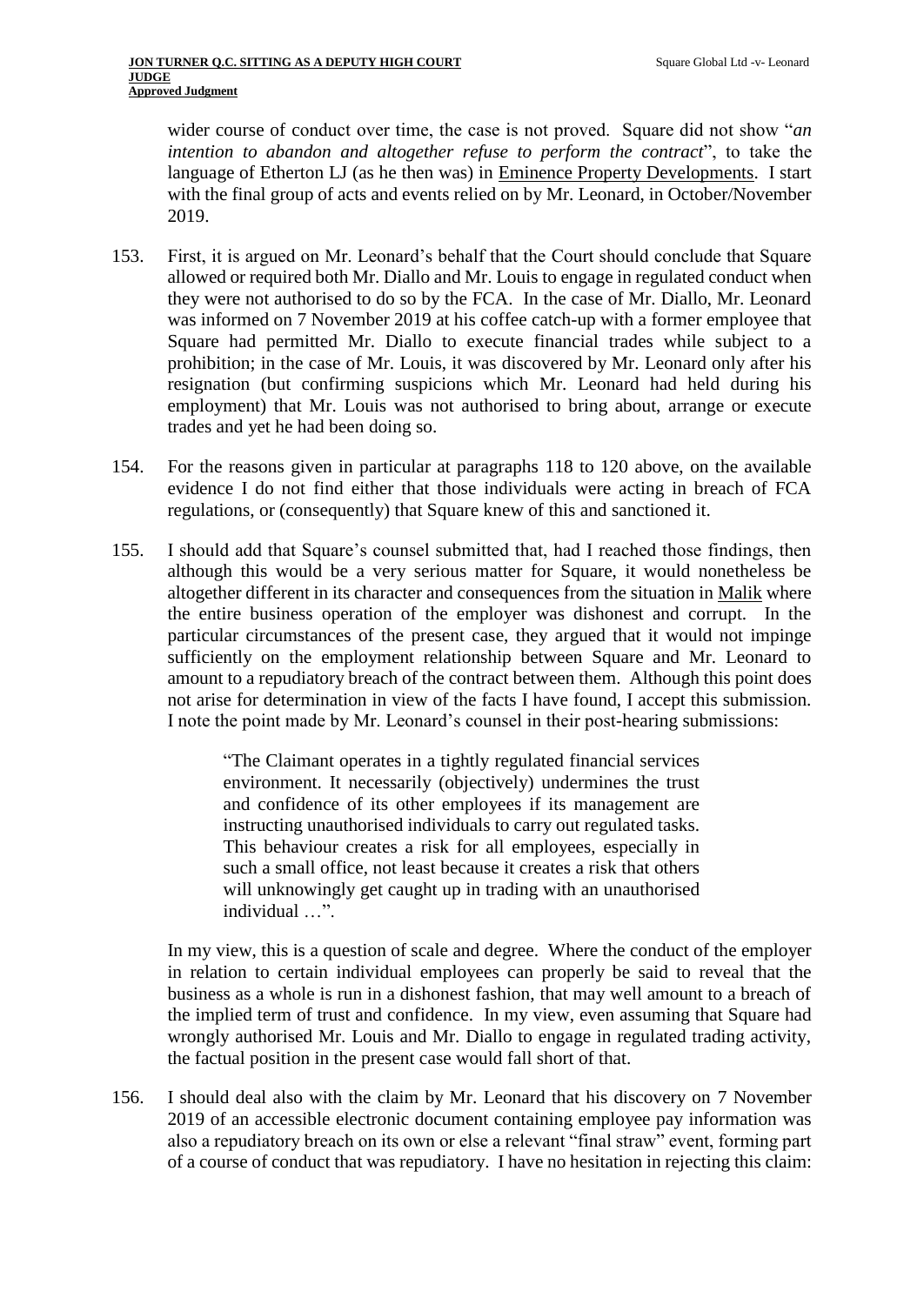wider course of conduct over time, the case is not proved. Square did not show "*an intention to abandon and altogether refuse to perform the contract*", to take the language of Etherton LJ (as he then was) in Eminence Property Developments. I start with the final group of acts and events relied on by Mr. Leonard, in October/November 2019.

153. First, it is argued on Mr. Leonard's behalf that the Court should conclude that Square allowed or required both Mr. Diallo and Mr. Louis to engage in regulated conduct when they were not authorised to do so by the FCA. In the case of Mr. Diallo, Mr. Leonard was informed on 7 November 2019 at his coffee catch-up with a former employee that Square had permitted Mr. Diallo to execute financial trades while subject to a prohibition; in the case of Mr. Louis, it was discovered by Mr. Leonard only after his resignation (but confirming suspicions which Mr. Leonard had held during his employment) that Mr. Louis was not authorised to bring about, arrange or execute trades and yet he had been doing so.

154. For the reasons given in particular at paragraphs 118 to 120 above, on the available evidence I do not find either that those individuals were acting in breach of FCA regulations, or (consequently) that Square knew of this and sanctioned it.

155. I should add that Square's counsel submitted that, had I reached those findings, then although this would be a very serious matter for Square, it would nonetheless be altogether different in its character and consequences from the situation in Malik where the entire business operation of the employer was dishonest and corrupt. In the particular circumstances of the present case, they argued that it would not impinge sufficiently on the employment relationship between Square and Mr. Leonard to amount to a repudiatory breach of the contract between them. Although this point does not arise for determination in view of the facts I have found, I accept this submission. I note the point made by Mr. Leonard's counsel in their post-hearing submissions:

> "The Claimant operates in a tightly regulated financial services environment. It necessarily (objectively) undermines the trust and confidence of its other employees if its management are instructing unauthorised individuals to carry out regulated tasks. This behaviour creates a risk for all employees, especially in such a small office, not least because it creates a risk that others will unknowingly get caught up in trading with an unauthorised individual …".

In my view, this is a question of scale and degree. Where the conduct of the employer in relation to certain individual employees can properly be said to reveal that the business as a whole is run in a dishonest fashion, that may well amount to a breach of the implied term of trust and confidence. In my view, even assuming that Square had wrongly authorised Mr. Louis and Mr. Diallo to engage in regulated trading activity, the factual position in the present case would fall short of that.

156. I should deal also with the claim by Mr. Leonard that his discovery on 7 November 2019 of an accessible electronic document containing employee pay information was also a repudiatory breach on its own or else a relevant "final straw" event, forming part of a course of conduct that was repudiatory. I have no hesitation in rejecting this claim: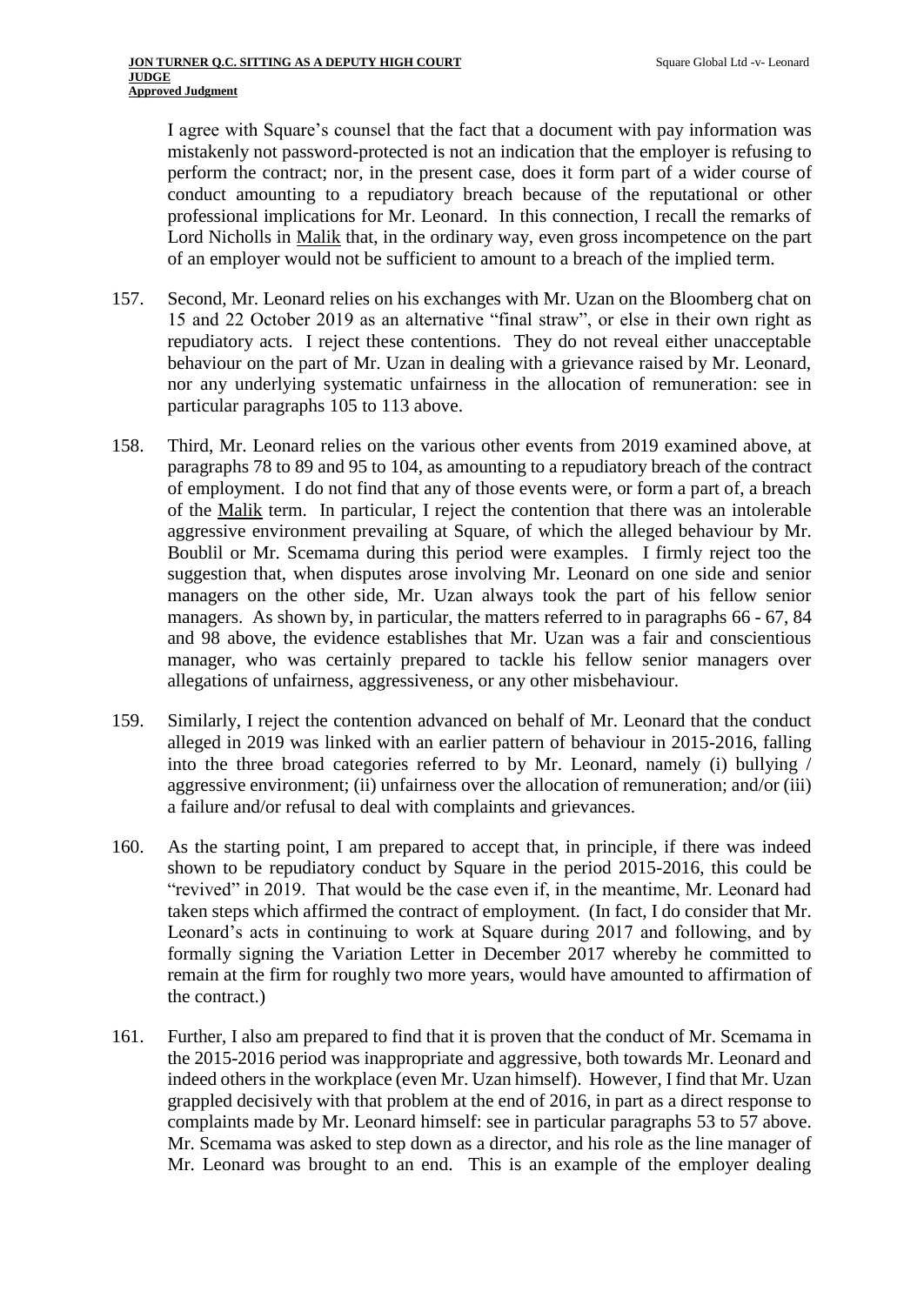I agree with Square's counsel that the fact that a document with pay information was mistakenly not password-protected is not an indication that the employer is refusing to perform the contract; nor, in the present case, does it form part of a wider course of conduct amounting to a repudiatory breach because of the reputational or other professional implications for Mr. Leonard. In this connection, I recall the remarks of Lord Nicholls in Malik that, in the ordinary way, even gross incompetence on the part of an employer would not be sufficient to amount to a breach of the implied term.

157. Second, Mr. Leonard relies on his exchanges with Mr. Uzan on the Bloomberg chat on 15 and 22 October 2019 as an alternative "final straw", or else in their own right as repudiatory acts. I reject these contentions. They do not reveal either unacceptable behaviour on the part of Mr. Uzan in dealing with a grievance raised by Mr. Leonard, nor any underlying systematic unfairness in the allocation of remuneration: see in particular paragraphs 105 to 113 above.

158. Third, Mr. Leonard relies on the various other events from 2019 examined above, at paragraphs 78 to 89 and 95 to 104, as amounting to a repudiatory breach of the contract of employment. I do not find that any of those events were, or form a part of, a breach of the Malik term. In particular, I reject the contention that there was an intolerable aggressive environment prevailing at Square, of which the alleged behaviour by Mr. Boublil or Mr. Scemama during this period were examples. I firmly reject too the suggestion that, when disputes arose involving Mr. Leonard on one side and senior managers on the other side, Mr. Uzan always took the part of his fellow senior managers. As shown by, in particular, the matters referred to in paragraphs 66 - 67, 84 and 98 above, the evidence establishes that Mr. Uzan was a fair and conscientious manager, who was certainly prepared to tackle his fellow senior managers over allegations of unfairness, aggressiveness, or any other misbehaviour.

159. Similarly, I reject the contention advanced on behalf of Mr. Leonard that the conduct alleged in 2019 was linked with an earlier pattern of behaviour in 2015-2016, falling into the three broad categories referred to by Mr. Leonard, namely (i) bullying / aggressive environment; (ii) unfairness over the allocation of remuneration; and/or (iii) a failure and/or refusal to deal with complaints and grievances.

160. As the starting point, I am prepared to accept that, in principle, if there was indeed shown to be repudiatory conduct by Square in the period 2015-2016, this could be "revived" in 2019. That would be the case even if, in the meantime, Mr. Leonard had taken steps which affirmed the contract of employment. (In fact, I do consider that Mr. Leonard's acts in continuing to work at Square during 2017 and following, and by formally signing the Variation Letter in December 2017 whereby he committed to remain at the firm for roughly two more years, would have amounted to affirmation of the contract.)

161. Further, I also am prepared to find that it is proven that the conduct of Mr. Scemama in the 2015-2016 period was inappropriate and aggressive, both towards Mr. Leonard and indeed others in the workplace (even Mr. Uzan himself). However, I find that Mr. Uzan grappled decisively with that problem at the end of 2016, in part as a direct response to complaints made by Mr. Leonard himself: see in particular paragraphs 53 to 57 above. Mr. Scemama was asked to step down as a director, and his role as the line manager of Mr. Leonard was brought to an end. This is an example of the employer dealing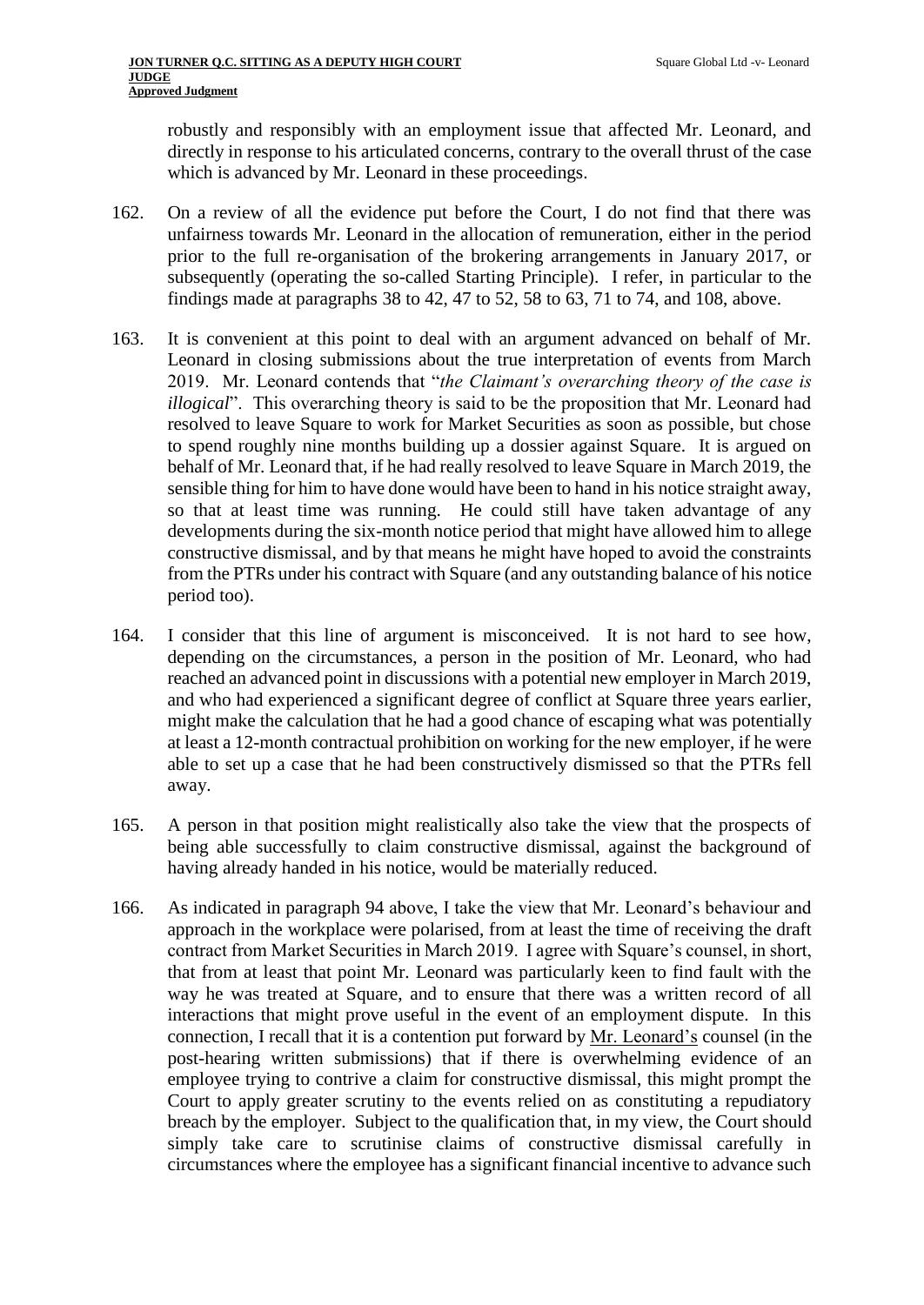robustly and responsibly with an employment issue that affected Mr. Leonard, and directly in response to his articulated concerns, contrary to the overall thrust of the case which is advanced by Mr. Leonard in these proceedings.

162. On a review of all the evidence put before the Court, I do not find that there was unfairness towards Mr. Leonard in the allocation of remuneration, either in the period prior to the full re-organisation of the brokering arrangements in January 2017, or subsequently (operating the so-called Starting Principle). I refer, in particular to the findings made at paragraphs 38 to 42, 47 to 52, 58 to 63, 71 to 74, and 108, above.

163. It is convenient at this point to deal with an argument advanced on behalf of Mr. Leonard in closing submissions about the true interpretation of events from March 2019. Mr. Leonard contends that "*the Claimant's overarching theory of the case is illogical*". This overarching theory is said to be the proposition that Mr. Leonard had resolved to leave Square to work for Market Securities as soon as possible, but chose to spend roughly nine months building up a dossier against Square. It is argued on behalf of Mr. Leonard that, if he had really resolved to leave Square in March 2019, the sensible thing for him to have done would have been to hand in his notice straight away, so that at least time was running. He could still have taken advantage of any developments during the six-month notice period that might have allowed him to allege constructive dismissal, and by that means he might have hoped to avoid the constraints from the PTRs under his contract with Square (and any outstanding balance of his notice period too).

164. I consider that this line of argument is misconceived. It is not hard to see how, depending on the circumstances, a person in the position of Mr. Leonard, who had reached an advanced point in discussions with a potential new employer in March 2019, and who had experienced a significant degree of conflict at Square three years earlier, might make the calculation that he had a good chance of escaping what was potentially at least a 12-month contractual prohibition on working for the new employer, if he were able to set up a case that he had been constructively dismissed so that the PTRs fell away.

165. A person in that position might realistically also take the view that the prospects of being able successfully to claim constructive dismissal, against the background of having already handed in his notice, would be materially reduced.

166. As indicated in paragraph 94 above, I take the view that Mr. Leonard's behaviour and approach in the workplace were polarised, from at least the time of receiving the draft contract from Market Securities in March 2019. I agree with Square's counsel, in short, that from at least that point Mr. Leonard was particularly keen to find fault with the way he was treated at Square, and to ensure that there was a written record of all interactions that might prove useful in the event of an employment dispute. In this connection, I recall that it is a contention put forward by <u>Mr. Leonard's</u> counsel (in the post-hearing written submissions) that if there is overwhelming evidence of an employee trying to contrive a claim for constructive dismissal, this might prompt the Court to apply greater scrutiny to the events relied on as constituting a repudiatory breach by the employer. Subject to the qualification that, in my view, the Court should simply take care to scrutinise claims of constructive dismissal carefully in circumstances where the employee has a significant financial incentive to advance such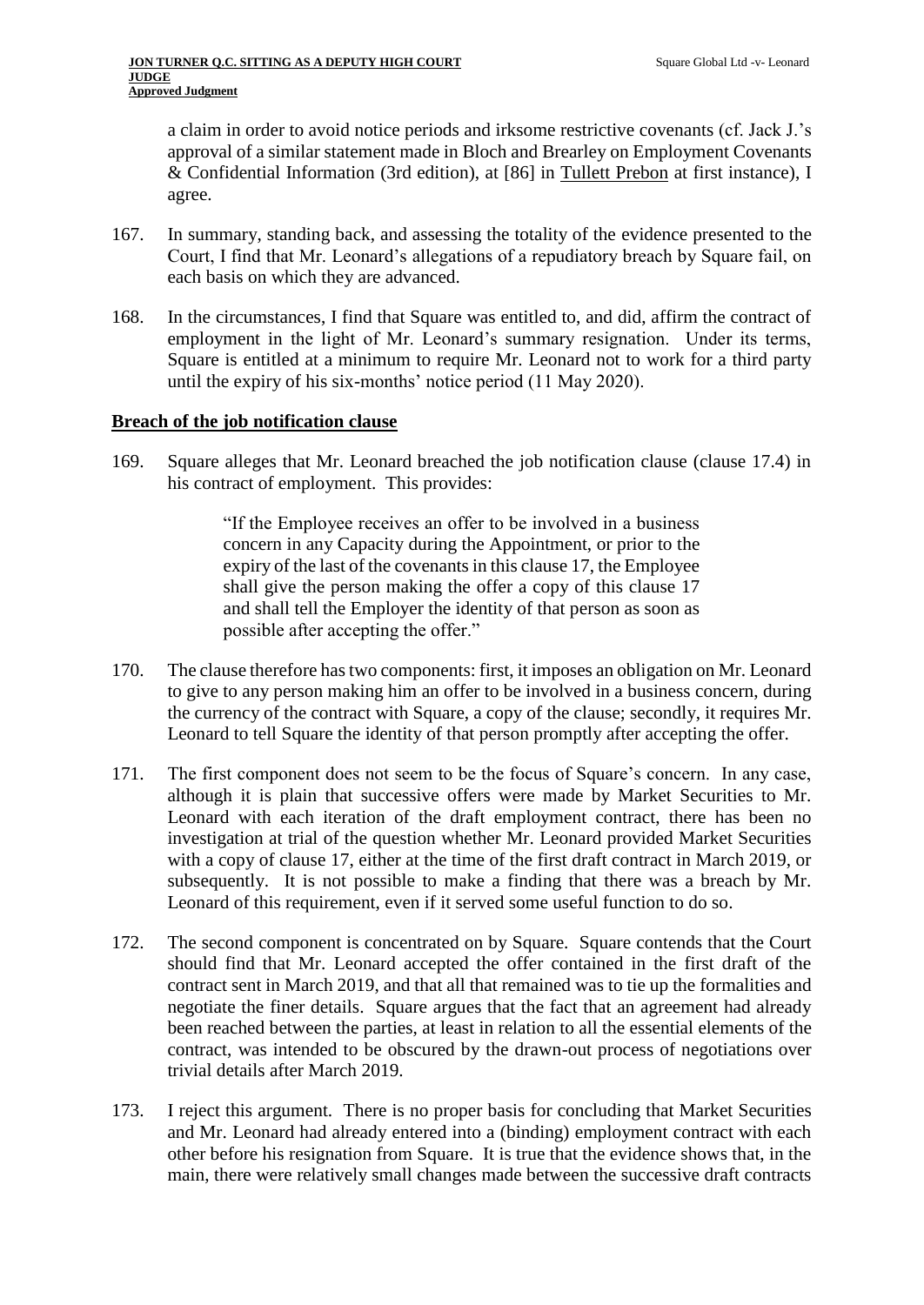a claim in order to avoid notice periods and irksome restrictive covenants (cf. Jack J.'s approval of a similar statement made in Bloch and Brearley on Employment Covenants & Confidential Information (3rd edition), at [86] in Tullett Prebon at first instance), I agree.

167. In summary, standing back, and assessing the totality of the evidence presented to the Court, I find that Mr. Leonard's allegations of a repudiatory breach by Square fail, on each basis on which they are advanced.

168. In the circumstances, I find that Square was entitled to, and did, affirm the contract of employment in the light of Mr. Leonard's summary resignation. Under its terms, Square is entitled at a minimum to require Mr. Leonard not to work for a third party until the expiry of his six-months' notice period (11 May 2020).

## Breach of the job notification clause

169. Square alleges that Mr. Leonard breached the job notification clause (clause 17.4) in his contract of employment. This provides:

> "If the Employee receives an offer to be involved in a business concern in any Capacity during the Appointment, or prior to the expiry of the last of the covenants in this clause 17, the Employee shall give the person making the offer a copy of this clause 17 and shall tell the Employer the identity of that person as soon as possible after accepting the offer."

170. The clause therefore has two components: first, it imposes an obligation on Mr. Leonard to give to any person making him an offer to be involved in a business concern, during the currency of the contract with Square, a copy of the clause; secondly, it requires Mr. Leonard to tell Square the identity of that person promptly after accepting the offer.

171. The first component does not seem to be the focus of Square's concern. In any case, although it is plain that successive offers were made by Market Securities to Mr. Leonard with each iteration of the draft employment contract, there has been no investigation at trial of the question whether Mr. Leonard provided Market Securities with a copy of clause 17, either at the time of the first draft contract in March 2019, or subsequently. It is not possible to make a finding that there was a breach by Mr. Leonard of this requirement, even if it served some useful function to do so.

172. The second component is concentrated on by Square. Square contends that the Court should find that Mr. Leonard accepted the offer contained in the first draft of the contract sent in March 2019, and that all that remained was to tie up the formalities and negotiate the finer details. Square argues that the fact that an agreement had already been reached between the parties, at least in relation to all the essential elements of the contract, was intended to be obscured by the drawn-out process of negotiations over trivial details after March 2019.

173. I reject this argument. There is no proper basis for concluding that Market Securities and Mr. Leonard had already entered into a (binding) employment contract with each other before his resignation from Square. It is true that the evidence shows that, in the main, there were relatively small changes made between the successive draft contracts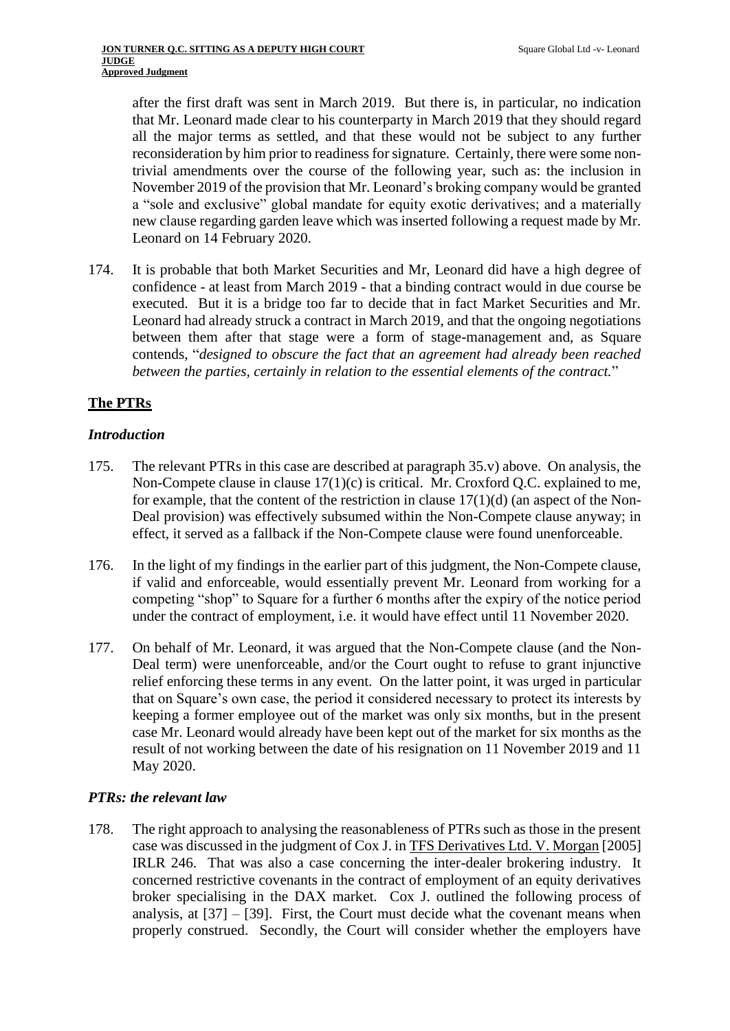after the first draft was sent in March 2019. But there is, in particular, no indication that Mr. Leonard made clear to his counterparty in March 2019 that they should regard all the major terms as settled, and that these would not be subject to any further reconsideration by him prior to readiness for signature. Certainly, there were some non-trivial amendments over the course of the following year, such as: the inclusion in November 2019 of the provision that Mr. Leonard's broking company would be granted a "sole and exclusive" global mandate for equity exotic derivatives; and a materially new clause regarding garden leave which was inserted following a request made by Mr. Leonard on 14 February 2020.

174. It is probable that both Market Securities and Mr, Leonard did have a high degree of confidence - at least from March 2019 - that a binding contract would in due course be executed. But it is a bridge too far to decide that in fact Market Securities and Mr. Leonard had already struck a contract in March 2019, and that the ongoing negotiations between them after that stage were a form of stage-management and, as Square contends, "*designed to obscure the fact that an agreement had already been reached between the parties, certainly in relation to the essential elements of the contract.*"

## The PTRs

### *Introduction*

175. The relevant PTRs in this case are described at paragraph 35.v) above. On analysis, the Non-Compete clause in clause 17(1)(c) is critical. Mr. Croxford Q.C. explained to me, for example, that the content of the restriction in clause 17(1)(d) (an aspect of the Non-Deal provision) was effectively subsumed within the Non-Compete clause anyway; in effect, it served as a fallback if the Non-Compete clause were found unenforceable.

176. In the light of my findings in the earlier part of this judgment, the Non-Compete clause, if valid and enforceable, would essentially prevent Mr. Leonard from working for a competing "shop" to Square for a further 6 months after the expiry of the notice period under the contract of employment, i.e. it would have effect until 11 November 2020.

177. On behalf of Mr. Leonard, it was argued that the Non-Compete clause (and the Non-Deal term) were unenforceable, and/or the Court ought to refuse to grant injunctive relief enforcing these terms in any event. On the latter point, it was urged in particular that on Square's own case, the period it considered necessary to protect its interests by keeping a former employee out of the market was only six months, but in the present case Mr. Leonard would already have been kept out of the market for six months as the result of not working between the date of his resignation on 11 November 2019 and 11 May 2020.

### *PTRs: the relevant law*

178. The right approach to analysing the reasonableness of PTRs such as those in the present case was discussed in the judgment of Cox J. in TFS Derivatives Ltd. V. Morgan [2005] IRLR 246. That was also a case concerning the inter-dealer brokering industry. It concerned restrictive covenants in the contract of employment of an equity derivatives broker specialising in the DAX market. Cox J. outlined the following process of analysis, at [37] – [39]. First, the Court must decide what the covenant means when properly construed. Secondly, the Court will consider whether the employers have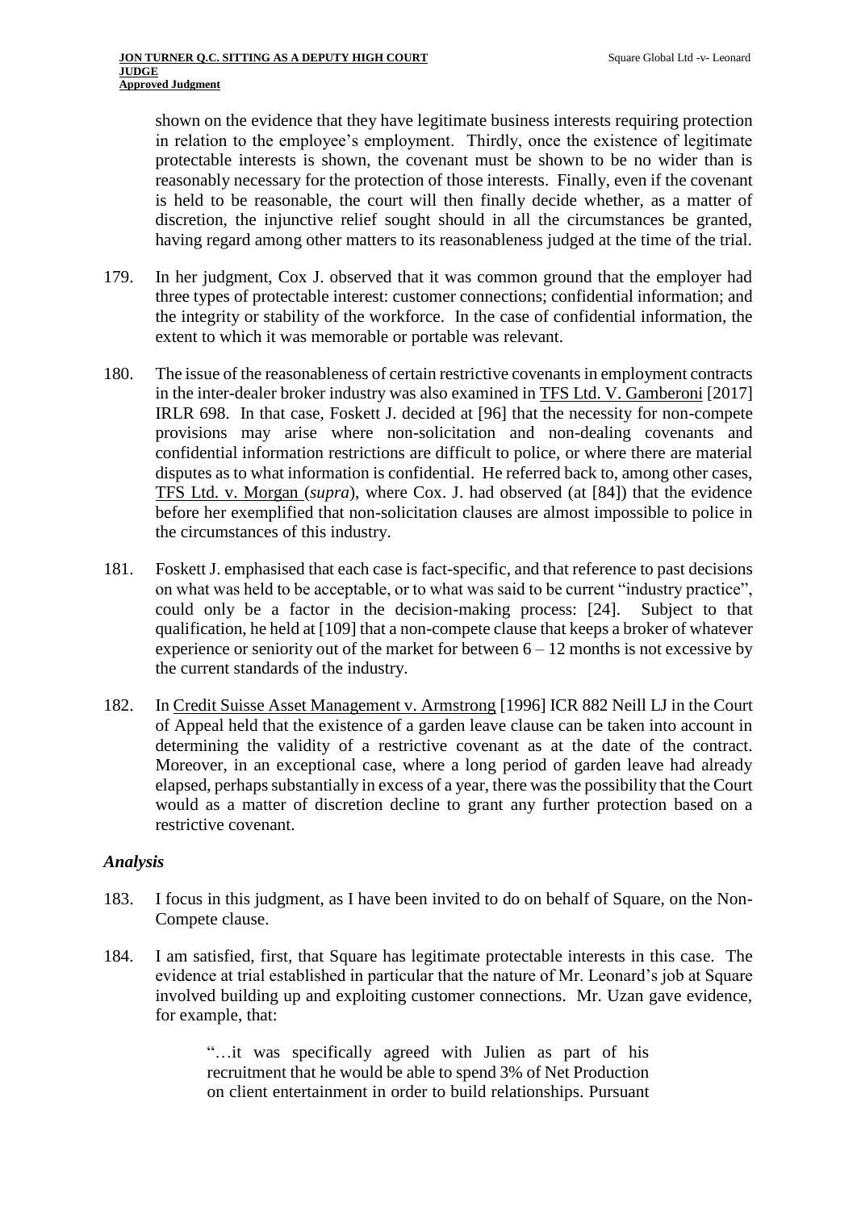shown on the evidence that they have legitimate business interests requiring protection in relation to the employee's employment. Thirdly, once the existence of legitimate protectable interests is shown, the covenant must be shown to be no wider than is reasonably necessary for the protection of those interests. Finally, even if the covenant is held to be reasonable, the court will then finally decide whether, as a matter of discretion, the injunctive relief sought should in all the circumstances be granted, having regard among other matters to its reasonableness judged at the time of the trial.

179. In her judgment, Cox J. observed that it was common ground that the employer had three types of protectable interest: customer connections; confidential information; and the integrity or stability of the workforce. In the case of confidential information, the extent to which it was memorable or portable was relevant.

180. The issue of the reasonableness of certain restrictive covenants in employment contracts in the inter-dealer broker industry was also examined in TFS Ltd. V. Gamberoni [2017] IRLR 698. In that case, Foskett J. decided at [96] that the necessity for non-compete provisions may arise where non-solicitation and non-dealing covenants and confidential information restrictions are difficult to police, or where there are material disputes as to what information is confidential. He referred back to, among other cases, TFS Ltd. v. Morgan (*supra*), where Cox. J. had observed (at [84]) that the evidence before her exemplified that non-solicitation clauses are almost impossible to police in the circumstances of this industry.

181. Foskett J. emphasised that each case is fact-specific, and that reference to past decisions on what was held to be acceptable, or to what was said to be current "industry practice", could only be a factor in the decision-making process: [24]. Subject to that qualification, he held at [109] that a non-compete clause that keeps a broker of whatever experience or seniority out of the market for between 6 – 12 months is not excessive by the current standards of the industry.

182. In Credit Suisse Asset Management v. Armstrong [1996] ICR 882 Neill LJ in the Court of Appeal held that the existence of a garden leave clause can be taken into account in determining the validity of a restrictive covenant as at the date of the contract. Moreover, in an exceptional case, where a long period of garden leave had already elapsed, perhaps substantially in excess of a year, there was the possibility that the Court would as a matter of discretion decline to grant any further protection based on a restrictive covenant.

### *Analysis*

183. I focus in this judgment, as I have been invited to do on behalf of Square, on the Non-Compete clause.

184. I am satisfied, first, that Square has legitimate protectable interests in this case. The evidence at trial established in particular that the nature of Mr. Leonard's job at Square involved building up and exploiting customer connections. Mr. Uzan gave evidence, for example, that:

> "…it was specifically agreed with Julien as part of his recruitment that he would be able to spend 3% of Net Production on client entertainment in order to build relationships. Pursuant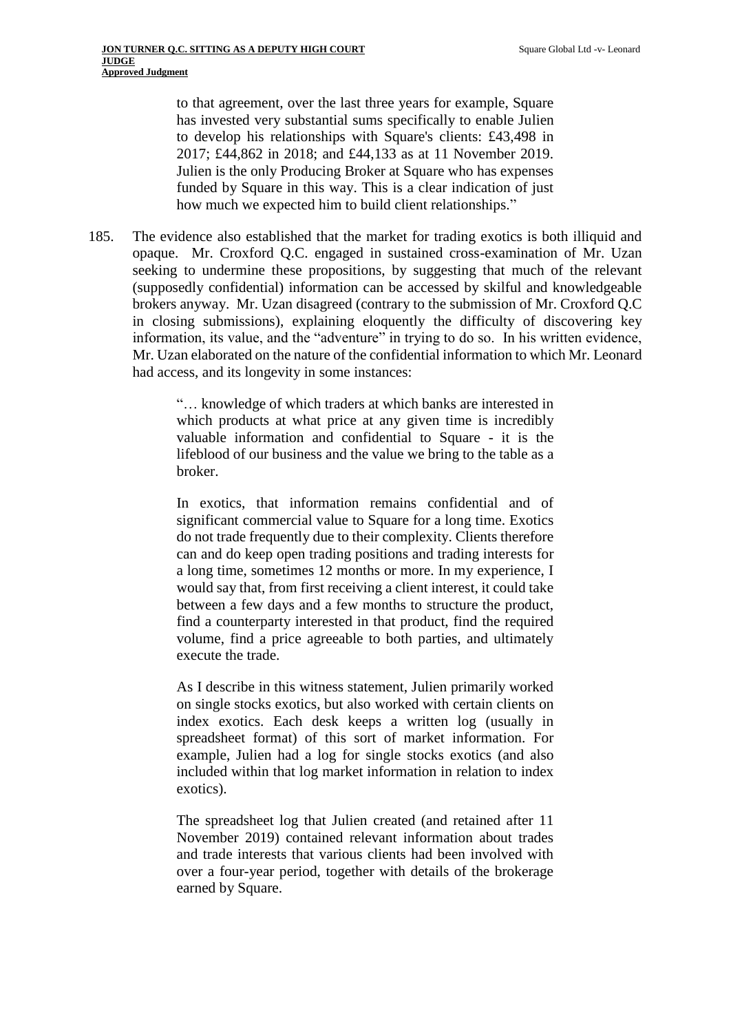to that agreement, over the last three years for example, Square has invested very substantial sums specifically to enable Julien to develop his relationships with Square's clients: £43,498 in 2017; £44,862 in 2018; and £44,133 as at 11 November 2019. Julien is the only Producing Broker at Square who has expenses funded by Square in this way. This is a clear indication of just how much we expected him to build client relationships."

185. The evidence also established that the market for trading exotics is both illiquid and opaque. Mr. Croxford Q.C. engaged in sustained cross-examination of Mr. Uzan seeking to undermine these propositions, by suggesting that much of the relevant (supposedly confidential) information can be accessed by skilful and knowledgeable brokers anyway. Mr. Uzan disagreed (contrary to the submission of Mr. Croxford Q.C in closing submissions), explaining eloquently the difficulty of discovering key information, its value, and the "adventure" in trying to do so. In his written evidence, Mr. Uzan elaborated on the nature of the confidential information to which Mr. Leonard had access, and its longevity in some instances:

> "… knowledge of which traders at which banks are interested in which products at what price at any given time is incredibly valuable information and confidential to Square - it is the lifeblood of our business and the value we bring to the table as a broker.
>
> In exotics, that information remains confidential and of significant commercial value to Square for a long time. Exotics do not trade frequently due to their complexity. Clients therefore can and do keep open trading positions and trading interests for a long time, sometimes 12 months or more. In my experience, I would say that, from first receiving a client interest, it could take between a few days and a few months to structure the product, find a counterparty interested in that product, find the required volume, find a price agreeable to both parties, and ultimately execute the trade.
>
> As I describe in this witness statement, Julien primarily worked on single stocks exotics, but also worked with certain clients on index exotics. Each desk keeps a written log (usually in spreadsheet format) of this sort of market information. For example, Julien had a log for single stocks exotics (and also included within that log market information in relation to index exotics).
>
> The spreadsheet log that Julien created (and retained after 11 November 2019) contained relevant information about trades and trade interests that various clients had been involved with over a four-year period, together with details of the brokerage earned by Square.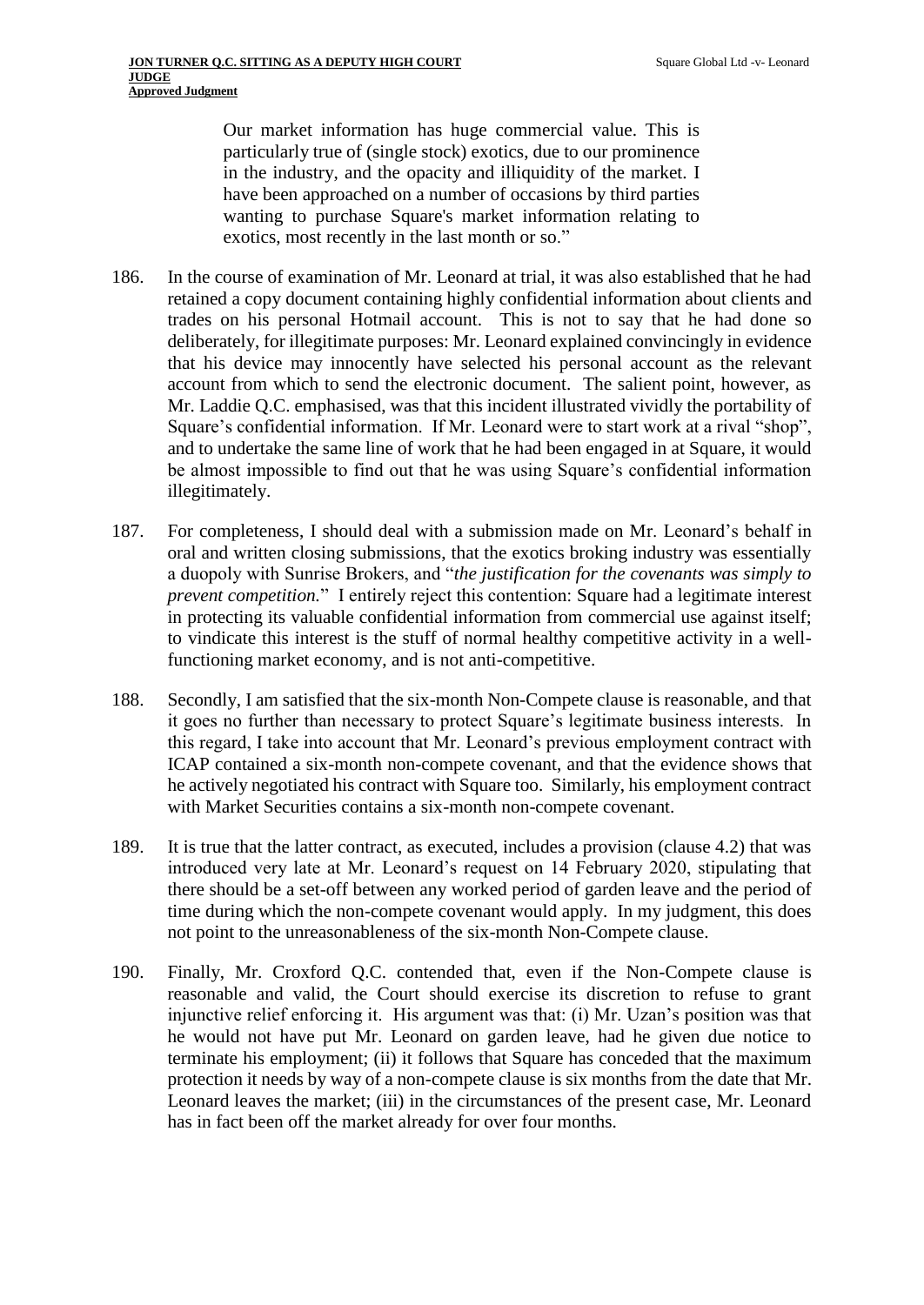> Our market information has huge commercial value. This is particularly true of (single stock) exotics, due to our prominence in the industry, and the opacity and illiquidity of the market. I have been approached on a number of occasions by third parties wanting to purchase Square's market information relating to exotics, most recently in the last month or so."

186. In the course of examination of Mr. Leonard at trial, it was also established that he had retained a copy document containing highly confidential information about clients and trades on his personal Hotmail account. This is not to say that he had done so deliberately, for illegitimate purposes: Mr. Leonard explained convincingly in evidence that his device may innocently have selected his personal account as the relevant account from which to send the electronic document. The salient point, however, as Mr. Laddie Q.C. emphasised, was that this incident illustrated vividly the portability of Square's confidential information. If Mr. Leonard were to start work at a rival "shop", and to undertake the same line of work that he had been engaged in at Square, it would be almost impossible to find out that he was using Square's confidential information illegitimately.

187. For completeness, I should deal with a submission made on Mr. Leonard's behalf in oral and written closing submissions, that the exotics broking industry was essentially a duopoly with Sunrise Brokers, and "*the justification for the covenants was simply to prevent competition.*" I entirely reject this contention: Square had a legitimate interest in protecting its valuable confidential information from commercial use against itself; to vindicate this interest is the stuff of normal healthy competitive activity in a well-functioning market economy, and is not anti-competitive.

188. Secondly, I am satisfied that the six-month Non-Compete clause is reasonable, and that it goes no further than necessary to protect Square's legitimate business interests. In this regard, I take into account that Mr. Leonard's previous employment contract with ICAP contained a six-month non-compete covenant, and that the evidence shows that he actively negotiated his contract with Square too. Similarly, his employment contract with Market Securities contains a six-month non-compete covenant.

189. It is true that the latter contract, as executed, includes a provision (clause 4.2) that was introduced very late at Mr. Leonard's request on 14 February 2020, stipulating that there should be a set-off between any worked period of garden leave and the period of time during which the non-compete covenant would apply. In my judgment, this does not point to the unreasonableness of the six-month Non-Compete clause.

190. Finally, Mr. Croxford Q.C. contended that, even if the Non-Compete clause is reasonable and valid, the Court should exercise its discretion to refuse to grant injunctive relief enforcing it. His argument was that: (i) Mr. Uzan's position was that he would not have put Mr. Leonard on garden leave, had he given due notice to terminate his employment; (ii) it follows that Square has conceded that the maximum protection it needs by way of a non-compete clause is six months from the date that Mr. Leonard leaves the market; (iii) in the circumstances of the present case, Mr. Leonard has in fact been off the market already for over four months.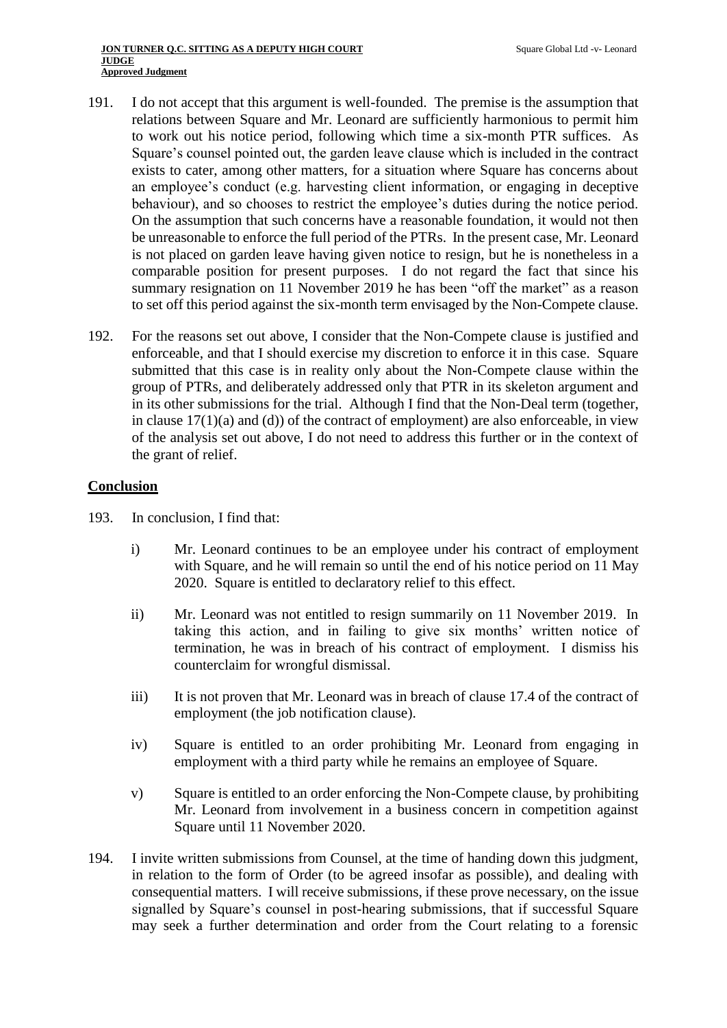191. I do not accept that this argument is well-founded. The premise is the assumption that relations between Square and Mr. Leonard are sufficiently harmonious to permit him to work out his notice period, following which time a six-month PTR suffices. As Square's counsel pointed out, the garden leave clause which is included in the contract exists to cater, among other matters, for a situation where Square has concerns about an employee's conduct (e.g. harvesting client information, or engaging in deceptive behaviour), and so chooses to restrict the employee's duties during the notice period. On the assumption that such concerns have a reasonable foundation, it would not then be unreasonable to enforce the full period of the PTRs. In the present case, Mr. Leonard is not placed on garden leave having given notice to resign, but he is nonetheless in a comparable position for present purposes. I do not regard the fact that since his summary resignation on 11 November 2019 he has been "off the market" as a reason to set off this period against the six-month term envisaged by the Non-Compete clause.

192. For the reasons set out above, I consider that the Non-Compete clause is justified and enforceable, and that I should exercise my discretion to enforce it in this case. Square submitted that this case is in reality only about the Non-Compete clause within the group of PTRs, and deliberately addressed only that PTR in its skeleton argument and in its other submissions for the trial. Although I find that the Non-Deal term (together, in clause 17(1)(a) and (d)) of the contract of employment) are also enforceable, in view of the analysis set out above, I do not need to address this further or in the context of the grant of relief.

## Conclusion

193. In conclusion, I find that:

   i) Mr. Leonard continues to be an employee under his contract of employment with Square, and he will remain so until the end of his notice period on 11 May 2020. Square is entitled to declaratory relief to this effect.

   ii) Mr. Leonard was not entitled to resign summarily on 11 November 2019. In taking this action, and in failing to give six months' written notice of termination, he was in breach of his contract of employment. I dismiss his counterclaim for wrongful dismissal.

   iii) It is not proven that Mr. Leonard was in breach of clause 17.4 of the contract of employment (the job notification clause).

   iv) Square is entitled to an order prohibiting Mr. Leonard from engaging in employment with a third party while he remains an employee of Square.

   v) Square is entitled to an order enforcing the Non-Compete clause, by prohibiting Mr. Leonard from involvement in a business concern in competition against Square until 11 November 2020.

194. I invite written submissions from Counsel, at the time of handing down this judgment, in relation to the form of Order (to be agreed insofar as possible), and dealing with consequential matters. I will receive submissions, if these prove necessary, on the issue signalled by Square's counsel in post-hearing submissions, that if successful Square may seek a further determination and order from the Court relating to a forensic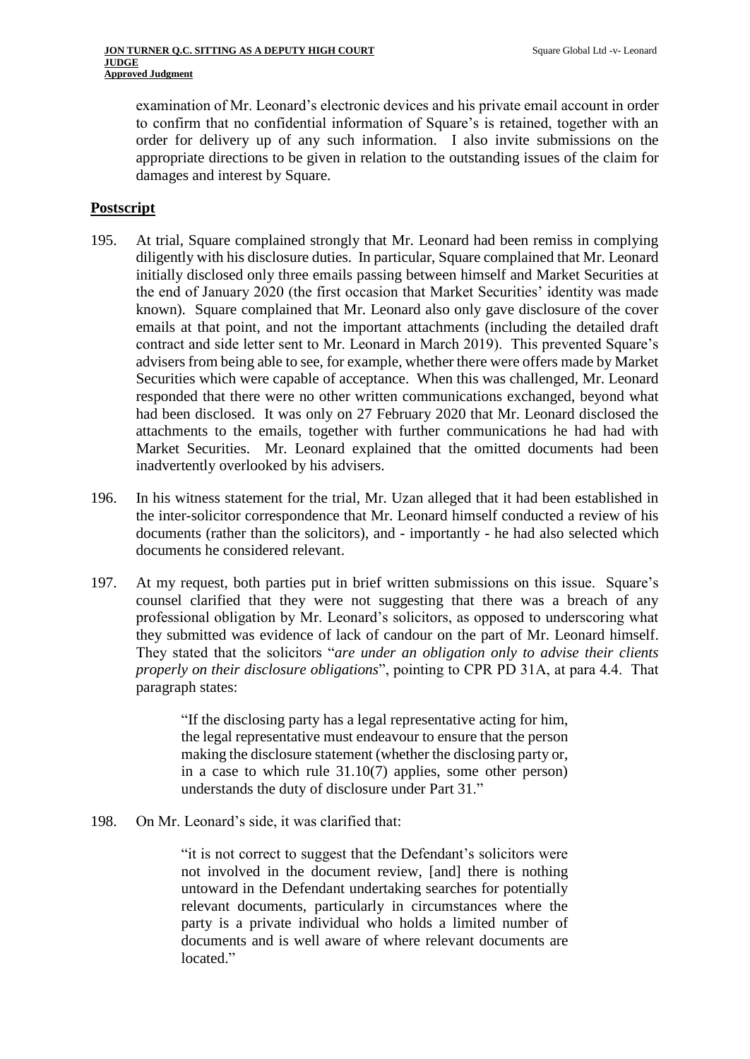examination of Mr. Leonard's electronic devices and his private email account in order to confirm that no confidential information of Square's is retained, together with an order for delivery up of any such information. I also invite submissions on the appropriate directions to be given in relation to the outstanding issues of the claim for damages and interest by Square.

## Postscript

195. At trial, Square complained strongly that Mr. Leonard had been remiss in complying diligently with his disclosure duties. In particular, Square complained that Mr. Leonard initially disclosed only three emails passing between himself and Market Securities at the end of January 2020 (the first occasion that Market Securities' identity was made known). Square complained that Mr. Leonard also only gave disclosure of the cover emails at that point, and not the important attachments (including the detailed draft contract and side letter sent to Mr. Leonard in March 2019). This prevented Square's advisers from being able to see, for example, whether there were offers made by Market Securities which were capable of acceptance. When this was challenged, Mr. Leonard responded that there were no other written communications exchanged, beyond what had been disclosed. It was only on 27 February 2020 that Mr. Leonard disclosed the attachments to the emails, together with further communications he had had with Market Securities. Mr. Leonard explained that the omitted documents had been inadvertently overlooked by his advisers.

196. In his witness statement for the trial, Mr. Uzan alleged that it had been established in the inter-solicitor correspondence that Mr. Leonard himself conducted a review of his documents (rather than the solicitors), and - importantly - he had also selected which documents he considered relevant.

197. At my request, both parties put in brief written submissions on this issue. Square's counsel clarified that they were not suggesting that there was a breach of any professional obligation by Mr. Leonard's solicitors, as opposed to underscoring what they submitted was evidence of lack of candour on the part of Mr. Leonard himself. They stated that the solicitors "*are under an obligation only to advise their clients properly on their disclosure obligations*", pointing to CPR PD 31A, at para 4.4. That paragraph states:

> "If the disclosing party has a legal representative acting for him, the legal representative must endeavour to ensure that the person making the disclosure statement (whether the disclosing party or, in a case to which rule 31.10(7) applies, some other person) understands the duty of disclosure under Part 31."

198. On Mr. Leonard's side, it was clarified that:

> "it is not correct to suggest that the Defendant's solicitors were not involved in the document review, [and] there is nothing untoward in the Defendant undertaking searches for potentially relevant documents, particularly in circumstances where the party is a private individual who holds a limited number of documents and is well aware of where relevant documents are located."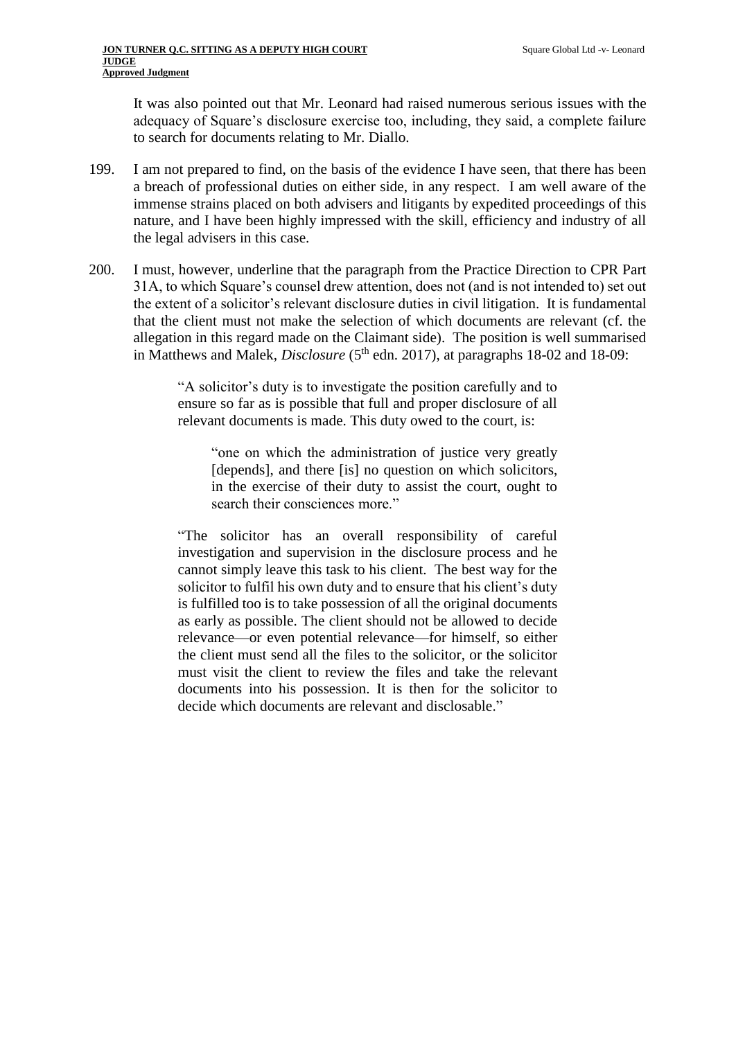It was also pointed out that Mr. Leonard had raised numerous serious issues with the adequacy of Square's disclosure exercise too, including, they said, a complete failure to search for documents relating to Mr. Diallo.

199. I am not prepared to find, on the basis of the evidence I have seen, that there has been a breach of professional duties on either side, in any respect. I am well aware of the immense strains placed on both advisers and litigants by expedited proceedings of this nature, and I have been highly impressed with the skill, efficiency and industry of all the legal advisers in this case.

200. I must, however, underline that the paragraph from the Practice Direction to CPR Part 31A, to which Square's counsel drew attention, does not (and is not intended to) set out the extent of a solicitor's relevant disclosure duties in civil litigation. It is fundamental that the client must not make the selection of which documents are relevant (cf. the allegation in this regard made on the Claimant side). The position is well summarised in Matthews and Malek, *Disclosure* (5th edn. 2017), at paragraphs 18-02 and 18-09:

> "A solicitor's duty is to investigate the position carefully and to ensure so far as is possible that full and proper disclosure of all relevant documents is made. This duty owed to the court, is:
>
> > "one on which the administration of justice very greatly [depends], and there [is] no question on which solicitors, in the exercise of their duty to assist the court, ought to search their consciences more."
>
> "The solicitor has an overall responsibility of careful investigation and supervision in the disclosure process and he cannot simply leave this task to his client. The best way for the solicitor to fulfil his own duty and to ensure that his client's duty is fulfilled too is to take possession of all the original documents as early as possible. The client should not be allowed to decide relevance—or even potential relevance—for himself, so either the client must send all the files to the solicitor, or the solicitor must visit the client to review the files and take the relevant documents into his possession. It is then for the solicitor to decide which documents are relevant and disclosable."